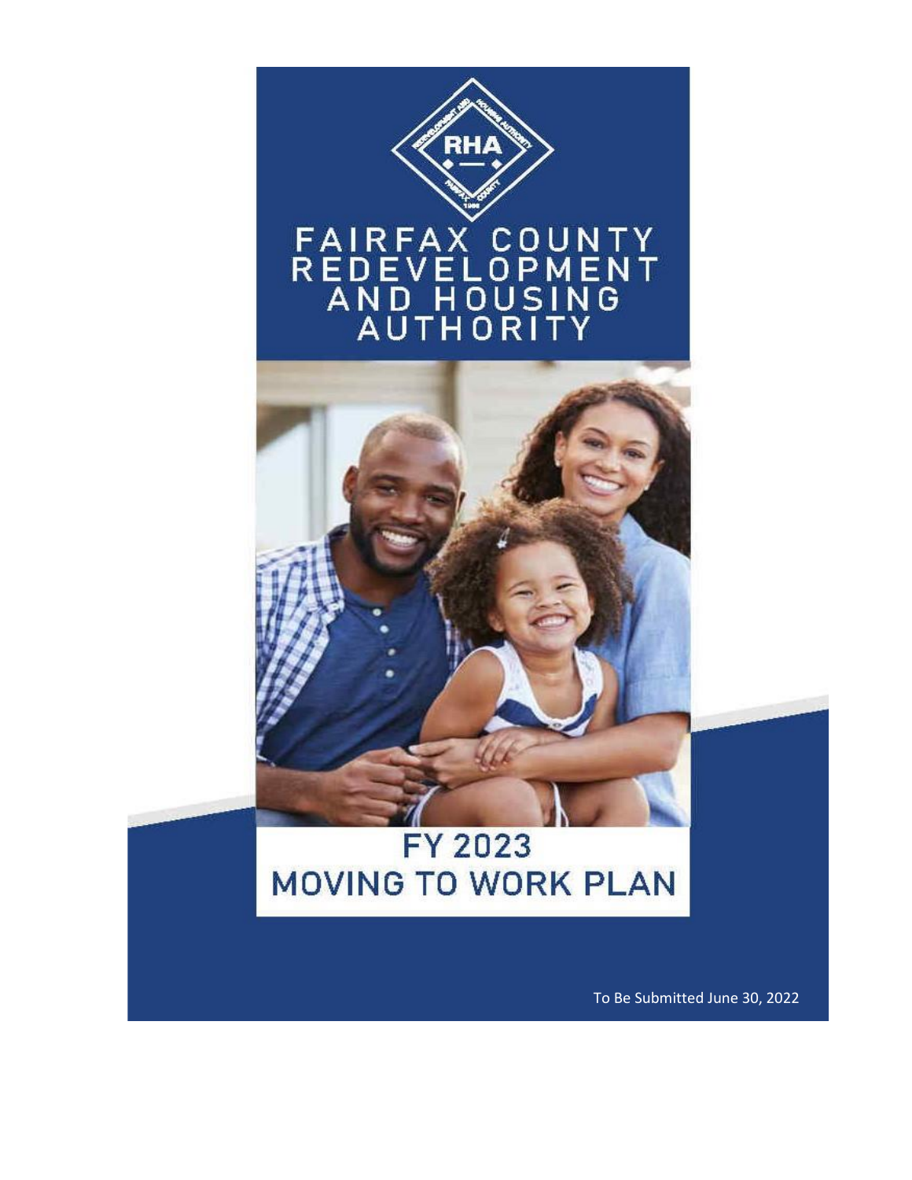# FAIRFAX COUNTY REDEVELOPMENT AND HOUSING AUTHORITY

## FY 2023 MOVING TO WORK PLAN

To Be Submitted June 30, 2022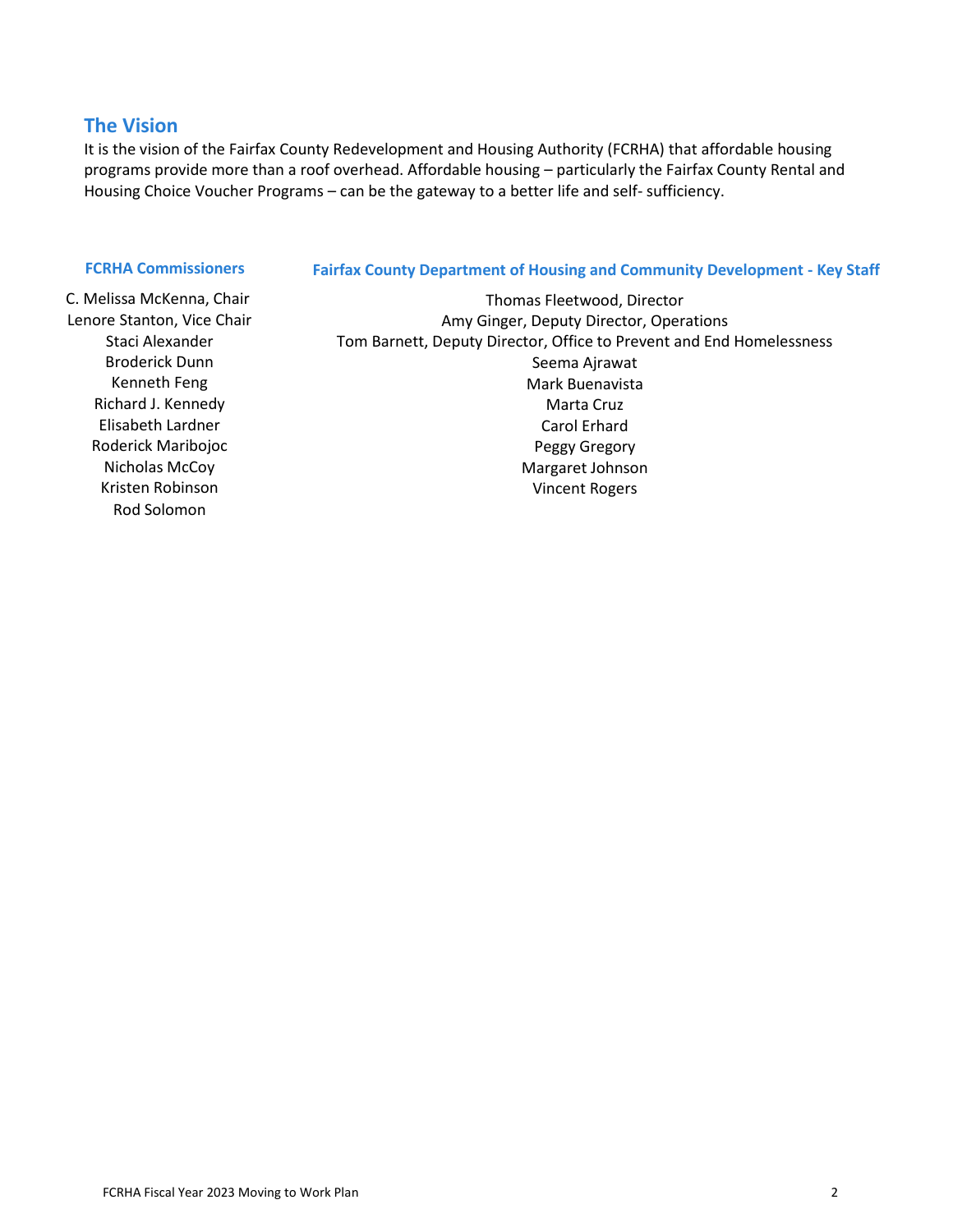## The Vision

It is the vision of the Fairfax County Redevelopment and Housing Authority (FCRHA) that affordable housing programs provide more than a roof overhead. Affordable housing – particularly the Fairfax County Rental and Housing Choice Voucher Programs – can be the gateway to a better life and self- sufficiency.

### FCRHA Commissioners

C. Melissa McKenna, Chair
Lenore Stanton, Vice Chair
Staci Alexander
Broderick Dunn
Kenneth Feng
Richard J. Kennedy
Elisabeth Lardner
Roderick Maribojoc
Nicholas McCoy
Kristen Robinson
Rod Solomon

### Fairfax County Department of Housing and Community Development - Key Staff

Thomas Fleetwood, Director
Amy Ginger, Deputy Director, Operations
Tom Barnett, Deputy Director, Office to Prevent and End Homelessness
Seema Ajrawat
Mark Buenavista
Marta Cruz
Carol Erhard
Peggy Gregory
Margaret Johnson
Vincent Rogers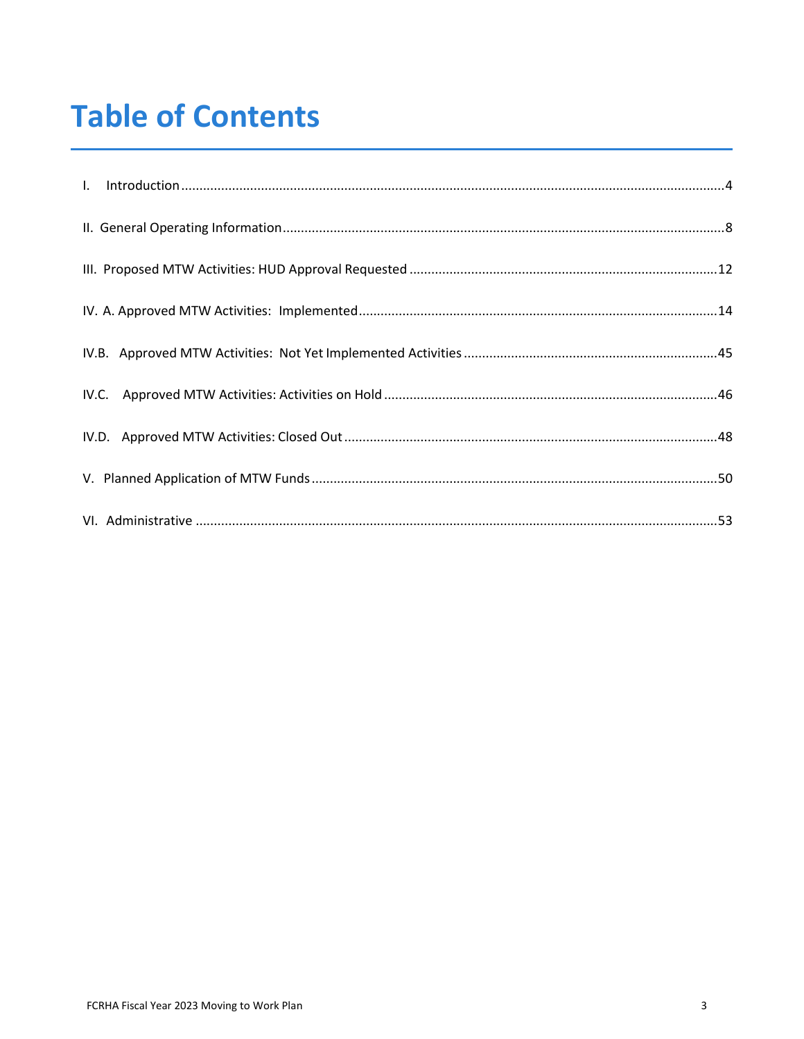# Table of Contents

I. Introduction ..... 4

II. General Operating Information ..... 8

III. Proposed MTW Activities: HUD Approval Requested ..... 12

IV. A. Approved MTW Activities: Implemented ..... 14

IV.B. Approved MTW Activities: Not Yet Implemented Activities ..... 45

IV.C. Approved MTW Activities: Activities on Hold ..... 46

IV.D. Approved MTW Activities: Closed Out ..... 48

V. Planned Application of MTW Funds ..... 50

VI. Administrative ..... 53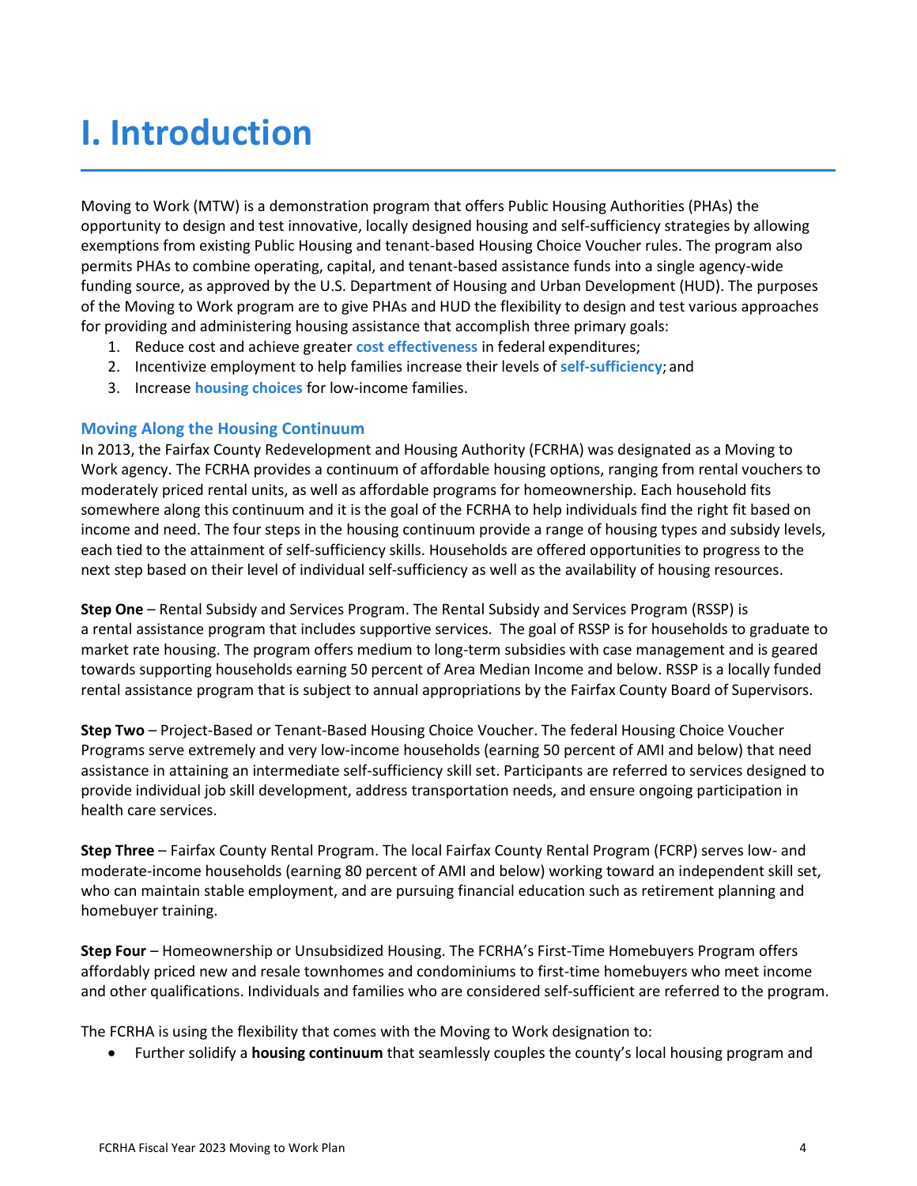# I. Introduction

Moving to Work (MTW) is a demonstration program that offers Public Housing Authorities (PHAs) the opportunity to design and test innovative, locally designed housing and self-sufficiency strategies by allowing exemptions from existing Public Housing and tenant-based Housing Choice Voucher rules. The program also permits PHAs to combine operating, capital, and tenant-based assistance funds into a single agency-wide funding source, as approved by the U.S. Department of Housing and Urban Development (HUD). The purposes of the Moving to Work program are to give PHAs and HUD the flexibility to design and test various approaches for providing and administering housing assistance that accomplish three primary goals:

1. Reduce cost and achieve greater **cost effectiveness** in federal expenditures;
2. Incentivize employment to help families increase their levels of **self-sufficiency**; and
3. Increase **housing choices** for low-income families.

### Moving Along the Housing Continuum

In 2013, the Fairfax County Redevelopment and Housing Authority (FCRHA) was designated as a Moving to Work agency. The FCRHA provides a continuum of affordable housing options, ranging from rental vouchers to moderately priced rental units, as well as affordable programs for homeownership. Each household fits somewhere along this continuum and it is the goal of the FCRHA to help individuals find the right fit based on income and need. The four steps in the housing continuum provide a range of housing types and subsidy levels, each tied to the attainment of self-sufficiency skills. Households are offered opportunities to progress to the next step based on their level of individual self-sufficiency as well as the availability of housing resources.

**Step One** – Rental Subsidy and Services Program. The Rental Subsidy and Services Program (RSSP) is a rental assistance program that includes supportive services. The goal of RSSP is for households to graduate to market rate housing. The program offers medium to long-term subsidies with case management and is geared towards supporting households earning 50 percent of Area Median Income and below. RSSP is a locally funded rental assistance program that is subject to annual appropriations by the Fairfax County Board of Supervisors.

**Step Two** – Project-Based or Tenant-Based Housing Choice Voucher. The federal Housing Choice Voucher Programs serve extremely and very low-income households (earning 50 percent of AMI and below) that need assistance in attaining an intermediate self-sufficiency skill set. Participants are referred to services designed to provide individual job skill development, address transportation needs, and ensure ongoing participation in health care services.

**Step Three** – Fairfax County Rental Program. The local Fairfax County Rental Program (FCRP) serves low- and moderate-income households (earning 80 percent of AMI and below) working toward an independent skill set, who can maintain stable employment, and are pursuing financial education such as retirement planning and homebuyer training.

**Step Four** – Homeownership or Unsubsidized Housing. The FCRHA's First-Time Homebuyers Program offers affordably priced new and resale townhomes and condominiums to first-time homebuyers who meet income and other qualifications. Individuals and families who are considered self-sufficient are referred to the program.

The FCRHA is using the flexibility that comes with the Moving to Work designation to:

- Further solidify a **housing continuum** that seamlessly couples the county's local housing program and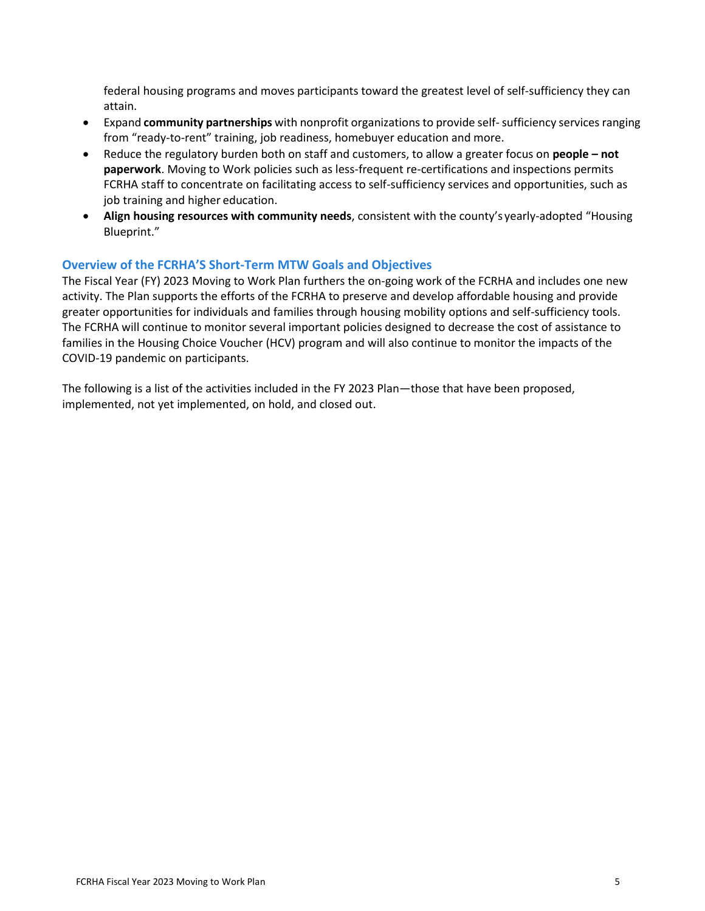federal housing programs and moves participants toward the greatest level of self-sufficiency they can attain.

- Expand **community partnerships** with nonprofit organizations to provide self- sufficiency services ranging from "ready-to-rent" training, job readiness, homebuyer education and more.
- Reduce the regulatory burden both on staff and customers, to allow a greater focus on **people – not paperwork**. Moving to Work policies such as less-frequent re-certifications and inspections permits FCRHA staff to concentrate on facilitating access to self-sufficiency services and opportunities, such as job training and higher education.
- **Align housing resources with community needs**, consistent with the county's yearly-adopted "Housing Blueprint."

## Overview of the FCRHA'S Short-Term MTW Goals and Objectives

The Fiscal Year (FY) 2023 Moving to Work Plan furthers the on-going work of the FCRHA and includes one new activity. The Plan supports the efforts of the FCRHA to preserve and develop affordable housing and provide greater opportunities for individuals and families through housing mobility options and self-sufficiency tools. The FCRHA will continue to monitor several important policies designed to decrease the cost of assistance to families in the Housing Choice Voucher (HCV) program and will also continue to monitor the impacts of the COVID-19 pandemic on participants.

The following is a list of the activities included in the FY 2023 Plan—those that have been proposed, implemented, not yet implemented, on hold, and closed out.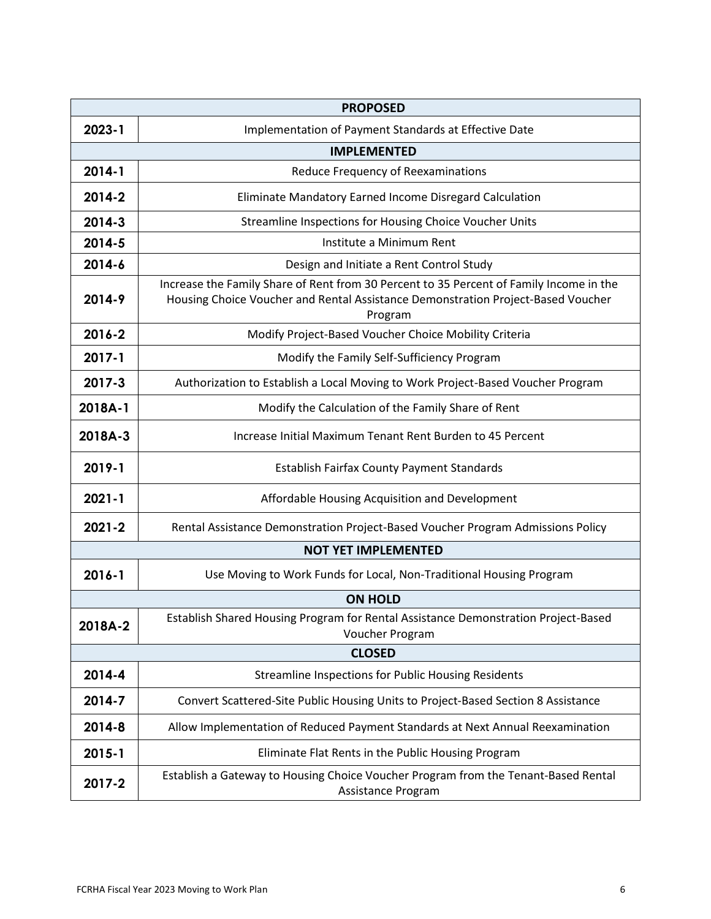| PROPOSED | |
|---|---|
| **2023-1** | Implementation of Payment Standards at Effective Date |
| **IMPLEMENTED** | |
| **2014-1** | Reduce Frequency of Reexaminations |
| **2014-2** | Eliminate Mandatory Earned Income Disregard Calculation |
| **2014-3** | Streamline Inspections for Housing Choice Voucher Units |
| **2014-5** | Institute a Minimum Rent |
| **2014-6** | Design and Initiate a Rent Control Study |
| **2014-9** | Increase the Family Share of Rent from 30 Percent to 35 Percent of Family Income in the Housing Choice Voucher and Rental Assistance Demonstration Project-Based Voucher Program |
| **2016-2** | Modify Project-Based Voucher Choice Mobility Criteria |
| **2017-1** | Modify the Family Self-Sufficiency Program |
| **2017-3** | Authorization to Establish a Local Moving to Work Project-Based Voucher Program |
| **2018A-1** | Modify the Calculation of the Family Share of Rent |
| **2018A-3** | Increase Initial Maximum Tenant Rent Burden to 45 Percent |
| **2019-1** | Establish Fairfax County Payment Standards |
| **2021-1** | Affordable Housing Acquisition and Development |
| **2021-2** | Rental Assistance Demonstration Project-Based Voucher Program Admissions Policy |
| **NOT YET IMPLEMENTED** | |
| **2016-1** | Use Moving to Work Funds for Local, Non-Traditional Housing Program |
| **ON HOLD** | |
| **2018A-2** | Establish Shared Housing Program for Rental Assistance Demonstration Project-Based Voucher Program |
| **CLOSED** | |
| **2014-4** | Streamline Inspections for Public Housing Residents |
| **2014-7** | Convert Scattered-Site Public Housing Units to Project-Based Section 8 Assistance |
| **2014-8** | Allow Implementation of Reduced Payment Standards at Next Annual Reexamination |
| **2015-1** | Eliminate Flat Rents in the Public Housing Program |
| **2017-2** | Establish a Gateway to Housing Choice Voucher Program from the Tenant-Based Rental Assistance Program |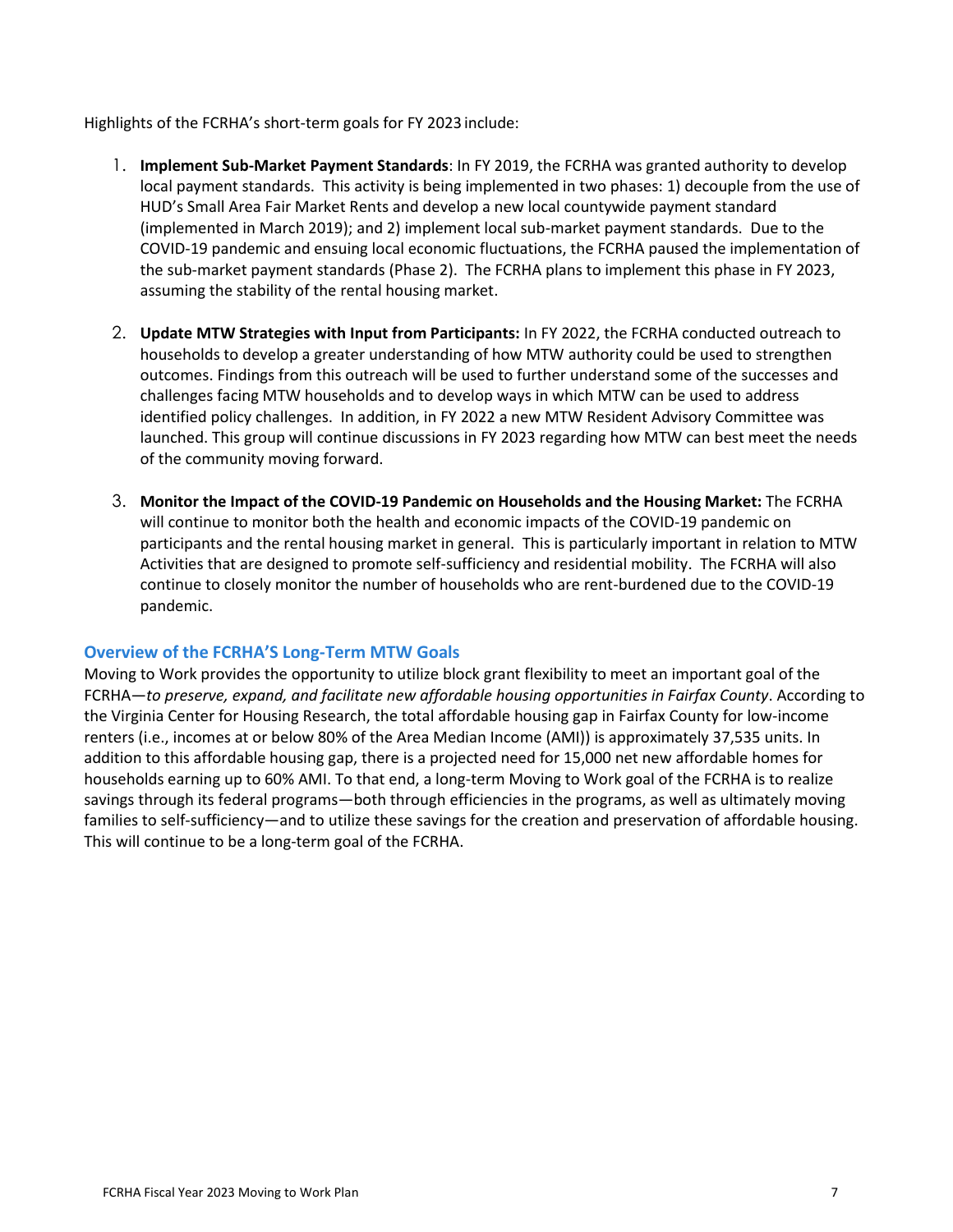Highlights of the FCRHA's short-term goals for FY 2023 include:

1. **Implement Sub-Market Payment Standards**: In FY 2019, the FCRHA was granted authority to develop local payment standards. This activity is being implemented in two phases: 1) decouple from the use of HUD's Small Area Fair Market Rents and develop a new local countywide payment standard (implemented in March 2019); and 2) implement local sub-market payment standards. Due to the COVID-19 pandemic and ensuing local economic fluctuations, the FCRHA paused the implementation of the sub-market payment standards (Phase 2). The FCRHA plans to implement this phase in FY 2023, assuming the stability of the rental housing market.

2. **Update MTW Strategies with Input from Participants:** In FY 2022, the FCRHA conducted outreach to households to develop a greater understanding of how MTW authority could be used to strengthen outcomes. Findings from this outreach will be used to further understand some of the successes and challenges facing MTW households and to develop ways in which MTW can be used to address identified policy challenges. In addition, in FY 2022 a new MTW Resident Advisory Committee was launched. This group will continue discussions in FY 2023 regarding how MTW can best meet the needs of the community moving forward.

3. **Monitor the Impact of the COVID-19 Pandemic on Households and the Housing Market:** The FCRHA will continue to monitor both the health and economic impacts of the COVID-19 pandemic on participants and the rental housing market in general. This is particularly important in relation to MTW Activities that are designed to promote self-sufficiency and residential mobility. The FCRHA will also continue to closely monitor the number of households who are rent-burdened due to the COVID-19 pandemic.

## Overview of the FCRHA'S Long-Term MTW Goals

Moving to Work provides the opportunity to utilize block grant flexibility to meet an important goal of the FCRHA—*to preserve, expand, and facilitate new affordable housing opportunities in Fairfax County*. According to the Virginia Center for Housing Research, the total affordable housing gap in Fairfax County for low-income renters (i.e., incomes at or below 80% of the Area Median Income (AMI)) is approximately 37,535 units. In addition to this affordable housing gap, there is a projected need for 15,000 net new affordable homes for households earning up to 60% AMI. To that end, a long-term Moving to Work goal of the FCRHA is to realize savings through its federal programs—both through efficiencies in the programs, as well as ultimately moving families to self-sufficiency—and to utilize these savings for the creation and preservation of affordable housing. This will continue to be a long-term goal of the FCRHA.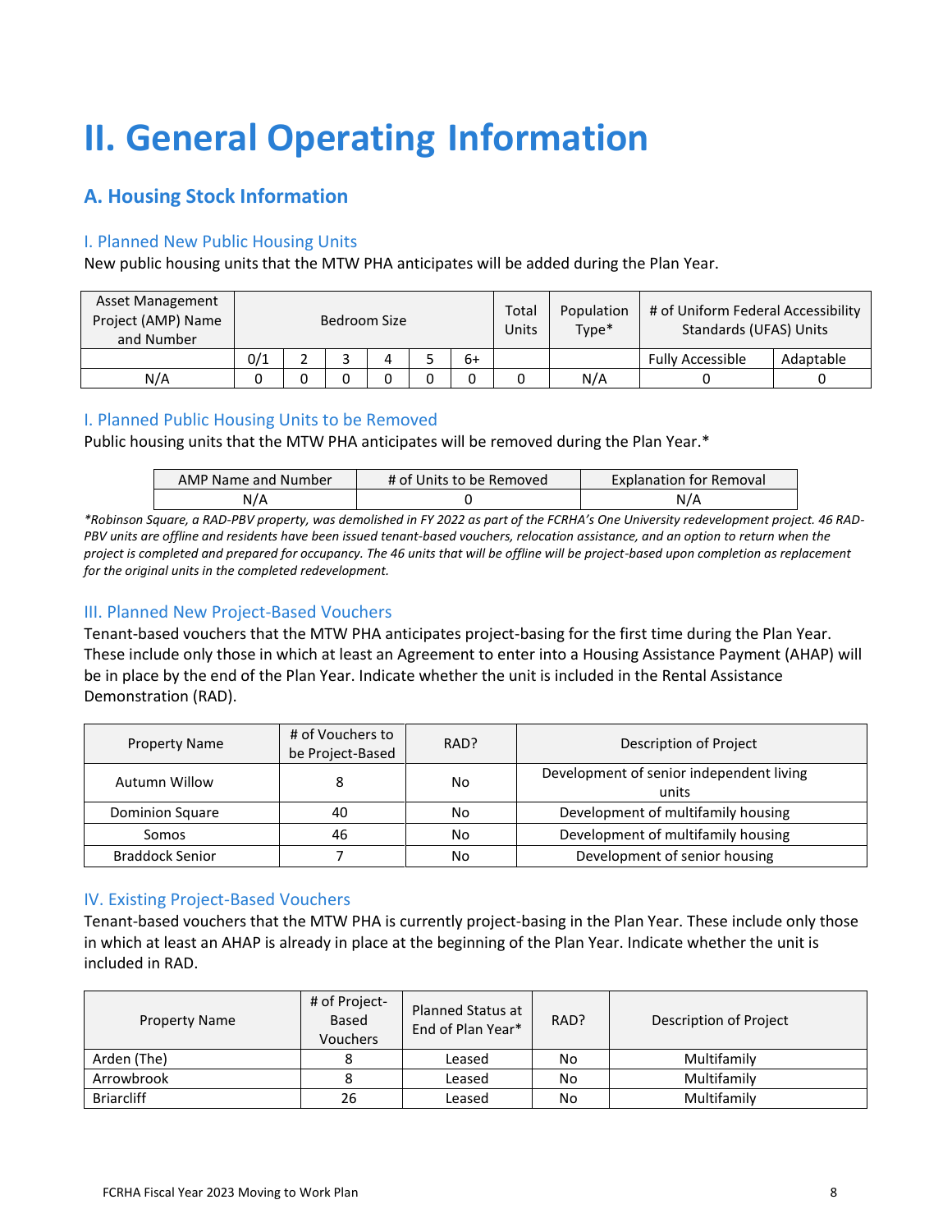# II. General Operating Information

## A. Housing Stock Information

### I. Planned New Public Housing Units

New public housing units that the MTW PHA anticipates will be added during the Plan Year.

| Asset Management Project (AMP) Name and Number | Bedroom Size | | | | | | Total Units | Population Type* | # of Uniform Federal Accessibility Standards (UFAS) Units | |
|---|---|---|---|---|---|---|---|---|---|---|
| | 0/1 | 2 | 3 | 4 | 5 | 6+ | | | Fully Accessible | Adaptable |
| N/A | 0 | 0 | 0 | 0 | 0 | 0 | 0 | N/A | 0 | 0 |

### I. Planned Public Housing Units to be Removed

Public housing units that the MTW PHA anticipates will be removed during the Plan Year.*

| AMP Name and Number | # of Units to be Removed | Explanation for Removal |
|---|---|---|
| N/A | 0 | N/A |

*\*Robinson Square, a RAD-PBV property, was demolished in FY 2022 as part of the FCRHA's One University redevelopment project. 46 RAD-PBV units are offline and residents have been issued tenant-based vouchers, relocation assistance, and an option to return when the project is completed and prepared for occupancy. The 46 units that will be offline will be project-based upon completion as replacement for the original units in the completed redevelopment.*

### III. Planned New Project-Based Vouchers

Tenant-based vouchers that the MTW PHA anticipates project-basing for the first time during the Plan Year. These include only those in which at least an Agreement to enter into a Housing Assistance Payment (AHAP) will be in place by the end of the Plan Year. Indicate whether the unit is included in the Rental Assistance Demonstration (RAD).

| Property Name | # of Vouchers to be Project-Based | RAD? | Description of Project |
|---|---|---|---|
| Autumn Willow | 8 | No | Development of senior independent living units |
| Dominion Square | 40 | No | Development of multifamily housing |
| Somos | 46 | No | Development of multifamily housing |
| Braddock Senior | 7 | No | Development of senior housing |

### IV. Existing Project-Based Vouchers

Tenant-based vouchers that the MTW PHA is currently project-basing in the Plan Year. These include only those in which at least an AHAP is already in place at the beginning of the Plan Year. Indicate whether the unit is included in RAD.

| Property Name | # of Project-Based Vouchers | Planned Status at End of Plan Year* | RAD? | Description of Project |
|---|---|---|---|---|
| Arden (The) | 8 | Leased | No | Multifamily |
| Arrowbrook | 8 | Leased | No | Multifamily |
| Briarcliff | 26 | Leased | No | Multifamily |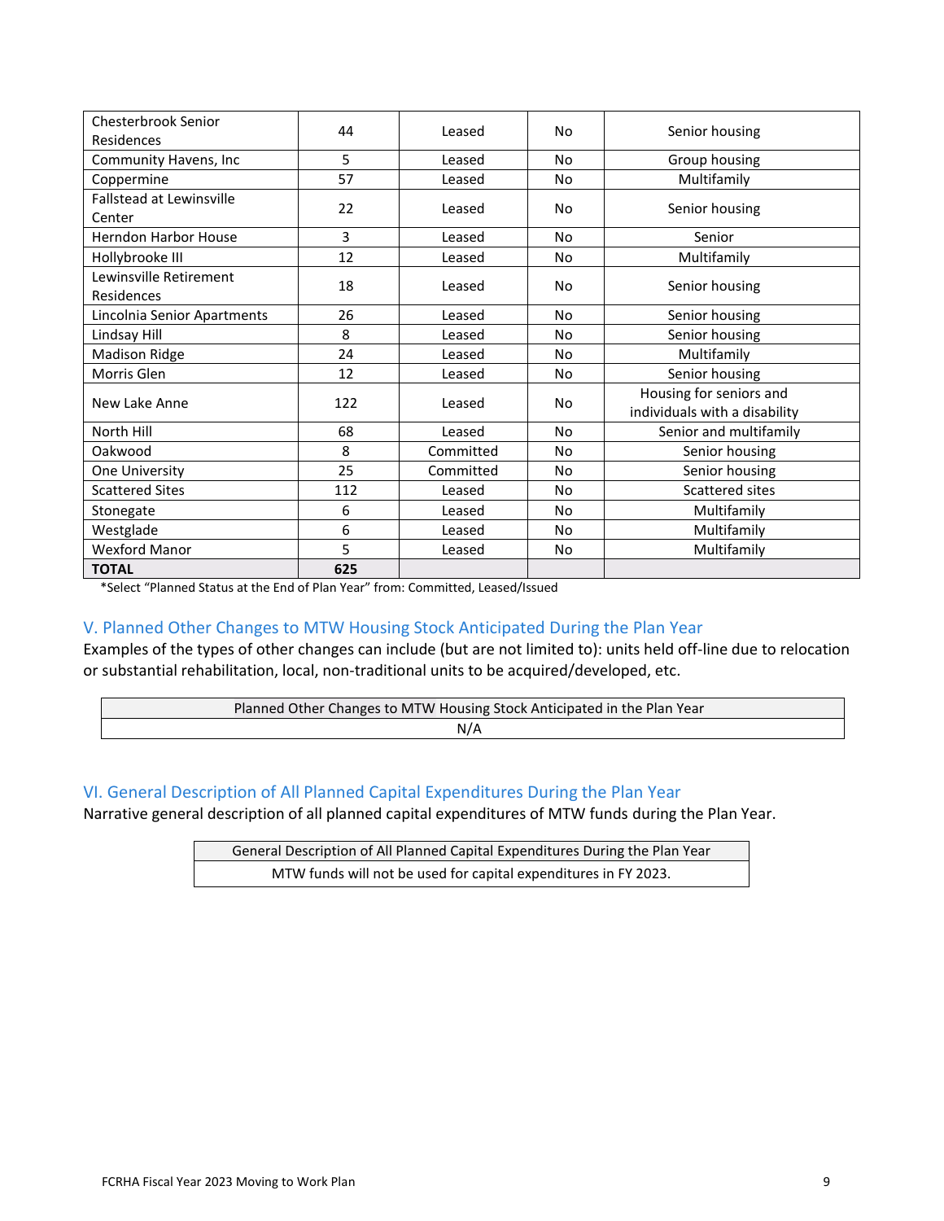| | | | | |
|---|---|---|---|---|
| Chesterbrook Senior Residences | 44 | Leased | No | Senior housing |
| Community Havens, Inc | 5 | Leased | No | Group housing |
| Coppermine | 57 | Leased | No | Multifamily |
| Fallstead at Lewinsville Center | 22 | Leased | No | Senior housing |
| Herndon Harbor House | 3 | Leased | No | Senior |
| Hollybrooke III | 12 | Leased | No | Multifamily |
| Lewinsville Retirement Residences | 18 | Leased | No | Senior housing |
| Lincolnia Senior Apartments | 26 | Leased | No | Senior housing |
| Lindsay Hill | 8 | Leased | No | Senior housing |
| Madison Ridge | 24 | Leased | No | Multifamily |
| Morris Glen | 12 | Leased | No | Senior housing |
| New Lake Anne | 122 | Leased | No | Housing for seniors and individuals with a disability |
| North Hill | 68 | Leased | No | Senior and multifamily |
| Oakwood | 8 | Committed | No | Senior housing |
| One University | 25 | Committed | No | Senior housing |
| Scattered Sites | 112 | Leased | No | Scattered sites |
| Stonegate | 6 | Leased | No | Multifamily |
| Westglade | 6 | Leased | No | Multifamily |
| Wexford Manor | 5 | Leased | No | Multifamily |
| **TOTAL** | **625** | | | |

*Select "Planned Status at the End of Plan Year" from: Committed, Leased/Issued

## V. Planned Other Changes to MTW Housing Stock Anticipated During the Plan Year

Examples of the types of other changes can include (but are not limited to): units held off-line due to relocation or substantial rehabilitation, local, non-traditional units to be acquired/developed, etc.

| Planned Other Changes to MTW Housing Stock Anticipated in the Plan Year |
|---|
| N/A |

## VI. General Description of All Planned Capital Expenditures During the Plan Year

Narrative general description of all planned capital expenditures of MTW funds during the Plan Year.

| General Description of All Planned Capital Expenditures During the Plan Year |
|---|
| MTW funds will not be used for capital expenditures in FY 2023. |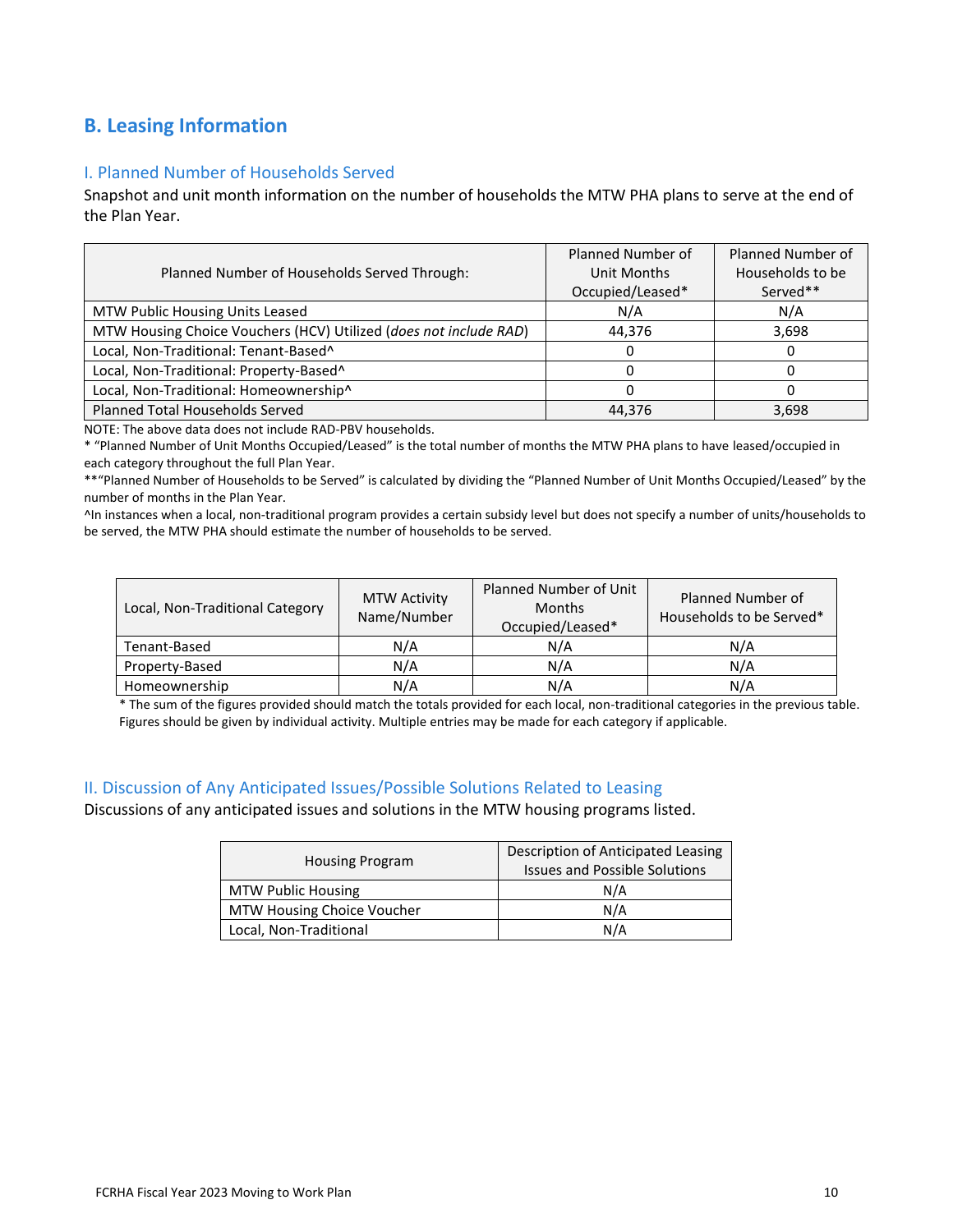## B. Leasing Information

### I. Planned Number of Households Served

Snapshot and unit month information on the number of households the MTW PHA plans to serve at the end of the Plan Year.

| Planned Number of Households Served Through: | Planned Number of Unit Months Occupied/Leased* | Planned Number of Households to be Served** |
|---|---|---|
| MTW Public Housing Units Leased | N/A | N/A |
| MTW Housing Choice Vouchers (HCV) Utilized (*does not include RAD*) | 44,376 | 3,698 |
| Local, Non-Traditional: Tenant-Based^ | 0 | 0 |
| Local, Non-Traditional: Property-Based^ | 0 | 0 |
| Local, Non-Traditional: Homeownership^ | 0 | 0 |
| Planned Total Households Served | 44,376 | 3,698 |

NOTE: The above data does not include RAD-PBV households.

* "Planned Number of Unit Months Occupied/Leased" is the total number of months the MTW PHA plans to have leased/occupied in each category throughout the full Plan Year.

**"Planned Number of Households to be Served" is calculated by dividing the "Planned Number of Unit Months Occupied/Leased" by the number of months in the Plan Year.

^In instances when a local, non-traditional program provides a certain subsidy level but does not specify a number of units/households to be served, the MTW PHA should estimate the number of households to be served.

| Local, Non-Traditional Category | MTW Activity Name/Number | Planned Number of Unit Months Occupied/Leased* | Planned Number of Households to be Served* |
|---|---|---|---|
| Tenant-Based | N/A | N/A | N/A |
| Property-Based | N/A | N/A | N/A |
| Homeownership | N/A | N/A | N/A |

* The sum of the figures provided should match the totals provided for each local, non-traditional categories in the previous table. Figures should be given by individual activity. Multiple entries may be made for each category if applicable.

### II. Discussion of Any Anticipated Issues/Possible Solutions Related to Leasing

Discussions of any anticipated issues and solutions in the MTW housing programs listed.

| Housing Program | Description of Anticipated Leasing Issues and Possible Solutions |
|---|---|
| MTW Public Housing | N/A |
| MTW Housing Choice Voucher | N/A |
| Local, Non-Traditional | N/A |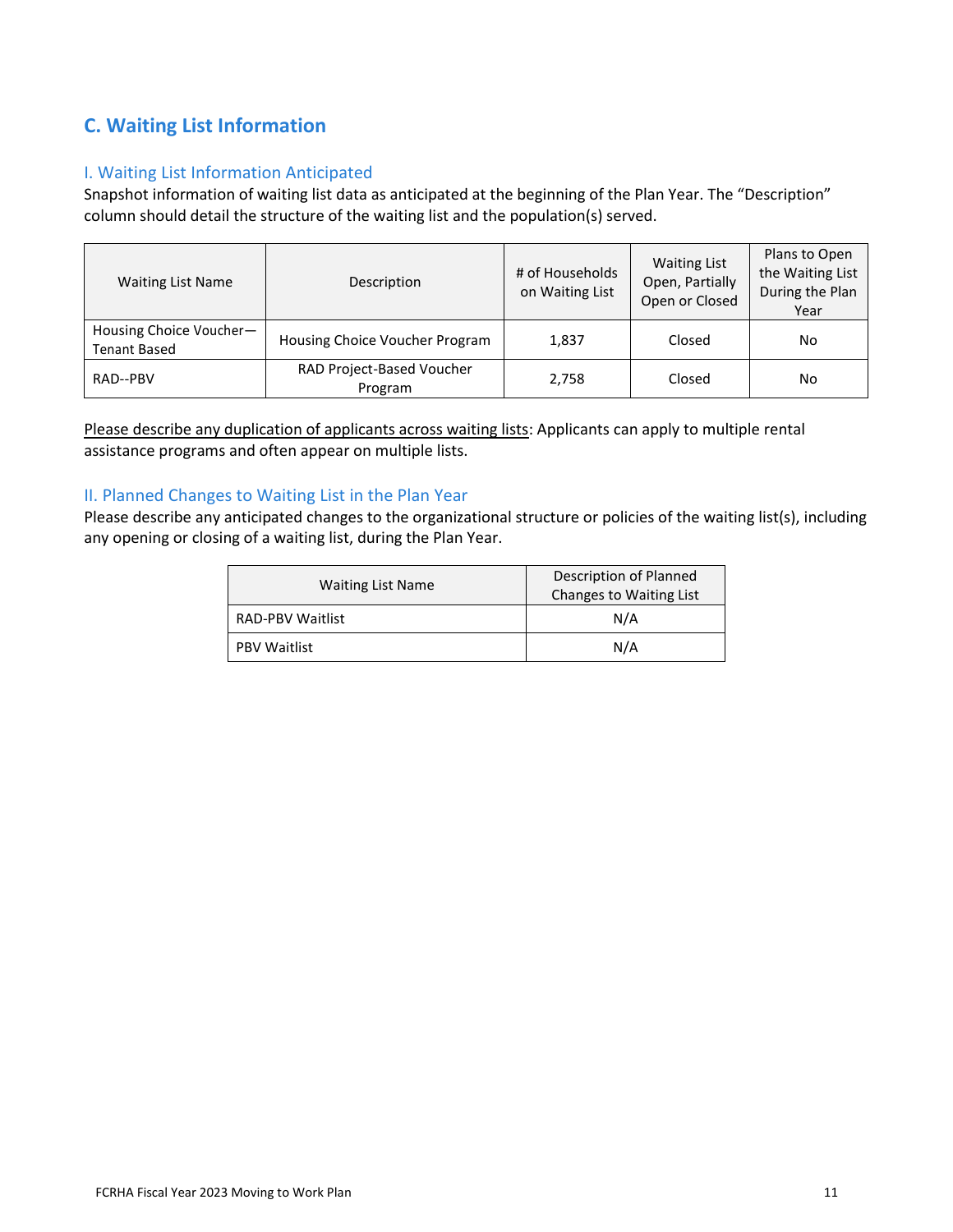## C. Waiting List Information

### I. Waiting List Information Anticipated

Snapshot information of waiting list data as anticipated at the beginning of the Plan Year. The "Description" column should detail the structure of the waiting list and the population(s) served.

| Waiting List Name | Description | # of Households on Waiting List | Waiting List Open, Partially Open or Closed | Plans to Open the Waiting List During the Plan Year |
|---|---|---|---|---|
| Housing Choice Voucher—Tenant Based | Housing Choice Voucher Program | 1,837 | Closed | No |
| RAD--PBV | RAD Project-Based Voucher Program | 2,758 | Closed | No |

Please describe any duplication of applicants across waiting lists: Applicants can apply to multiple rental assistance programs and often appear on multiple lists.

### II. Planned Changes to Waiting List in the Plan Year

Please describe any anticipated changes to the organizational structure or policies of the waiting list(s), including any opening or closing of a waiting list, during the Plan Year.

| Waiting List Name | Description of Planned Changes to Waiting List |
|---|---|
| RAD-PBV Waitlist | N/A |
| PBV Waitlist | N/A |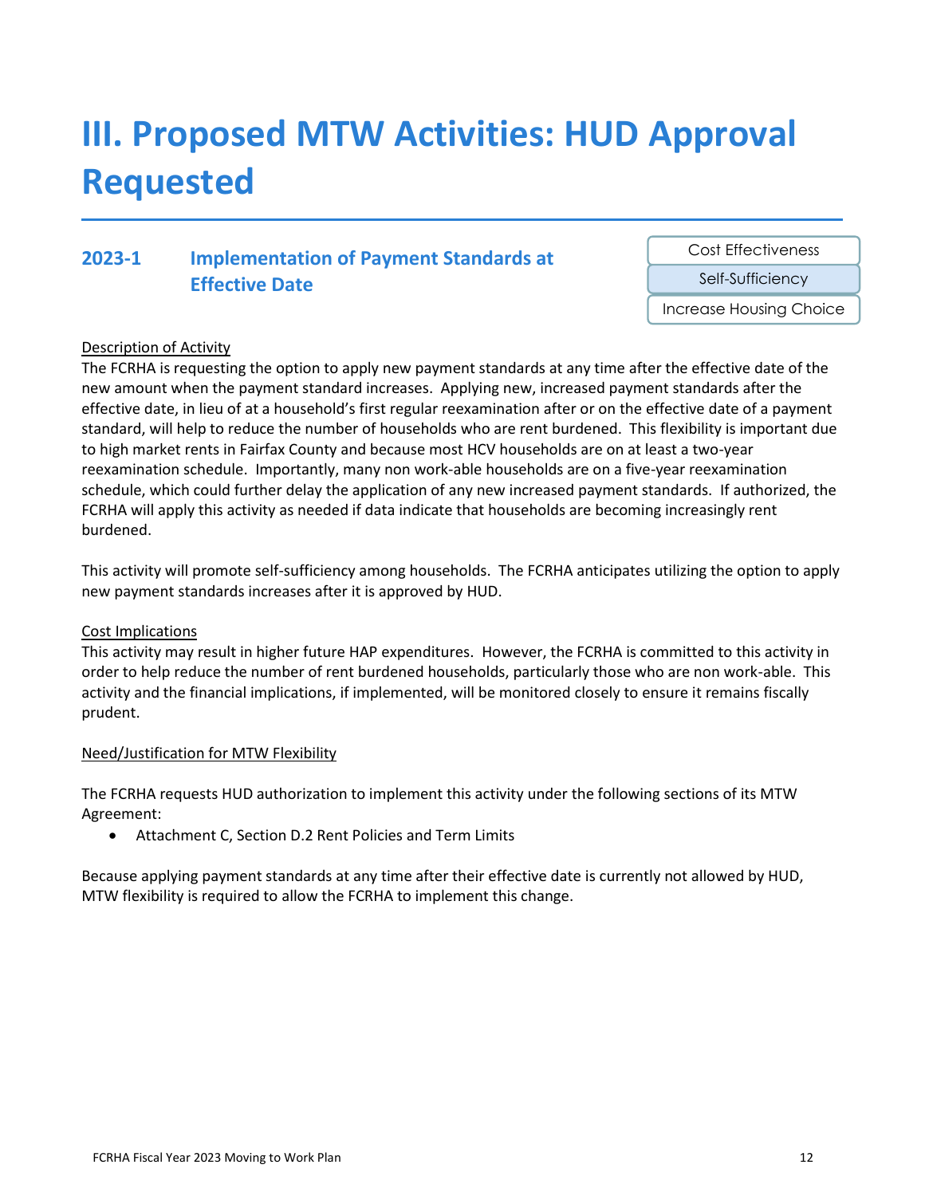# III. Proposed MTW Activities: HUD Approval Requested

## 2023-1 Implementation of Payment Standards at Effective Date

Cost Effectiveness | Self-Sufficiency | Increase Housing Choice

Description of Activity

The FCRHA is requesting the option to apply new payment standards at any time after the effective date of the new amount when the payment standard increases. Applying new, increased payment standards after the effective date, in lieu of at a household's first regular reexamination after or on the effective date of a payment standard, will help to reduce the number of households who are rent burdened. This flexibility is important due to high market rents in Fairfax County and because most HCV households are on at least a two-year reexamination schedule. Importantly, many non work-able households are on a five-year reexamination schedule, which could further delay the application of any new increased payment standards. If authorized, the FCRHA will apply this activity as needed if data indicate that households are becoming increasingly rent burdened.

This activity will promote self-sufficiency among households. The FCRHA anticipates utilizing the option to apply new payment standards increases after it is approved by HUD.

Cost Implications

This activity may result in higher future HAP expenditures. However, the FCRHA is committed to this activity in order to help reduce the number of rent burdened households, particularly those who are non work-able. This activity and the financial implications, if implemented, will be monitored closely to ensure it remains fiscally prudent.

Need/Justification for MTW Flexibility

The FCRHA requests HUD authorization to implement this activity under the following sections of its MTW Agreement:

- Attachment C, Section D.2 Rent Policies and Term Limits

Because applying payment standards at any time after their effective date is currently not allowed by HUD, MTW flexibility is required to allow the FCRHA to implement this change.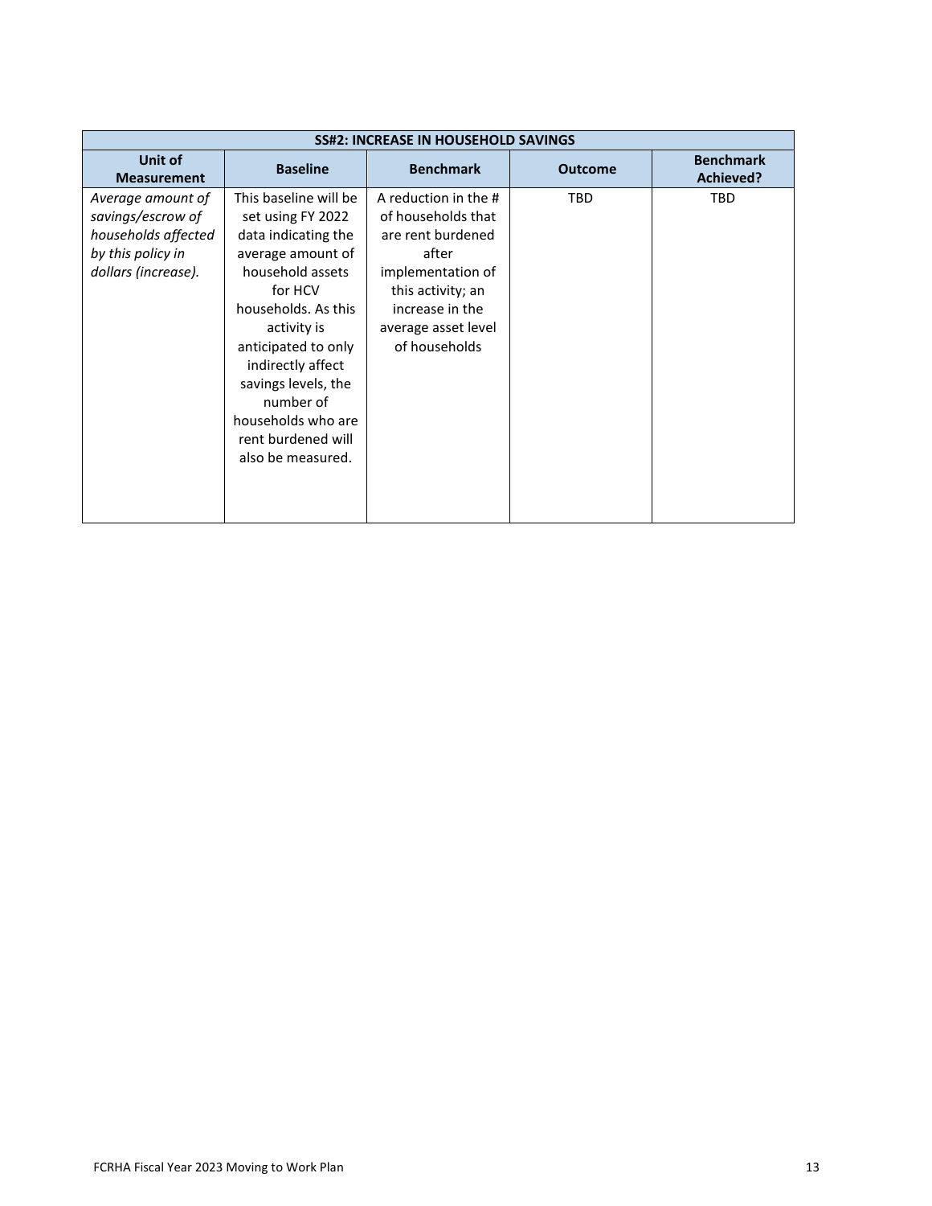| SS#2: INCREASE IN HOUSEHOLD SAVINGS | | | | |
|---|---|---|---|---|
| **Unit of Measurement** | **Baseline** | **Benchmark** | **Outcome** | **Benchmark Achieved?** |
| *Average amount of savings/escrow of households affected by this policy in dollars (increase).* | This baseline will be set using FY 2022 data indicating the average amount of household assets for HCV households. As this activity is anticipated to only indirectly affect savings levels, the number of households who are rent burdened will also be measured. | A reduction in the # of households that are rent burdened after implementation of this activity; an increase in the average asset level of households | TBD | TBD |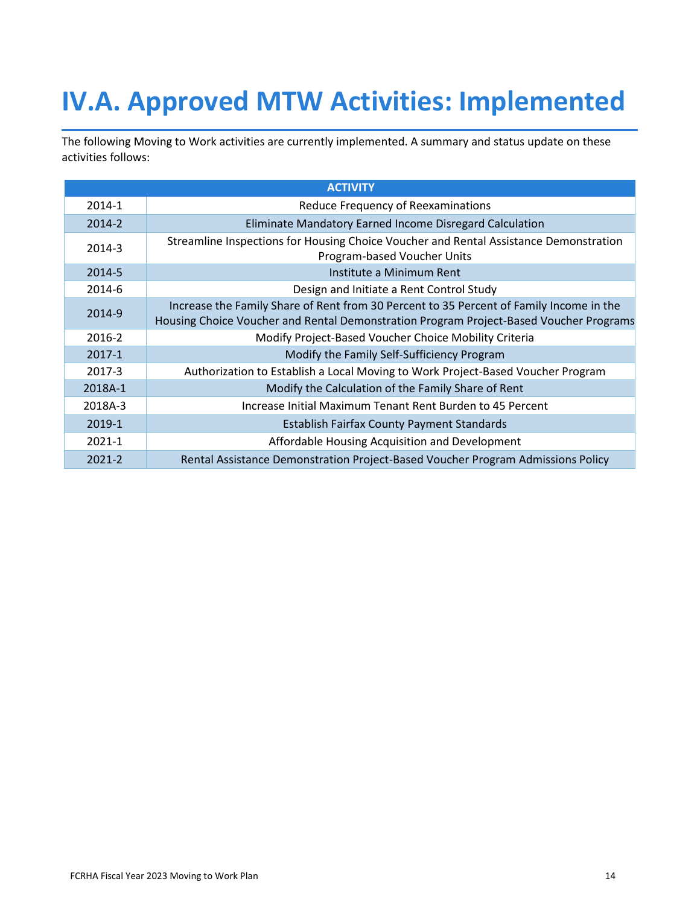# IV.A. Approved MTW Activities: Implemented

The following Moving to Work activities are currently implemented. A summary and status update on these activities follows:

| ACTIVITY | |
|---|---|
| 2014-1 | Reduce Frequency of Reexaminations |
| 2014-2 | Eliminate Mandatory Earned Income Disregard Calculation |
| 2014-3 | Streamline Inspections for Housing Choice Voucher and Rental Assistance Demonstration Program-based Voucher Units |
| 2014-5 | Institute a Minimum Rent |
| 2014-6 | Design and Initiate a Rent Control Study |
| 2014-9 | Increase the Family Share of Rent from 30 Percent to 35 Percent of Family Income in the Housing Choice Voucher and Rental Demonstration Program Project-Based Voucher Programs |
| 2016-2 | Modify Project-Based Voucher Choice Mobility Criteria |
| 2017-1 | Modify the Family Self-Sufficiency Program |
| 2017-3 | Authorization to Establish a Local Moving to Work Project-Based Voucher Program |
| 2018A-1 | Modify the Calculation of the Family Share of Rent |
| 2018A-3 | Increase Initial Maximum Tenant Rent Burden to 45 Percent |
| 2019-1 | Establish Fairfax County Payment Standards |
| 2021-1 | Affordable Housing Acquisition and Development |
| 2021-2 | Rental Assistance Demonstration Project-Based Voucher Program Admissions Policy |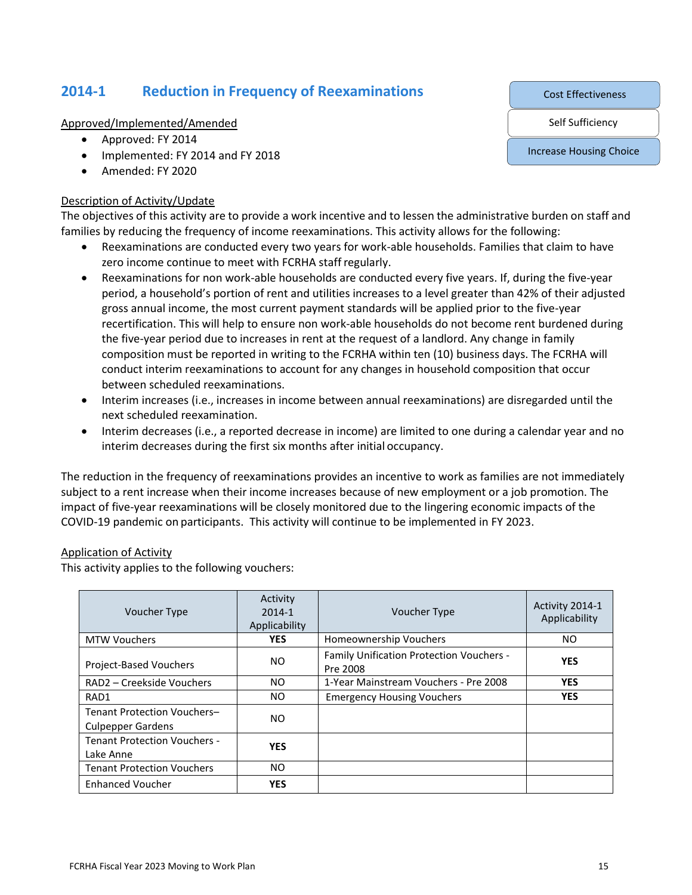## 2014-1 Reduction in Frequency of Reexaminations

Cost Effectiveness

Self Sufficiency

Increase Housing Choice

Approved/Implemented/Amended

- Approved: FY 2014
- Implemented: FY 2014 and FY 2018
- Amended: FY 2020

Description of Activity/Update

The objectives of this activity are to provide a work incentive and to lessen the administrative burden on staff and families by reducing the frequency of income reexaminations. This activity allows for the following:

- Reexaminations are conducted every two years for work-able households. Families that claim to have zero income continue to meet with FCRHA staff regularly.
- Reexaminations for non work-able households are conducted every five years. If, during the five-year period, a household's portion of rent and utilities increases to a level greater than 42% of their adjusted gross annual income, the most current payment standards will be applied prior to the five-year recertification. This will help to ensure non work-able households do not become rent burdened during the five-year period due to increases in rent at the request of a landlord. Any change in family composition must be reported in writing to the FCRHA within ten (10) business days. The FCRHA will conduct interim reexaminations to account for any changes in household composition that occur between scheduled reexaminations.
- Interim increases (i.e., increases in income between annual reexaminations) are disregarded until the next scheduled reexamination.
- Interim decreases (i.e., a reported decrease in income) are limited to one during a calendar year and no interim decreases during the first six months after initial occupancy.

The reduction in the frequency of reexaminations provides an incentive to work as families are not immediately subject to a rent increase when their income increases because of new employment or a job promotion. The impact of five-year reexaminations will be closely monitored due to the lingering economic impacts of the COVID-19 pandemic on participants. This activity will continue to be implemented in FY 2023.

Application of Activity

This activity applies to the following vouchers:

| Voucher Type | Activity 2014-1 Applicability | Voucher Type | Activity 2014-1 Applicability |
|---|---|---|---|
| MTW Vouchers | **YES** | Homeownership Vouchers | NO |
| Project-Based Vouchers | NO | Family Unification Protection Vouchers - Pre 2008 | **YES** |
| RAD2 – Creekside Vouchers | NO | 1-Year Mainstream Vouchers - Pre 2008 | **YES** |
| RAD1 | NO | Emergency Housing Vouchers | **YES** |
| Tenant Protection Vouchers– Culpepper Gardens | NO | | |
| Tenant Protection Vouchers - Lake Anne | **YES** | | |
| Tenant Protection Vouchers | NO | | |
| Enhanced Voucher | **YES** | | |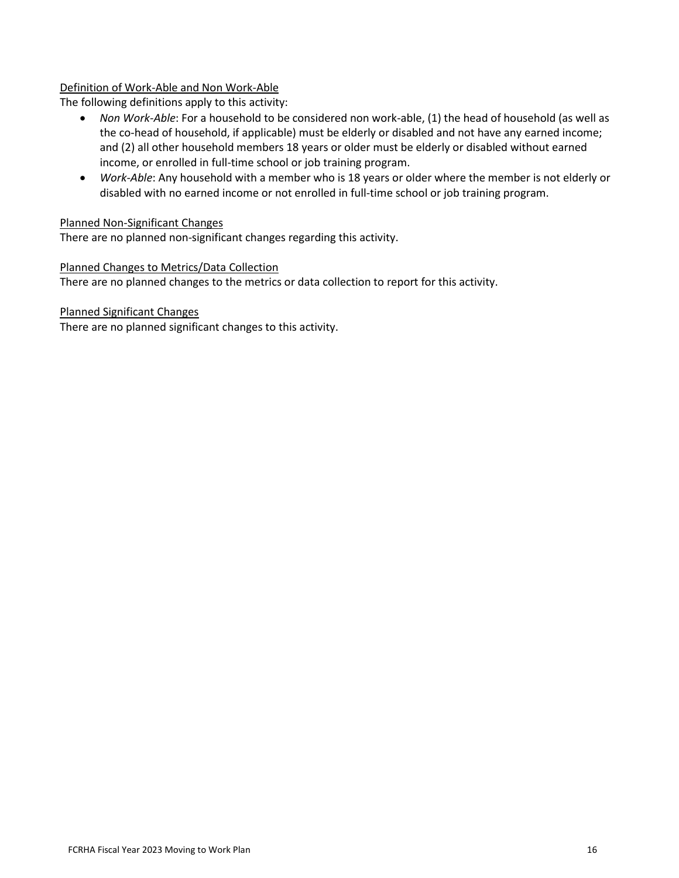Definition of Work-Able and Non Work-Able

The following definitions apply to this activity:

- *Non Work-Able*: For a household to be considered non work-able, (1) the head of household (as well as the co-head of household, if applicable) must be elderly or disabled and not have any earned income; and (2) all other household members 18 years or older must be elderly or disabled without earned income, or enrolled in full-time school or job training program.
- *Work-Able*: Any household with a member who is 18 years or older where the member is not elderly or disabled with no earned income or not enrolled in full-time school or job training program.

Planned Non-Significant Changes

There are no planned non-significant changes regarding this activity.

Planned Changes to Metrics/Data Collection

There are no planned changes to the metrics or data collection to report for this activity.

Planned Significant Changes

There are no planned significant changes to this activity.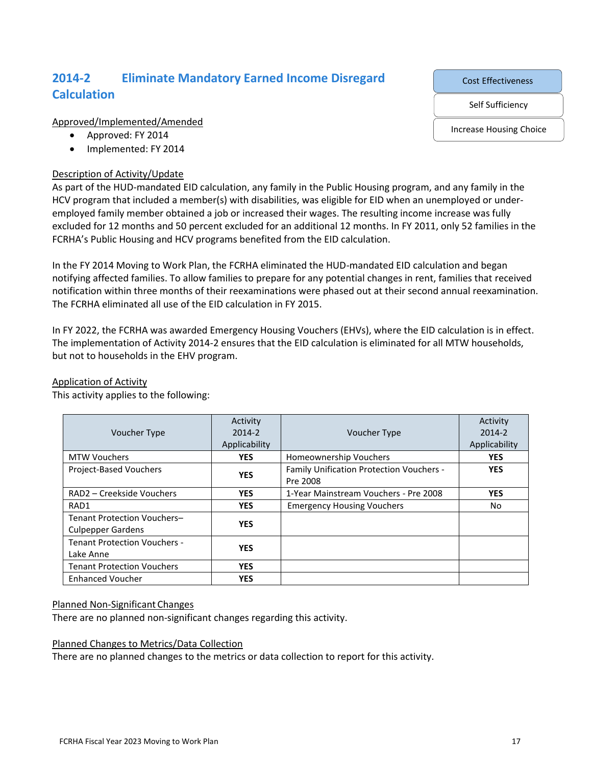## 2014-2 Eliminate Mandatory Earned Income Disregard Calculation

Cost Effectiveness

Self Sufficiency

Increase Housing Choice

Approved/Implemented/Amended

- Approved: FY 2014
- Implemented: FY 2014

Description of Activity/Update

As part of the HUD-mandated EID calculation, any family in the Public Housing program, and any family in the HCV program that included a member(s) with disabilities, was eligible for EID when an unemployed or under-employed family member obtained a job or increased their wages. The resulting income increase was fully excluded for 12 months and 50 percent excluded for an additional 12 months. In FY 2011, only 52 families in the FCRHA's Public Housing and HCV programs benefited from the EID calculation.

In the FY 2014 Moving to Work Plan, the FCRHA eliminated the HUD-mandated EID calculation and began notifying affected families. To allow families to prepare for any potential changes in rent, families that received notification within three months of their reexaminations were phased out at their second annual reexamination. The FCRHA eliminated all use of the EID calculation in FY 2015.

In FY 2022, the FCRHA was awarded Emergency Housing Vouchers (EHVs), where the EID calculation is in effect. The implementation of Activity 2014-2 ensures that the EID calculation is eliminated for all MTW households, but not to households in the EHV program.

Application of Activity

This activity applies to the following:

| Voucher Type | Activity 2014-2 Applicability | Voucher Type | Activity 2014-2 Applicability |
|---|---|---|---|
| MTW Vouchers | **YES** | Homeownership Vouchers | **YES** |
| Project-Based Vouchers | **YES** | Family Unification Protection Vouchers - Pre 2008 | **YES** |
| RAD2 – Creekside Vouchers | **YES** | 1-Year Mainstream Vouchers - Pre 2008 | **YES** |
| RAD1 | **YES** | Emergency Housing Vouchers | No |
| Tenant Protection Vouchers– Culpepper Gardens | **YES** | | |
| Tenant Protection Vouchers - Lake Anne | **YES** | | |
| Tenant Protection Vouchers | **YES** | | |
| Enhanced Voucher | **YES** | | |

Planned Non-Significant Changes

There are no planned non-significant changes regarding this activity.

Planned Changes to Metrics/Data Collection

There are no planned changes to the metrics or data collection to report for this activity.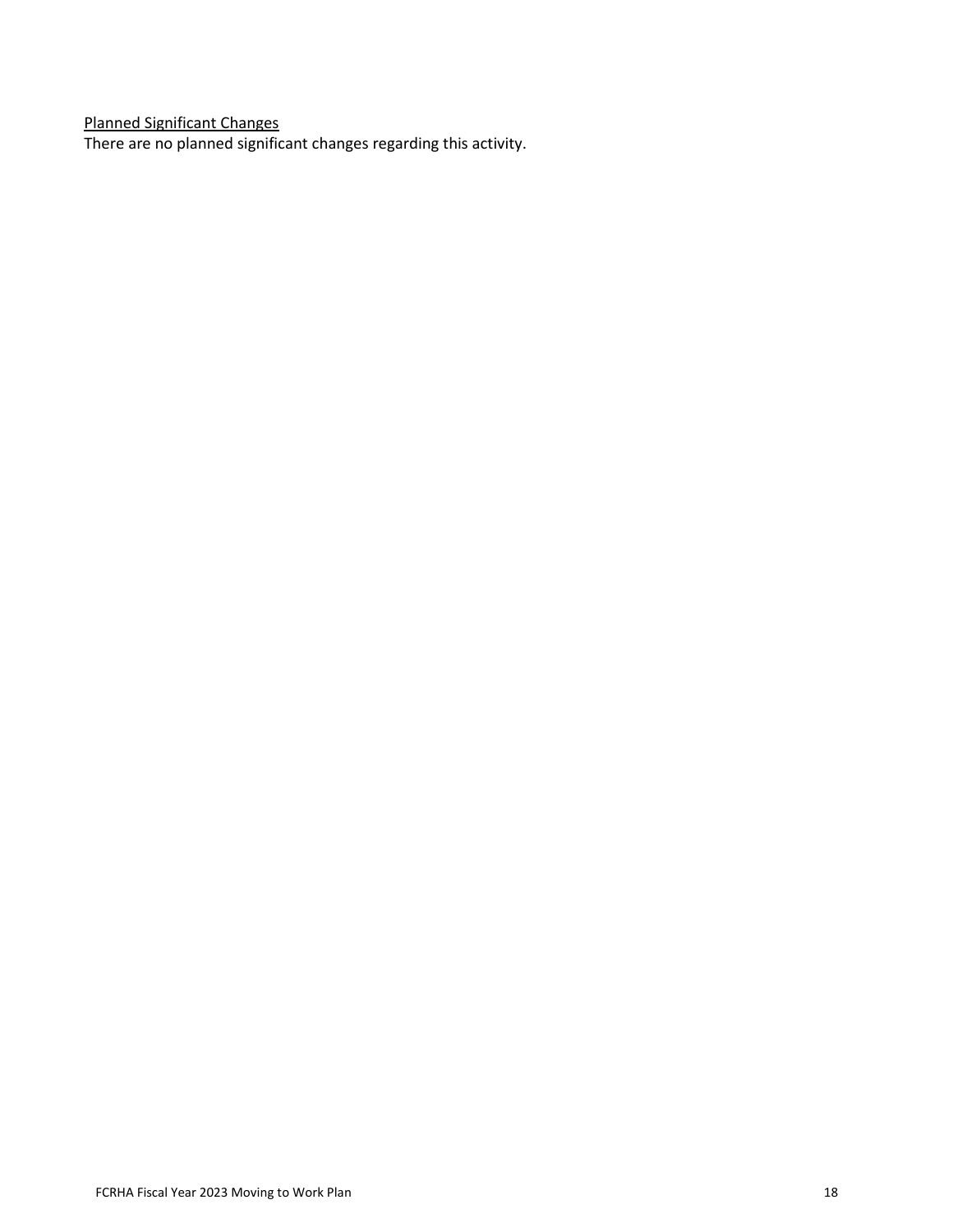Planned Significant Changes

There are no planned significant changes regarding this activity.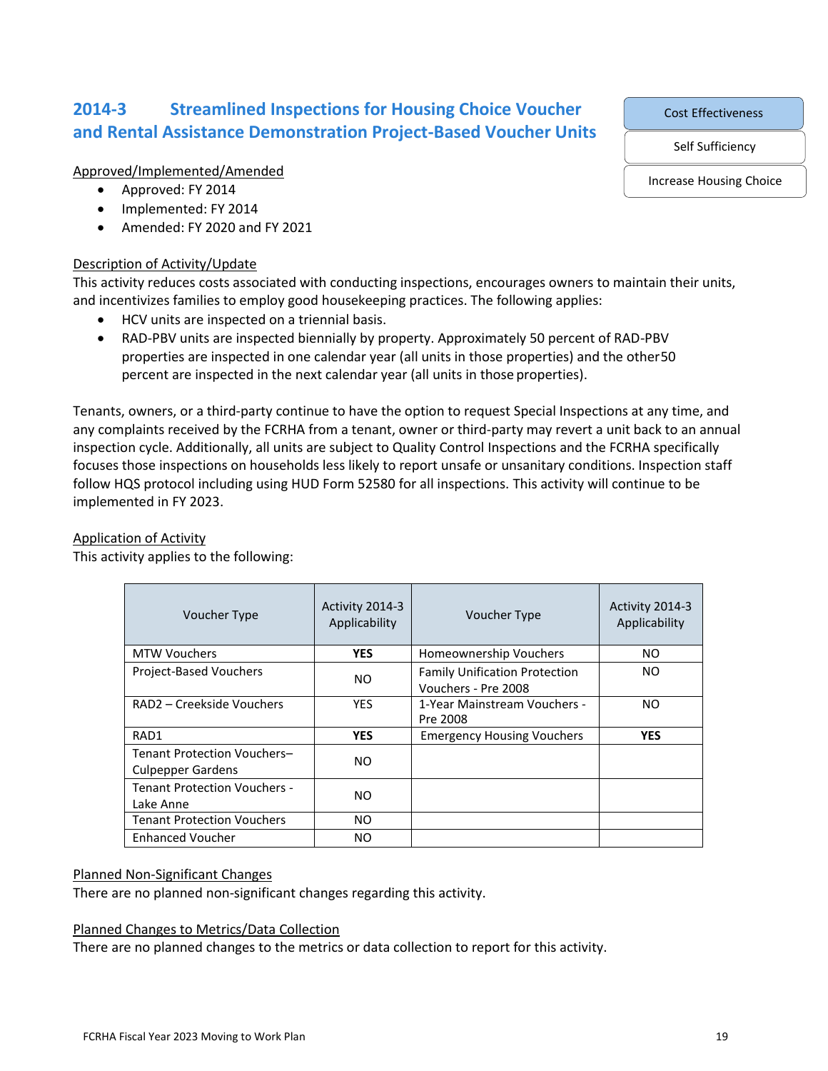## 2014-3 Streamlined Inspections for Housing Choice Voucher and Rental Assistance Demonstration Project-Based Voucher Units

- **Cost Effectiveness**
- Self Sufficiency
- Increase Housing Choice

Approved/Implemented/Amended

- Approved: FY 2014
- Implemented: FY 2014
- Amended: FY 2020 and FY 2021

Description of Activity/Update

This activity reduces costs associated with conducting inspections, encourages owners to maintain their units, and incentivizes families to employ good housekeeping practices. The following applies:

- HCV units are inspected on a triennial basis.
- RAD-PBV units are inspected biennially by property. Approximately 50 percent of RAD-PBV properties are inspected in one calendar year (all units in those properties) and the other50 percent are inspected in the next calendar year (all units in those properties).

Tenants, owners, or a third-party continue to have the option to request Special Inspections at any time, and any complaints received by the FCRHA from a tenant, owner or third-party may revert a unit back to an annual inspection cycle. Additionally, all units are subject to Quality Control Inspections and the FCRHA specifically focuses those inspections on households less likely to report unsafe or unsanitary conditions. Inspection staff follow HQS protocol including using HUD Form 52580 for all inspections. This activity will continue to be implemented in FY 2023.

Application of Activity

This activity applies to the following:

| Voucher Type | Activity 2014-3 Applicability | Voucher Type | Activity 2014-3 Applicability |
|---|---|---|---|
| MTW Vouchers | **YES** | Homeownership Vouchers | NO |
| Project-Based Vouchers | NO | Family Unification Protection Vouchers - Pre 2008 | NO |
| RAD2 – Creekside Vouchers | YES | 1-Year Mainstream Vouchers - Pre 2008 | NO |
| RAD1 | **YES** | Emergency Housing Vouchers | **YES** |
| Tenant Protection Vouchers– Culpepper Gardens | NO | | |
| Tenant Protection Vouchers - Lake Anne | NO | | |
| Tenant Protection Vouchers | NO | | |
| Enhanced Voucher | NO | | |

Planned Non-Significant Changes

There are no planned non-significant changes regarding this activity.

Planned Changes to Metrics/Data Collection

There are no planned changes to the metrics or data collection to report for this activity.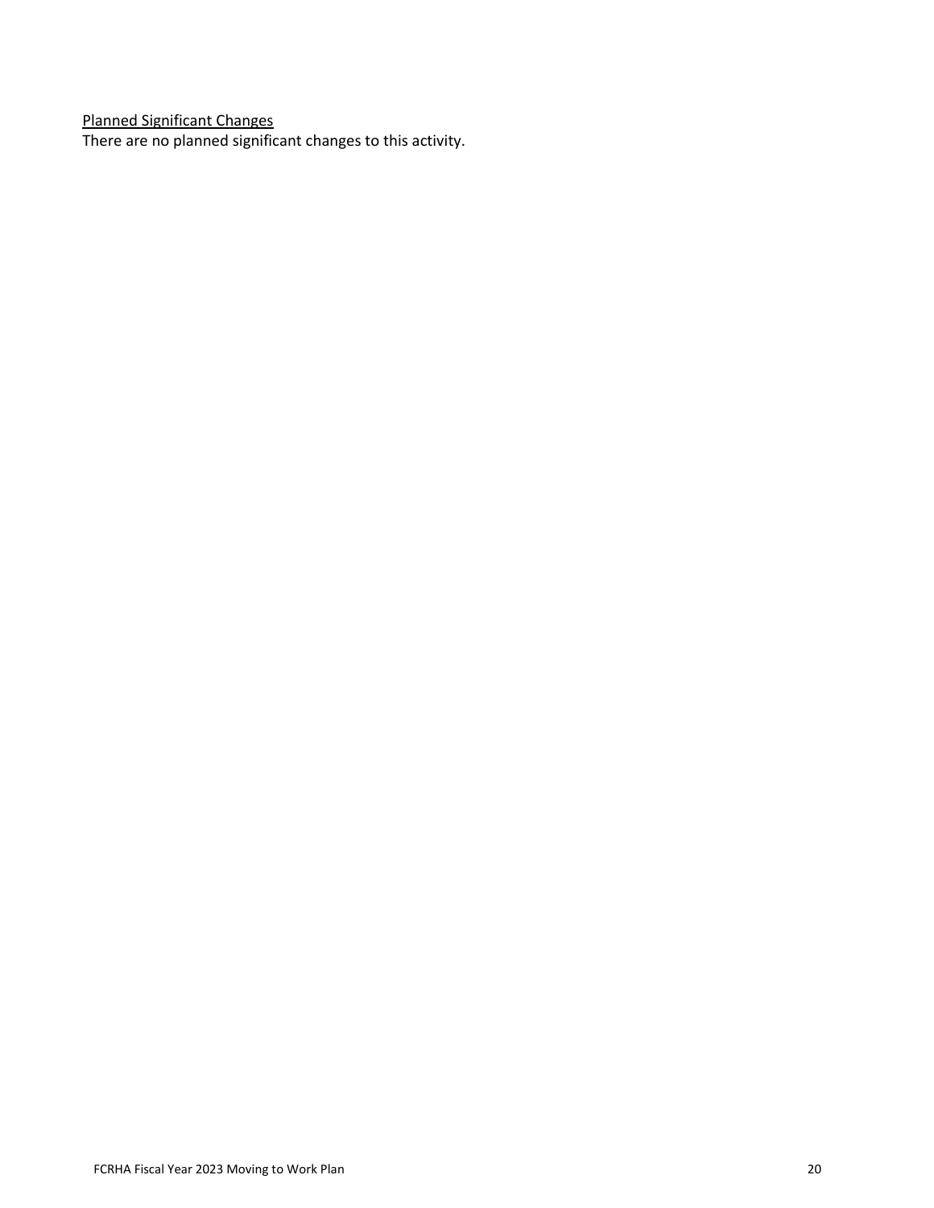Planned Significant Changes

There are no planned significant changes to this activity.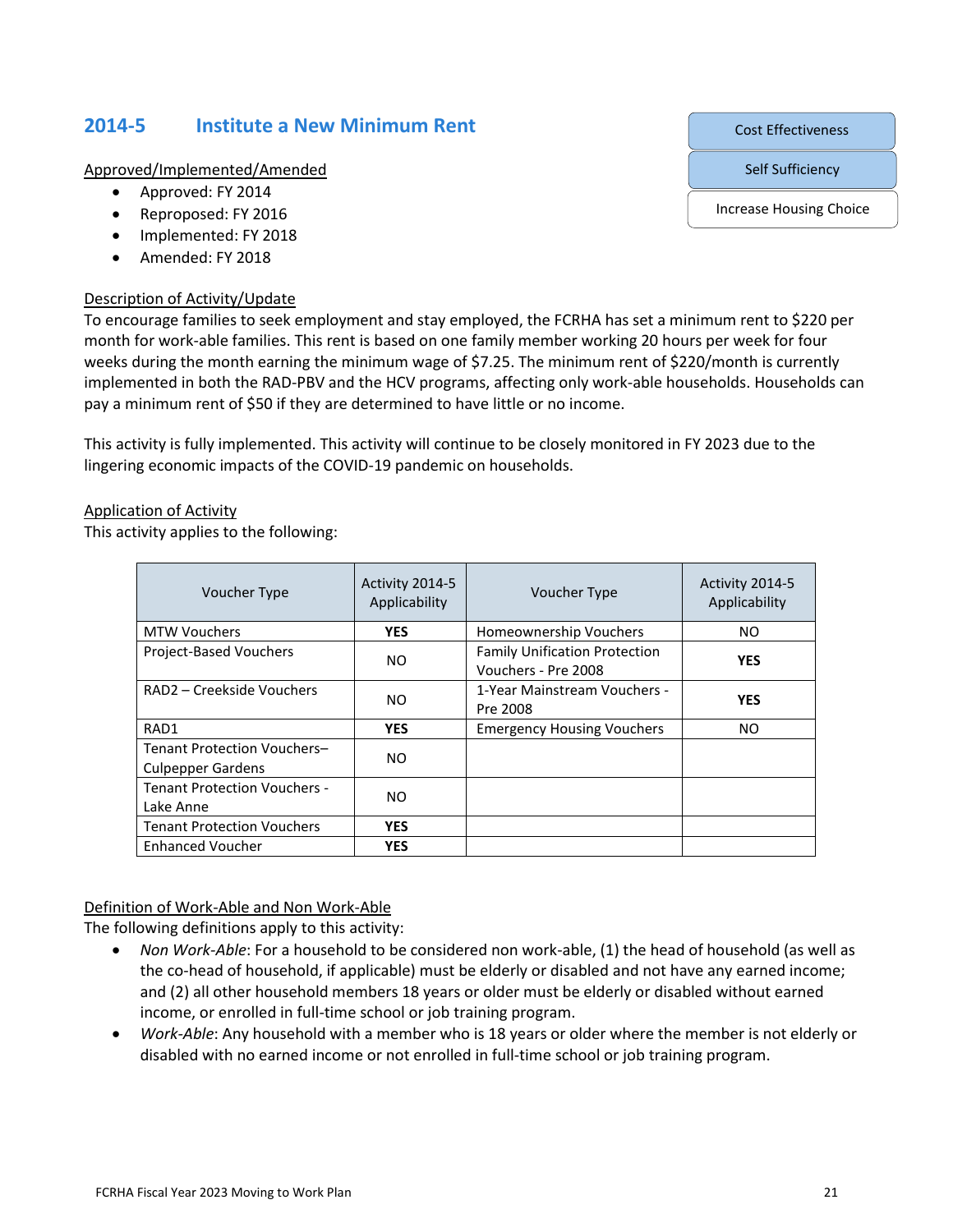## 2014-5 Institute a New Minimum Rent

Cost Effectiveness

Self Sufficiency

Increase Housing Choice

Approved/Implemented/Amended

- Approved: FY 2014
- Reproposed: FY 2016
- Implemented: FY 2018
- Amended: FY 2018

Description of Activity/Update

To encourage families to seek employment and stay employed, the FCRHA has set a minimum rent to $220 per month for work-able families. This rent is based on one family member working 20 hours per week for four weeks during the month earning the minimum wage of $7.25. The minimum rent of $220/month is currently implemented in both the RAD-PBV and the HCV programs, affecting only work-able households. Households can pay a minimum rent of $50 if they are determined to have little or no income.

This activity is fully implemented. This activity will continue to be closely monitored in FY 2023 due to the lingering economic impacts of the COVID-19 pandemic on households.

Application of Activity

This activity applies to the following:

| Voucher Type | Activity 2014-5 Applicability | Voucher Type | Activity 2014-5 Applicability |
|---|---|---|---|
| MTW Vouchers | **YES** | Homeownership Vouchers | NO |
| Project-Based Vouchers | NO | Family Unification Protection Vouchers - Pre 2008 | **YES** |
| RAD2 – Creekside Vouchers | NO | 1-Year Mainstream Vouchers - Pre 2008 | **YES** |
| RAD1 | **YES** | Emergency Housing Vouchers | NO |
| Tenant Protection Vouchers– Culpepper Gardens | NO | | |
| Tenant Protection Vouchers - Lake Anne | NO | | |
| Tenant Protection Vouchers | **YES** | | |
| Enhanced Voucher | **YES** | | |

Definition of Work-Able and Non Work-Able

The following definitions apply to this activity:

- *Non Work-Able*: For a household to be considered non work-able, (1) the head of household (as well as the co-head of household, if applicable) must be elderly or disabled and not have any earned income; and (2) all other household members 18 years or older must be elderly or disabled without earned income, or enrolled in full-time school or job training program.
- *Work-Able*: Any household with a member who is 18 years or older where the member is not elderly or disabled with no earned income or not enrolled in full-time school or job training program.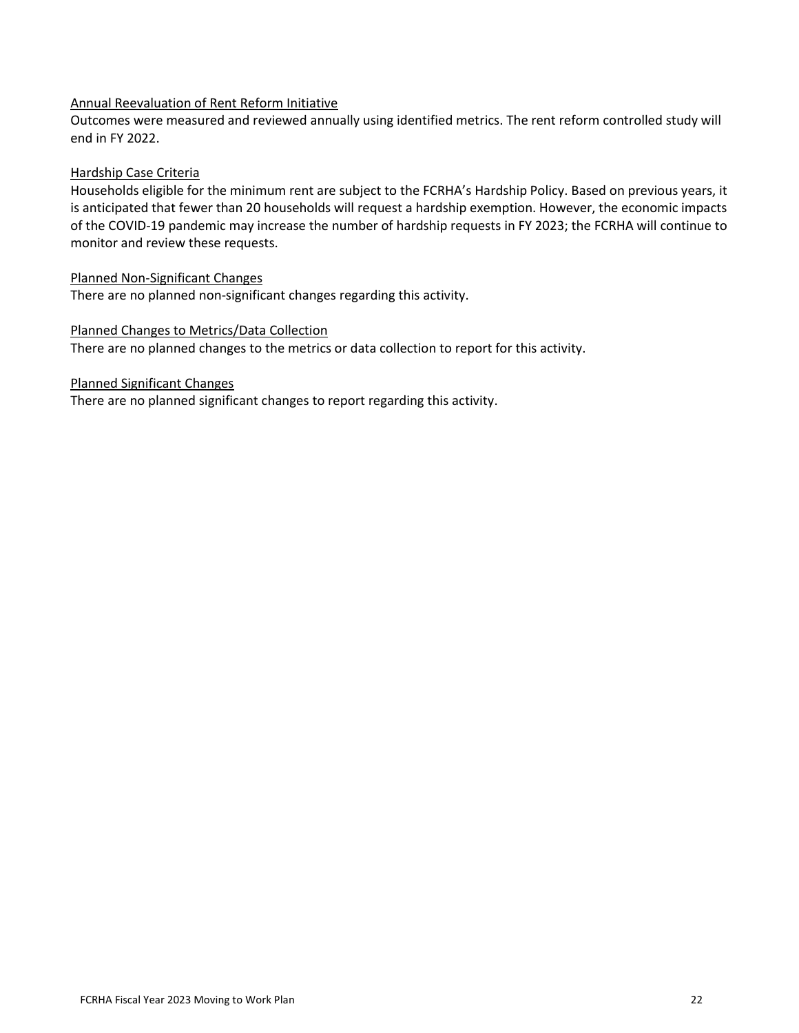Annual Reevaluation of Rent Reform Initiative

Outcomes were measured and reviewed annually using identified metrics. The rent reform controlled study will end in FY 2022.

Hardship Case Criteria

Households eligible for the minimum rent are subject to the FCRHA's Hardship Policy. Based on previous years, it is anticipated that fewer than 20 households will request a hardship exemption. However, the economic impacts of the COVID-19 pandemic may increase the number of hardship requests in FY 2023; the FCRHA will continue to monitor and review these requests.

Planned Non-Significant Changes

There are no planned non-significant changes regarding this activity.

Planned Changes to Metrics/Data Collection

There are no planned changes to the metrics or data collection to report for this activity.

Planned Significant Changes

There are no planned significant changes to report regarding this activity.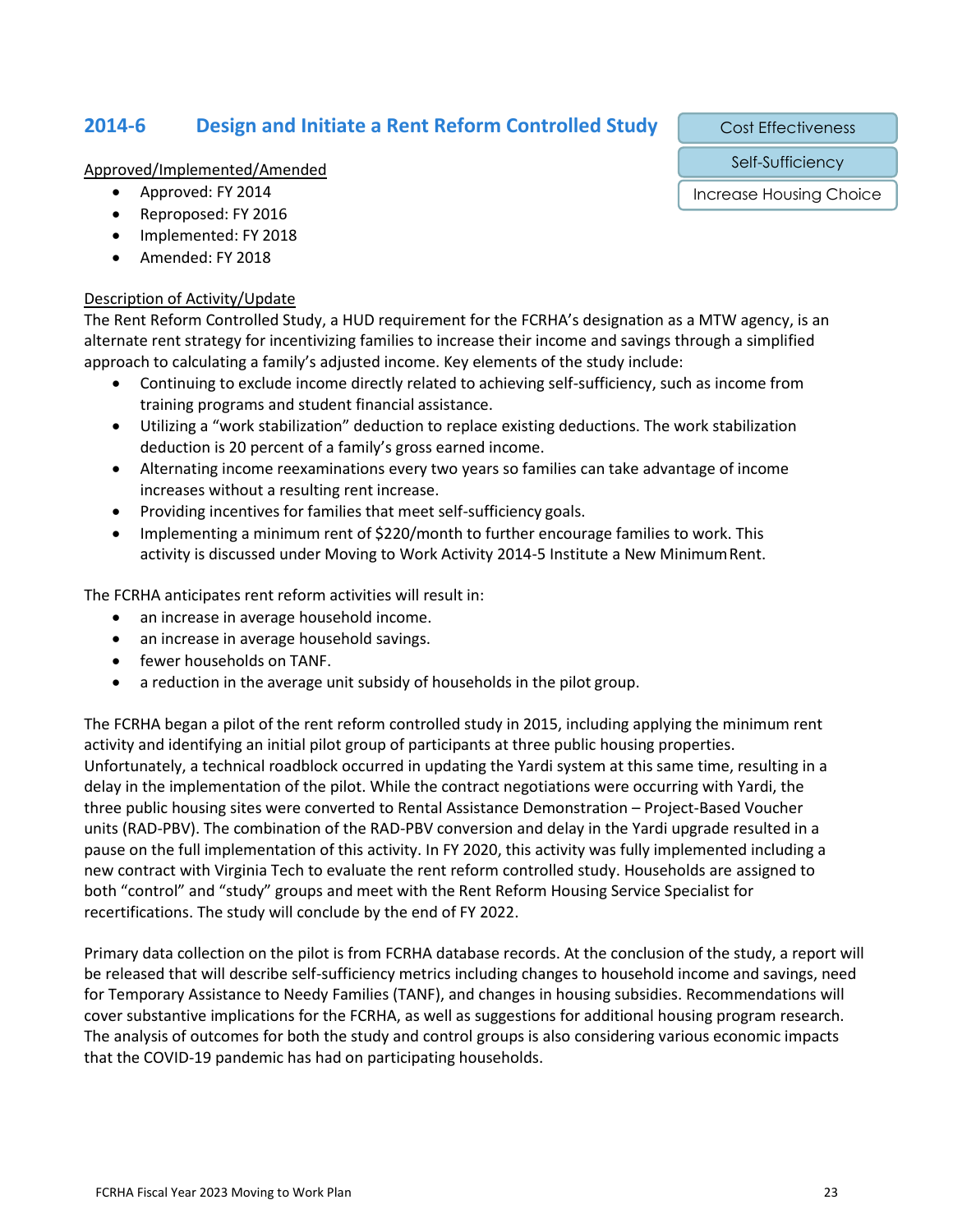## 2014-6 Design and Initiate a Rent Reform Controlled Study

Cost Effectiveness

Self-Sufficiency

Increase Housing Choice

Approved/Implemented/Amended

- Approved: FY 2014
- Reproposed: FY 2016
- Implemented: FY 2018
- Amended: FY 2018

Description of Activity/Update

The Rent Reform Controlled Study, a HUD requirement for the FCRHA's designation as a MTW agency, is an alternate rent strategy for incentivizing families to increase their income and savings through a simplified approach to calculating a family's adjusted income. Key elements of the study include:

- Continuing to exclude income directly related to achieving self-sufficiency, such as income from training programs and student financial assistance.
- Utilizing a "work stabilization" deduction to replace existing deductions. The work stabilization deduction is 20 percent of a family's gross earned income.
- Alternating income reexaminations every two years so families can take advantage of income increases without a resulting rent increase.
- Providing incentives for families that meet self-sufficiency goals.
- Implementing a minimum rent of $220/month to further encourage families to work. This activity is discussed under Moving to Work Activity 2014-5 Institute a New Minimum Rent.

The FCRHA anticipates rent reform activities will result in:

- an increase in average household income.
- an increase in average household savings.
- fewer households on TANF.
- a reduction in the average unit subsidy of households in the pilot group.

The FCRHA began a pilot of the rent reform controlled study in 2015, including applying the minimum rent activity and identifying an initial pilot group of participants at three public housing properties. Unfortunately, a technical roadblock occurred in updating the Yardi system at this same time, resulting in a delay in the implementation of the pilot. While the contract negotiations were occurring with Yardi, the three public housing sites were converted to Rental Assistance Demonstration – Project-Based Voucher units (RAD-PBV). The combination of the RAD-PBV conversion and delay in the Yardi upgrade resulted in a pause on the full implementation of this activity. In FY 2020, this activity was fully implemented including a new contract with Virginia Tech to evaluate the rent reform controlled study. Households are assigned to both "control" and "study" groups and meet with the Rent Reform Housing Service Specialist for recertifications. The study will conclude by the end of FY 2022.

Primary data collection on the pilot is from FCRHA database records. At the conclusion of the study, a report will be released that will describe self-sufficiency metrics including changes to household income and savings, need for Temporary Assistance to Needy Families (TANF), and changes in housing subsidies. Recommendations will cover substantive implications for the FCRHA, as well as suggestions for additional housing program research. The analysis of outcomes for both the study and control groups is also considering various economic impacts that the COVID-19 pandemic has had on participating households.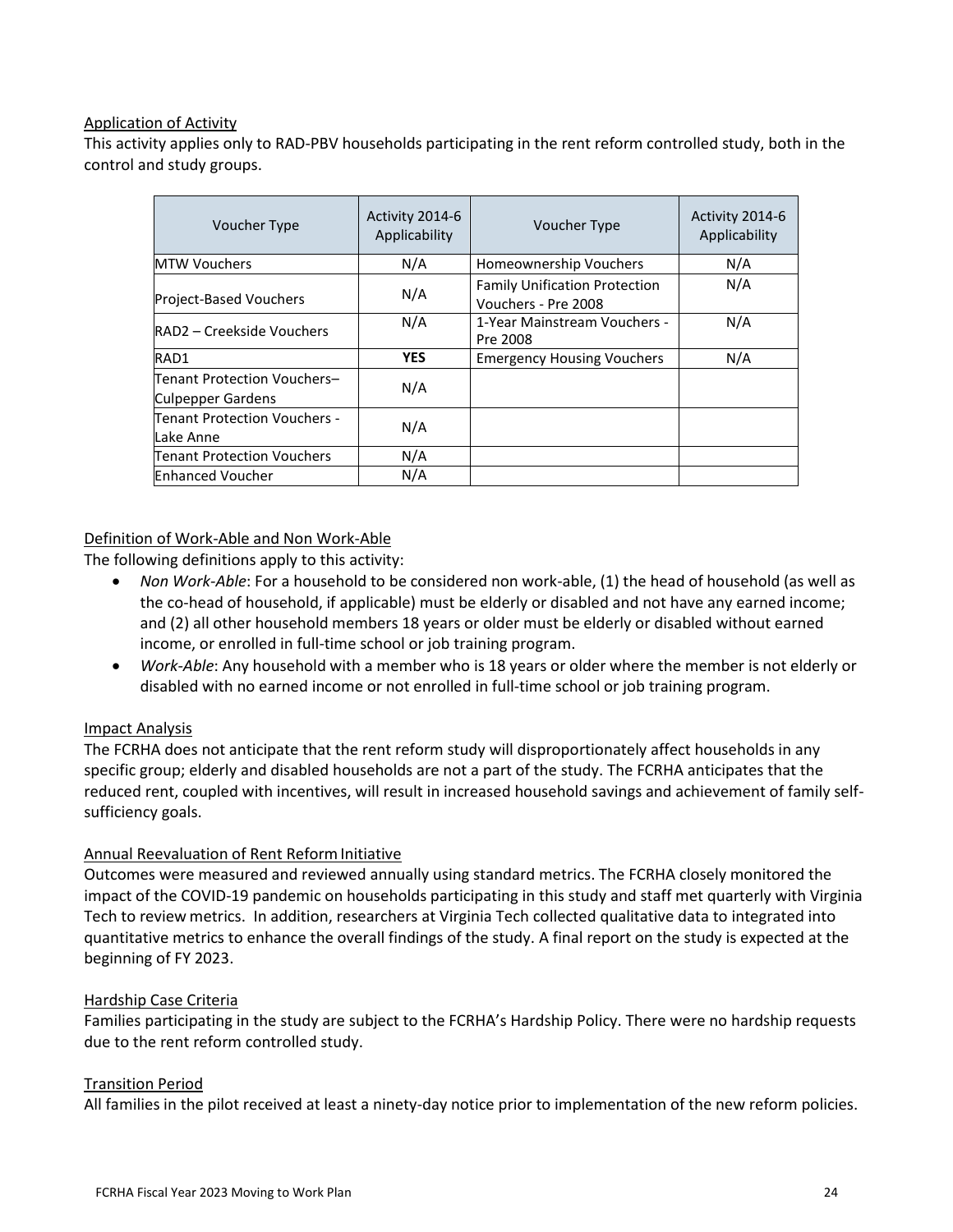Application of Activity

This activity applies only to RAD-PBV households participating in the rent reform controlled study, both in the control and study groups.

| Voucher Type | Activity 2014-6 Applicability | Voucher Type | Activity 2014-6 Applicability |
|---|---|---|---|
| MTW Vouchers | N/A | Homeownership Vouchers | N/A |
| Project-Based Vouchers | N/A | Family Unification Protection Vouchers - Pre 2008 | N/A |
| RAD2 – Creekside Vouchers | N/A | 1-Year Mainstream Vouchers - Pre 2008 | N/A |
| RAD1 | **YES** | Emergency Housing Vouchers | N/A |
| Tenant Protection Vouchers– Culpepper Gardens | N/A | | |
| Tenant Protection Vouchers - Lake Anne | N/A | | |
| Tenant Protection Vouchers | N/A | | |
| Enhanced Voucher | N/A | | |

Definition of Work-Able and Non Work-Able

The following definitions apply to this activity:

- *Non Work-Able*: For a household to be considered non work-able, (1) the head of household (as well as the co-head of household, if applicable) must be elderly or disabled and not have any earned income; and (2) all other household members 18 years or older must be elderly or disabled without earned income, or enrolled in full-time school or job training program.
- *Work-Able*: Any household with a member who is 18 years or older where the member is not elderly or disabled with no earned income or not enrolled in full-time school or job training program.

Impact Analysis

The FCRHA does not anticipate that the rent reform study will disproportionately affect households in any specific group; elderly and disabled households are not a part of the study. The FCRHA anticipates that the reduced rent, coupled with incentives, will result in increased household savings and achievement of family self-sufficiency goals.

Annual Reevaluation of Rent Reform Initiative

Outcomes were measured and reviewed annually using standard metrics. The FCRHA closely monitored the impact of the COVID-19 pandemic on households participating in this study and staff met quarterly with Virginia Tech to review metrics. In addition, researchers at Virginia Tech collected qualitative data to integrated into quantitative metrics to enhance the overall findings of the study. A final report on the study is expected at the beginning of FY 2023.

Hardship Case Criteria

Families participating in the study are subject to the FCRHA's Hardship Policy. There were no hardship requests due to the rent reform controlled study.

Transition Period

All families in the pilot received at least a ninety-day notice prior to implementation of the new reform policies.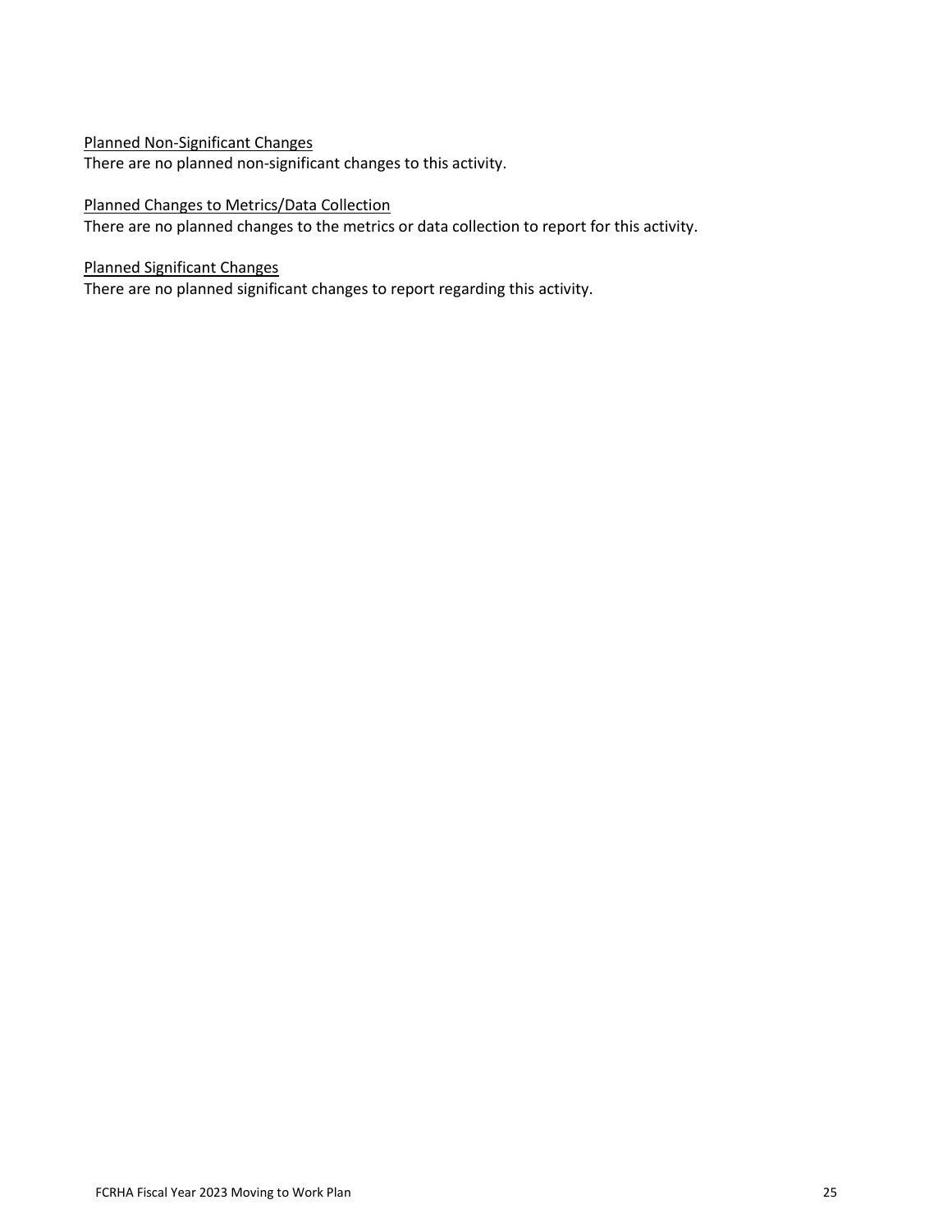Planned Non-Significant Changes

There are no planned non-significant changes to this activity.

Planned Changes to Metrics/Data Collection

There are no planned changes to the metrics or data collection to report for this activity.

Planned Significant Changes

There are no planned significant changes to report regarding this activity.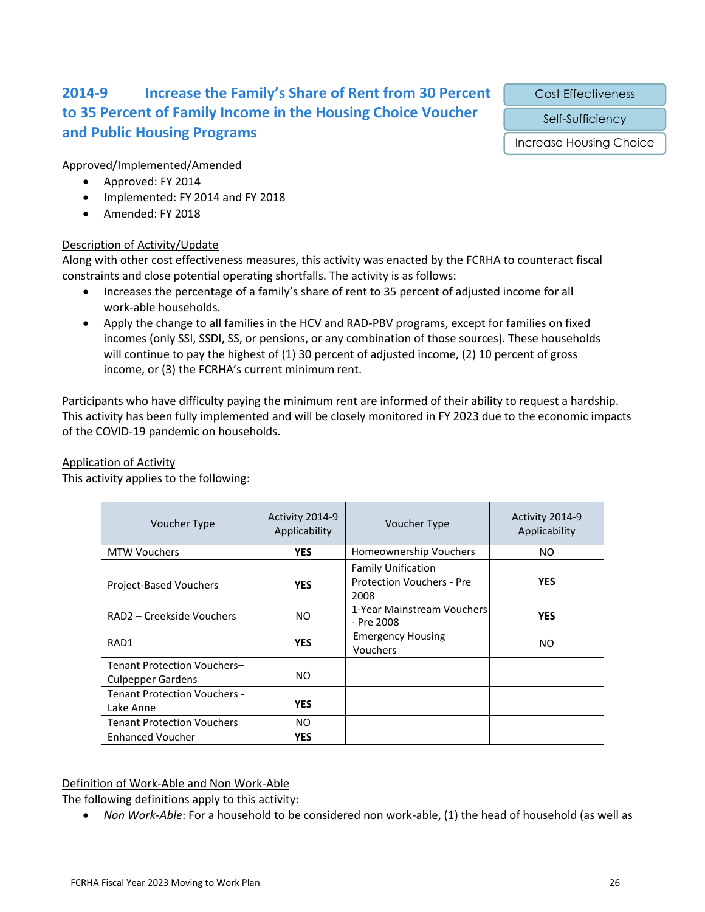## 2014-9 Increase the Family's Share of Rent from 30 Percent to 35 Percent of Family Income in the Housing Choice Voucher and Public Housing Programs

Cost Effectiveness

Self-Sufficiency

Increase Housing Choice

Approved/Implemented/Amended

- Approved: FY 2014
- Implemented: FY 2014 and FY 2018
- Amended: FY 2018

Description of Activity/Update

Along with other cost effectiveness measures, this activity was enacted by the FCRHA to counteract fiscal constraints and close potential operating shortfalls. The activity is as follows:

- Increases the percentage of a family's share of rent to 35 percent of adjusted income for all work-able households.
- Apply the change to all families in the HCV and RAD-PBV programs, except for families on fixed incomes (only SSI, SSDI, SS, or pensions, or any combination of those sources). These households will continue to pay the highest of (1) 30 percent of adjusted income, (2) 10 percent of gross income, or (3) the FCRHA's current minimum rent.

Participants who have difficulty paying the minimum rent are informed of their ability to request a hardship. This activity has been fully implemented and will be closely monitored in FY 2023 due to the economic impacts of the COVID-19 pandemic on households.

Application of Activity

This activity applies to the following:

| Voucher Type | Activity 2014-9 Applicability | Voucher Type | Activity 2014-9 Applicability |
|---|---|---|---|
| MTW Vouchers | **YES** | Homeownership Vouchers | NO |
| Project-Based Vouchers | **YES** | Family Unification Protection Vouchers - Pre 2008 | **YES** |
| RAD2 – Creekside Vouchers | NO | 1-Year Mainstream Vouchers - Pre 2008 | **YES** |
| RAD1 | **YES** | Emergency Housing Vouchers | NO |
| Tenant Protection Vouchers– Culpepper Gardens | NO | | |
| Tenant Protection Vouchers - Lake Anne | **YES** | | |
| Tenant Protection Vouchers | NO | | |
| Enhanced Voucher | **YES** | | |

Definition of Work-Able and Non Work-Able

The following definitions apply to this activity:

- *Non Work-Able*: For a household to be considered non work-able, (1) the head of household (as well as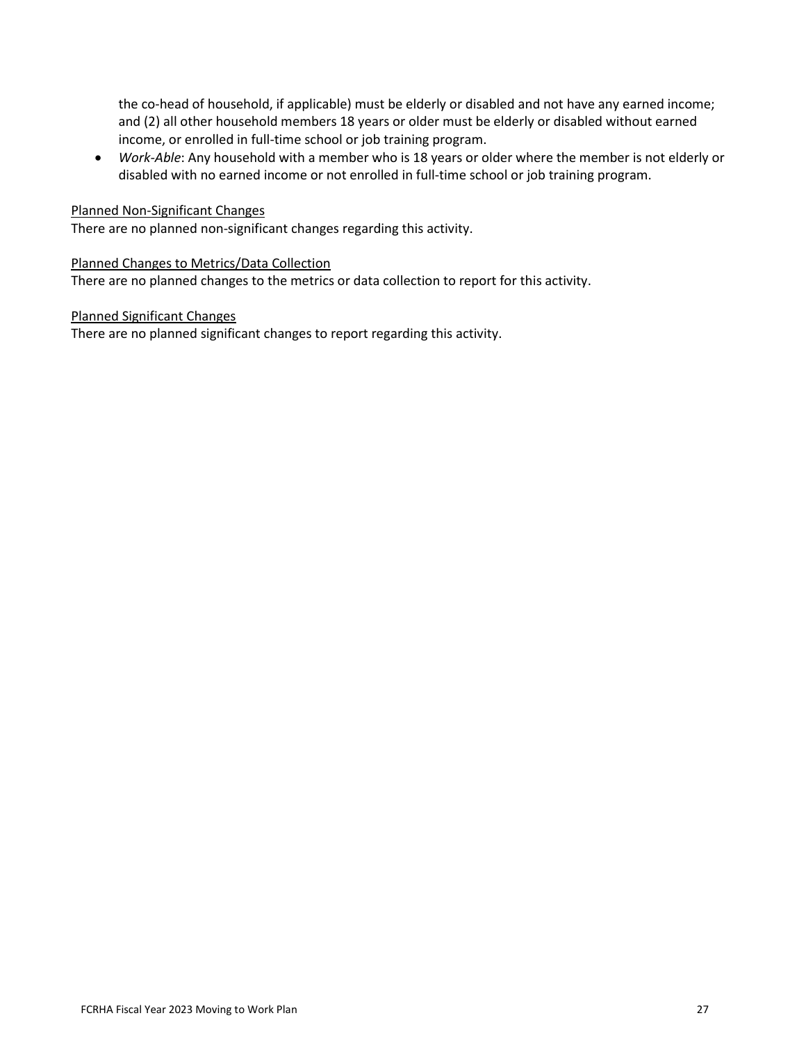the co-head of household, if applicable) must be elderly or disabled and not have any earned income; and (2) all other household members 18 years or older must be elderly or disabled without earned income, or enrolled in full-time school or job training program.

- *Work-Able*: Any household with a member who is 18 years or older where the member is not elderly or disabled with no earned income or not enrolled in full-time school or job training program.

Planned Non-Significant Changes

There are no planned non-significant changes regarding this activity.

Planned Changes to Metrics/Data Collection

There are no planned changes to the metrics or data collection to report for this activity.

Planned Significant Changes

There are no planned significant changes to report regarding this activity.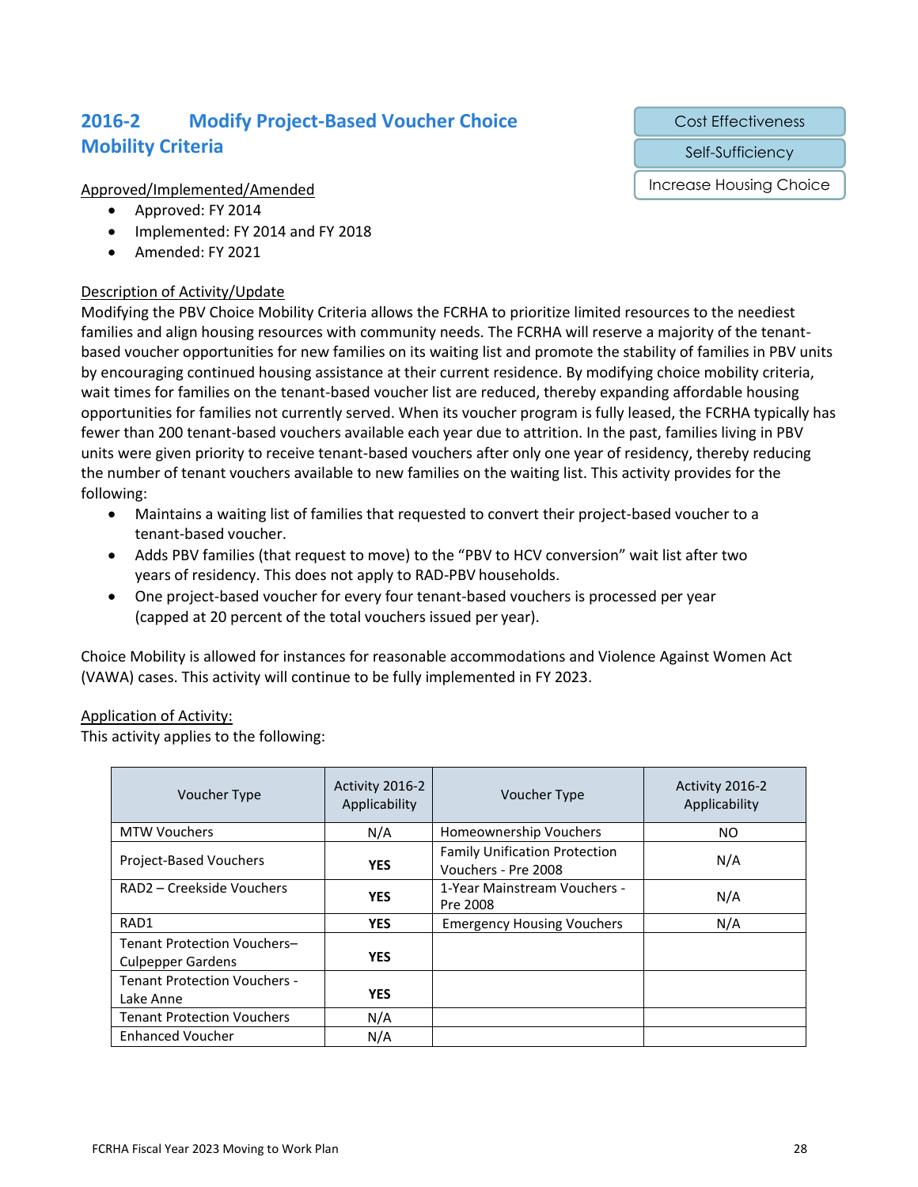## 2016-2 Modify Project-Based Voucher Choice Mobility Criteria

Cost Effectiveness

Self-Sufficiency

Increase Housing Choice

Approved/Implemented/Amended

- Approved: FY 2014
- Implemented: FY 2014 and FY 2018
- Amended: FY 2021

Description of Activity/Update

Modifying the PBV Choice Mobility Criteria allows the FCRHA to prioritize limited resources to the neediest families and align housing resources with community needs. The FCRHA will reserve a majority of the tenant-based voucher opportunities for new families on its waiting list and promote the stability of families in PBV units by encouraging continued housing assistance at their current residence. By modifying choice mobility criteria, wait times for families on the tenant-based voucher list are reduced, thereby expanding affordable housing opportunities for families not currently served. When its voucher program is fully leased, the FCRHA typically has fewer than 200 tenant-based vouchers available each year due to attrition. In the past, families living in PBV units were given priority to receive tenant-based vouchers after only one year of residency, thereby reducing the number of tenant vouchers available to new families on the waiting list. This activity provides for the following:

- Maintains a waiting list of families that requested to convert their project-based voucher to a tenant-based voucher.
- Adds PBV families (that request to move) to the "PBV to HCV conversion" wait list after two years of residency. This does not apply to RAD-PBV households.
- One project-based voucher for every four tenant-based vouchers is processed per year (capped at 20 percent of the total vouchers issued per year).

Choice Mobility is allowed for instances for reasonable accommodations and Violence Against Women Act (VAWA) cases. This activity will continue to be fully implemented in FY 2023.

Application of Activity:

This activity applies to the following:

| Voucher Type | Activity 2016-2 Applicability | Voucher Type | Activity 2016-2 Applicability |
|---|---|---|---|
| MTW Vouchers | N/A | Homeownership Vouchers | NO |
| Project-Based Vouchers | **YES** | Family Unification Protection Vouchers - Pre 2008 | N/A |
| RAD2 – Creekside Vouchers | **YES** | 1-Year Mainstream Vouchers - Pre 2008 | N/A |
| RAD1 | **YES** | Emergency Housing Vouchers | N/A |
| Tenant Protection Vouchers– Culpepper Gardens | **YES** | | |
| Tenant Protection Vouchers - Lake Anne | **YES** | | |
| Tenant Protection Vouchers | N/A | | |
| Enhanced Voucher | N/A | | |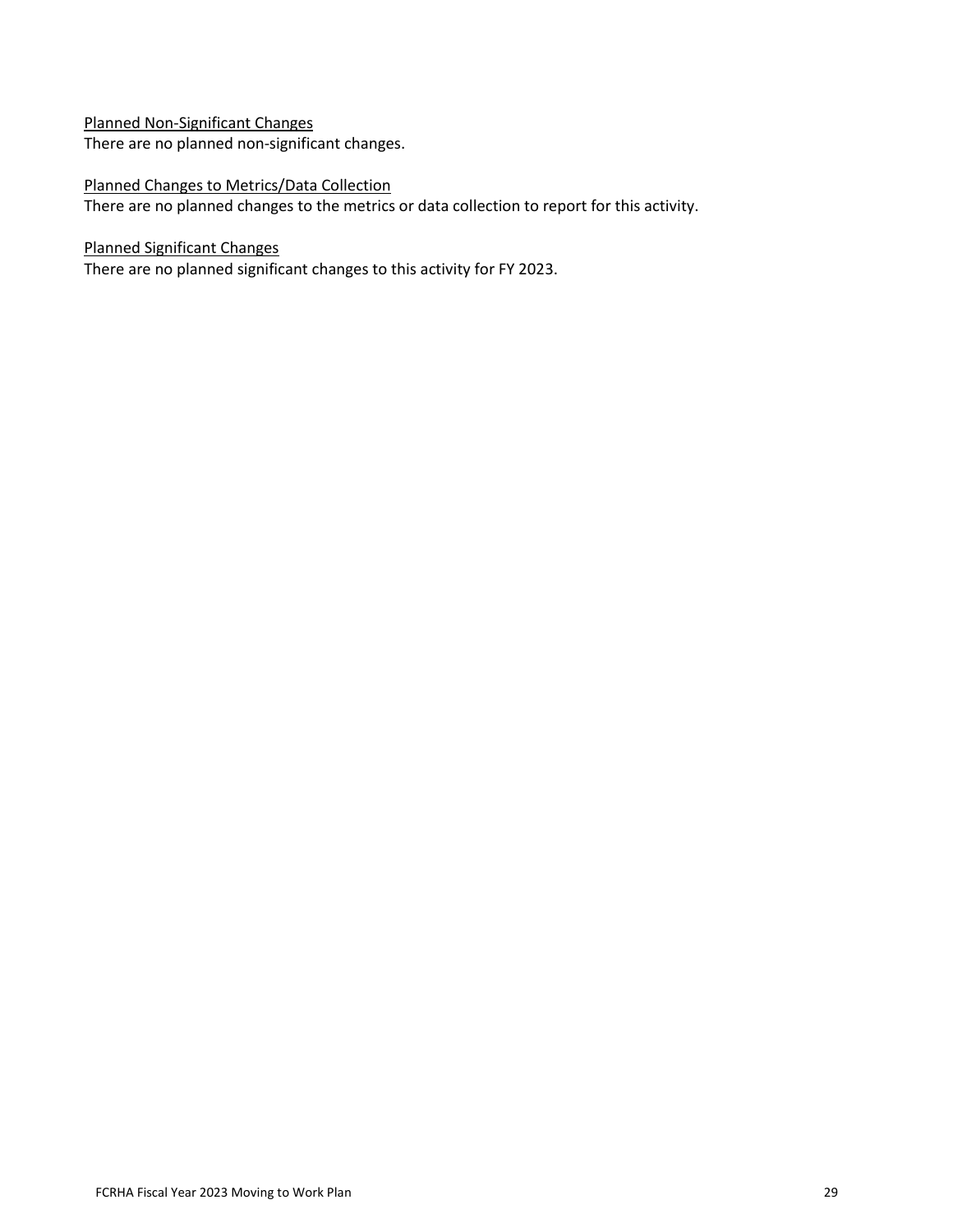Planned Non-Significant Changes

There are no planned non-significant changes.

Planned Changes to Metrics/Data Collection

There are no planned changes to the metrics or data collection to report for this activity.

Planned Significant Changes

There are no planned significant changes to this activity for FY 2023.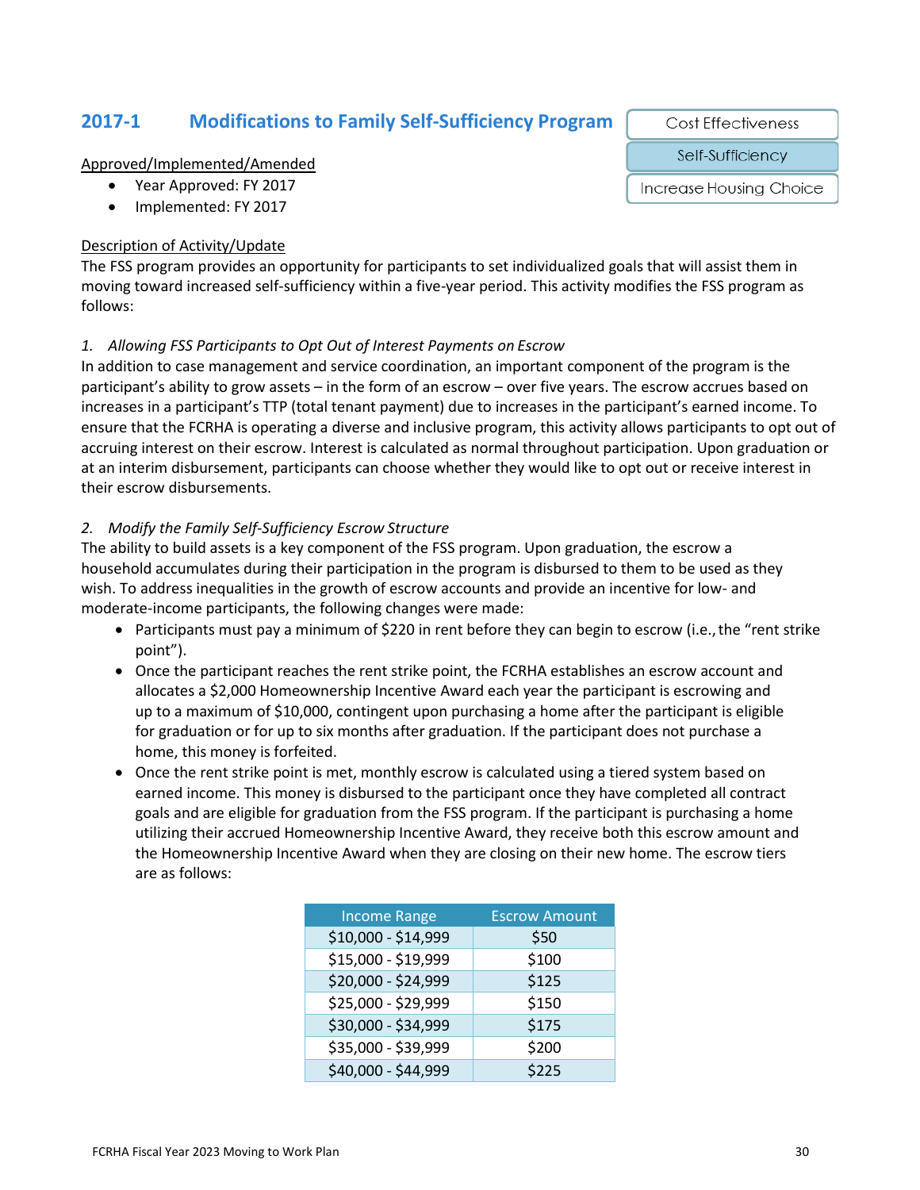## 2017-1 Modifications to Family Self-Sufficiency Program

Cost Effectiveness

Self-Sufficiency

Increase Housing Choice

Approved/Implemented/Amended

- Year Approved: FY 2017
- Implemented: FY 2017

Description of Activity/Update

The FSS program provides an opportunity for participants to set individualized goals that will assist them in moving toward increased self-sufficiency within a five-year period. This activity modifies the FSS program as follows:

*1. Allowing FSS Participants to Opt Out of Interest Payments on Escrow*

In addition to case management and service coordination, an important component of the program is the participant's ability to grow assets – in the form of an escrow – over five years. The escrow accrues based on increases in a participant's TTP (total tenant payment) due to increases in the participant's earned income. To ensure that the FCRHA is operating a diverse and inclusive program, this activity allows participants to opt out of accruing interest on their escrow. Interest is calculated as normal throughout participation. Upon graduation or at an interim disbursement, participants can choose whether they would like to opt out or receive interest in their escrow disbursements.

*2. Modify the Family Self-Sufficiency Escrow Structure*

The ability to build assets is a key component of the FSS program. Upon graduation, the escrow a household accumulates during their participation in the program is disbursed to them to be used as they wish. To address inequalities in the growth of escrow accounts and provide an incentive for low- and moderate-income participants, the following changes were made:

- Participants must pay a minimum of $220 in rent before they can begin to escrow (i.e., the "rent strike point").
- Once the participant reaches the rent strike point, the FCRHA establishes an escrow account and allocates a $2,000 Homeownership Incentive Award each year the participant is escrowing and up to a maximum of $10,000, contingent upon purchasing a home after the participant is eligible for graduation or for up to six months after graduation. If the participant does not purchase a home, this money is forfeited.
- Once the rent strike point is met, monthly escrow is calculated using a tiered system based on earned income. This money is disbursed to the participant once they have completed all contract goals and are eligible for graduation from the FSS program. If the participant is purchasing a home utilizing their accrued Homeownership Incentive Award, they receive both this escrow amount and the Homeownership Incentive Award when they are closing on their new home. The escrow tiers are as follows:

| Income Range | Escrow Amount |
| --- | --- |
| $10,000 - $14,999 | $50 |
| $15,000 - $19,999 | $100 |
| $20,000 - $24,999 | $125 |
| $25,000 - $29,999 | $150 |
| $30,000 - $34,999 | $175 |
| $35,000 - $39,999 | $200 |
| $40,000 - $44,999 | $225 |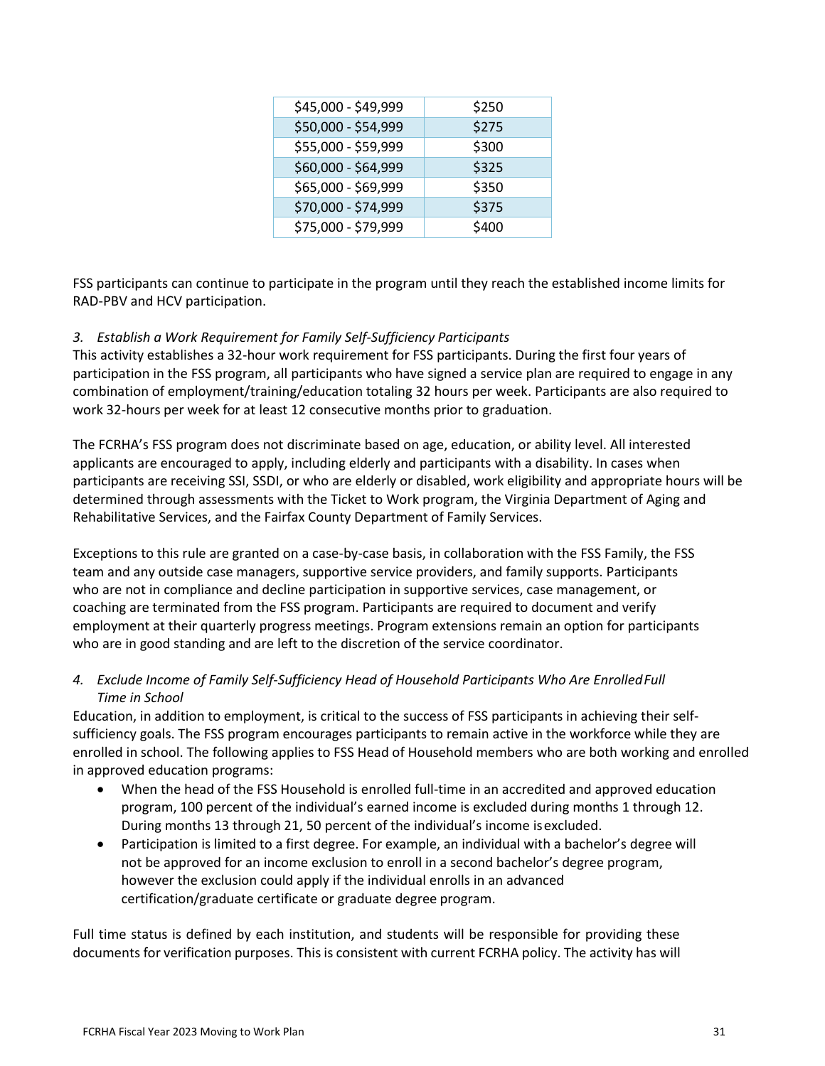| $45,000 - $49,999 | $250 |
|---|---|
| $50,000 - $54,999 | $275 |
| $55,000 - $59,999 | $300 |
| $60,000 - $64,999 | $325 |
| $65,000 - $69,999 | $350 |
| $70,000 - $74,999 | $375 |
| $75,000 - $79,999 | $400 |

FSS participants can continue to participate in the program until they reach the established income limits for RAD-PBV and HCV participation.

*3. Establish a Work Requirement for Family Self-Sufficiency Participants*

This activity establishes a 32-hour work requirement for FSS participants. During the first four years of participation in the FSS program, all participants who have signed a service plan are required to engage in any combination of employment/training/education totaling 32 hours per week. Participants are also required to work 32-hours per week for at least 12 consecutive months prior to graduation.

The FCRHA's FSS program does not discriminate based on age, education, or ability level. All interested applicants are encouraged to apply, including elderly and participants with a disability. In cases when participants are receiving SSI, SSDI, or who are elderly or disabled, work eligibility and appropriate hours will be determined through assessments with the Ticket to Work program, the Virginia Department of Aging and Rehabilitative Services, and the Fairfax County Department of Family Services.

Exceptions to this rule are granted on a case-by-case basis, in collaboration with the FSS Family, the FSS team and any outside case managers, supportive service providers, and family supports. Participants who are not in compliance and decline participation in supportive services, case management, or coaching are terminated from the FSS program. Participants are required to document and verify employment at their quarterly progress meetings. Program extensions remain an option for participants who are in good standing and are left to the discretion of the service coordinator.

*4. Exclude Income of Family Self-Sufficiency Head of Household Participants Who Are Enrolled Full Time in School*

Education, in addition to employment, is critical to the success of FSS participants in achieving their self-sufficiency goals. The FSS program encourages participants to remain active in the workforce while they are enrolled in school. The following applies to FSS Head of Household members who are both working and enrolled in approved education programs:

- When the head of the FSS Household is enrolled full-time in an accredited and approved education program, 100 percent of the individual's earned income is excluded during months 1 through 12. During months 13 through 21, 50 percent of the individual's income is excluded.
- Participation is limited to a first degree. For example, an individual with a bachelor's degree will not be approved for an income exclusion to enroll in a second bachelor's degree program, however the exclusion could apply if the individual enrolls in an advanced certification/graduate certificate or graduate degree program.

Full time status is defined by each institution, and students will be responsible for providing these documents for verification purposes. This is consistent with current FCRHA policy. The activity has will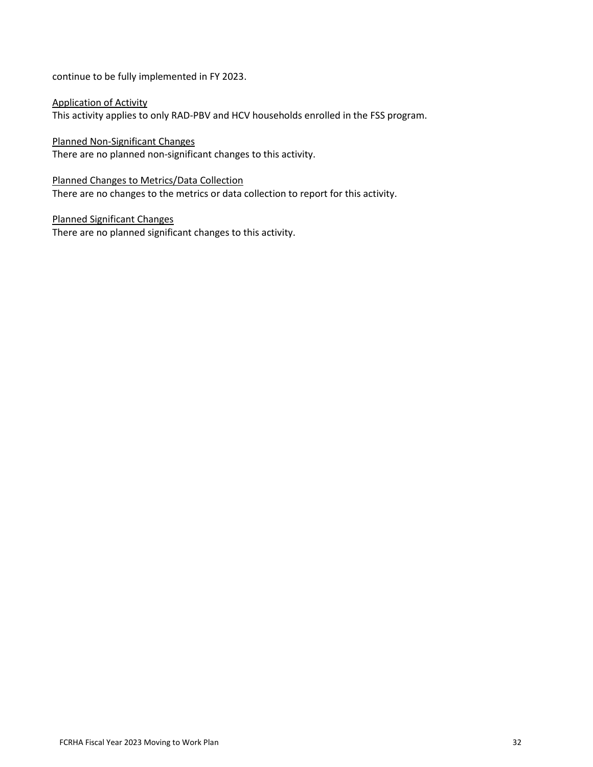continue to be fully implemented in FY 2023.

<u>Application of Activity</u>
This activity applies to only RAD-PBV and HCV households enrolled in the FSS program.

<u>Planned Non-Significant Changes</u>
There are no planned non-significant changes to this activity.

<u>Planned Changes to Metrics/Data Collection</u>
There are no changes to the metrics or data collection to report for this activity.

<u>Planned Significant Changes</u>
There are no planned significant changes to this activity.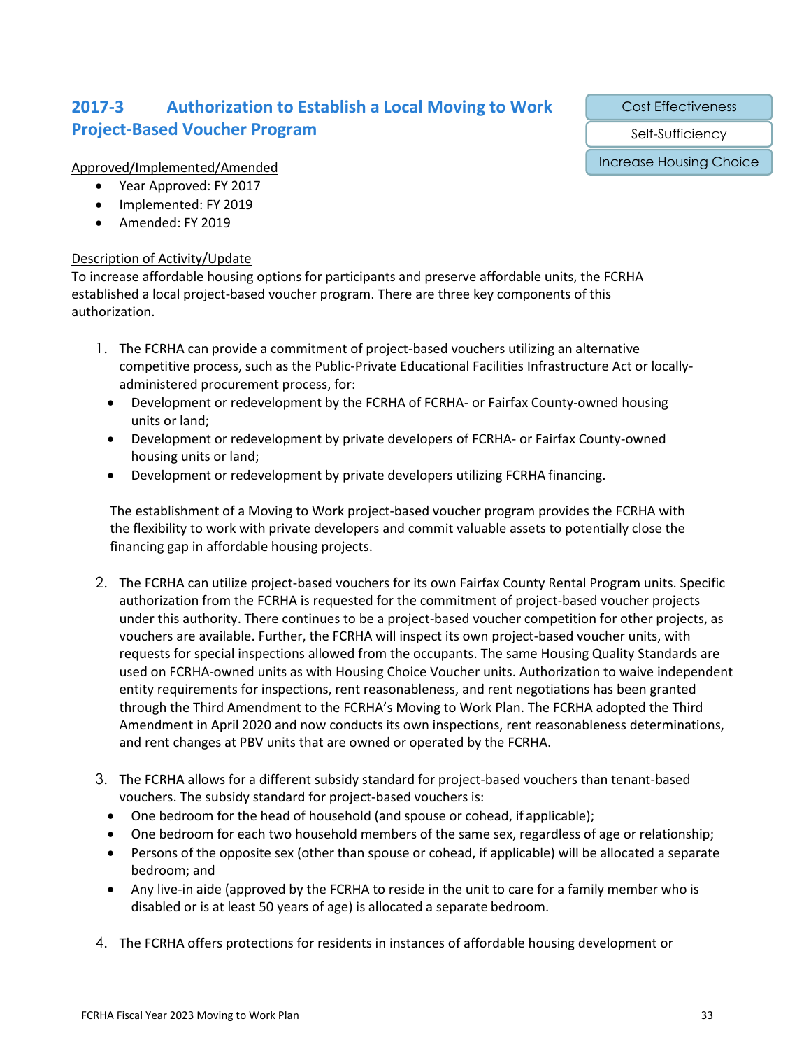## 2017-3 Authorization to Establish a Local Moving to Work Project-Based Voucher Program

Cost Effectiveness

Self-Sufficiency

Increase Housing Choice

Approved/Implemented/Amended

- Year Approved: FY 2017
- Implemented: FY 2019
- Amended: FY 2019

Description of Activity/Update

To increase affordable housing options for participants and preserve affordable units, the FCRHA established a local project-based voucher program. There are three key components of this authorization.

1. The FCRHA can provide a commitment of project-based vouchers utilizing an alternative competitive process, such as the Public-Private Educational Facilities Infrastructure Act or locally-administered procurement process, for:
   - Development or redevelopment by the FCRHA of FCRHA- or Fairfax County-owned housing units or land;
   - Development or redevelopment by private developers of FCRHA- or Fairfax County-owned housing units or land;
   - Development or redevelopment by private developers utilizing FCRHA financing.

   The establishment of a Moving to Work project-based voucher program provides the FCRHA with the flexibility to work with private developers and commit valuable assets to potentially close the financing gap in affordable housing projects.

2. The FCRHA can utilize project-based vouchers for its own Fairfax County Rental Program units. Specific authorization from the FCRHA is requested for the commitment of project-based voucher projects under this authority. There continues to be a project-based voucher competition for other projects, as vouchers are available. Further, the FCRHA will inspect its own project-based voucher units, with requests for special inspections allowed from the occupants. The same Housing Quality Standards are used on FCRHA-owned units as with Housing Choice Voucher units. Authorization to waive independent entity requirements for inspections, rent reasonableness, and rent negotiations has been granted through the Third Amendment to the FCRHA's Moving to Work Plan. The FCRHA adopted the Third Amendment in April 2020 and now conducts its own inspections, rent reasonableness determinations, and rent changes at PBV units that are owned or operated by the FCRHA.

3. The FCRHA allows for a different subsidy standard for project-based vouchers than tenant-based vouchers. The subsidy standard for project-based vouchers is:
   - One bedroom for the head of household (and spouse or cohead, if applicable);
   - One bedroom for each two household members of the same sex, regardless of age or relationship;
   - Persons of the opposite sex (other than spouse or cohead, if applicable) will be allocated a separate bedroom; and
   - Any live-in aide (approved by the FCRHA to reside in the unit to care for a family member who is disabled or is at least 50 years of age) is allocated a separate bedroom.

4. The FCRHA offers protections for residents in instances of affordable housing development or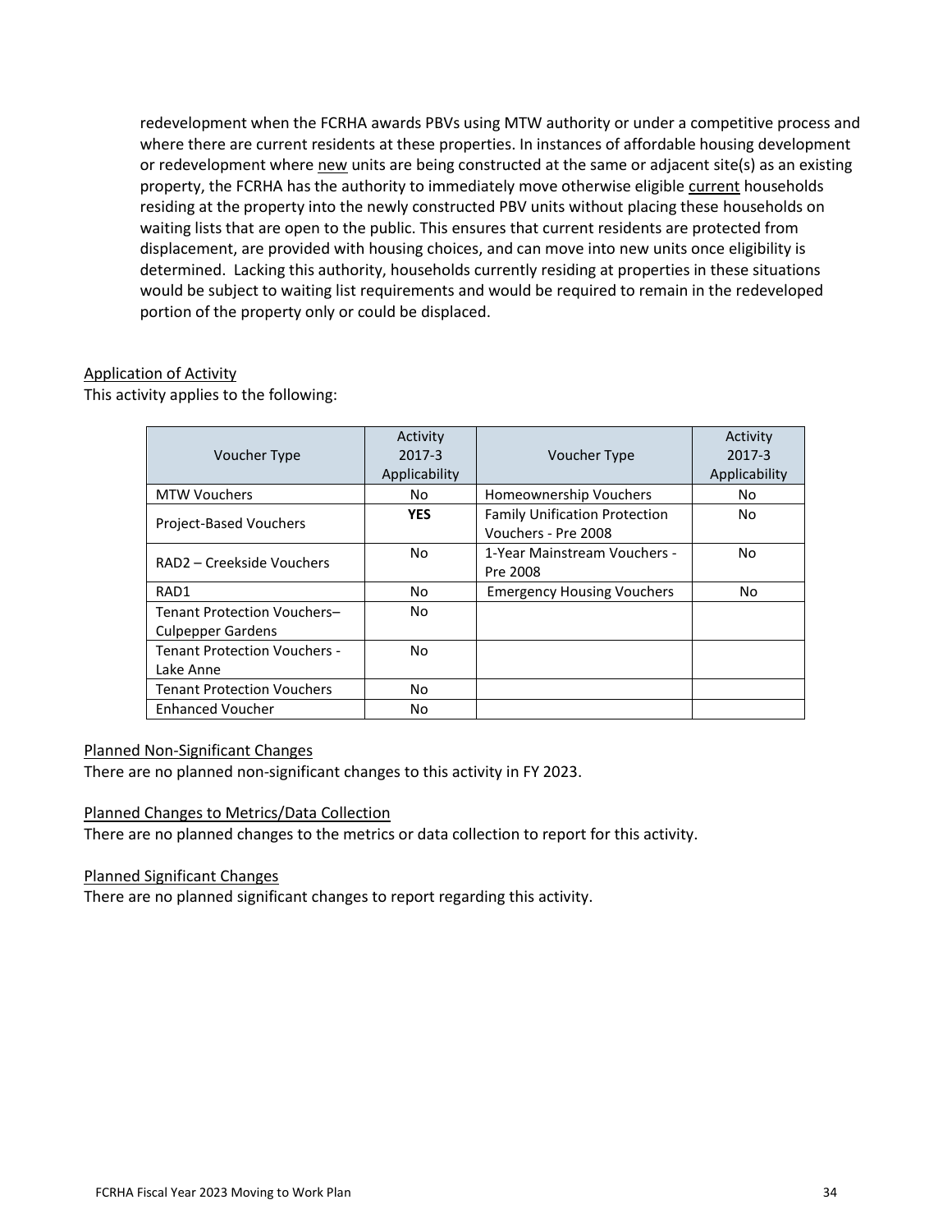redevelopment when the FCRHA awards PBVs using MTW authority or under a competitive process and where there are current residents at these properties. In instances of affordable housing development or redevelopment where new units are being constructed at the same or adjacent site(s) as an existing property, the FCRHA has the authority to immediately move otherwise eligible current households residing at the property into the newly constructed PBV units without placing these households on waiting lists that are open to the public. This ensures that current residents are protected from displacement, are provided with housing choices, and can move into new units once eligibility is determined. Lacking this authority, households currently residing at properties in these situations would be subject to waiting list requirements and would be required to remain in the redeveloped portion of the property only or could be displaced.

Application of Activity

This activity applies to the following:

| Voucher Type | Activity 2017-3 Applicability | Voucher Type | Activity 2017-3 Applicability |
|---|---|---|---|
| MTW Vouchers | No | Homeownership Vouchers | No |
| Project-Based Vouchers | **YES** | Family Unification Protection Vouchers - Pre 2008 | No |
| RAD2 – Creekside Vouchers | No | 1-Year Mainstream Vouchers - Pre 2008 | No |
| RAD1 | No | Emergency Housing Vouchers | No |
| Tenant Protection Vouchers– Culpepper Gardens | No | | |
| Tenant Protection Vouchers - Lake Anne | No | | |
| Tenant Protection Vouchers | No | | |
| Enhanced Voucher | No | | |

Planned Non-Significant Changes

There are no planned non-significant changes to this activity in FY 2023.

Planned Changes to Metrics/Data Collection

There are no planned changes to the metrics or data collection to report for this activity.

Planned Significant Changes

There are no planned significant changes to report regarding this activity.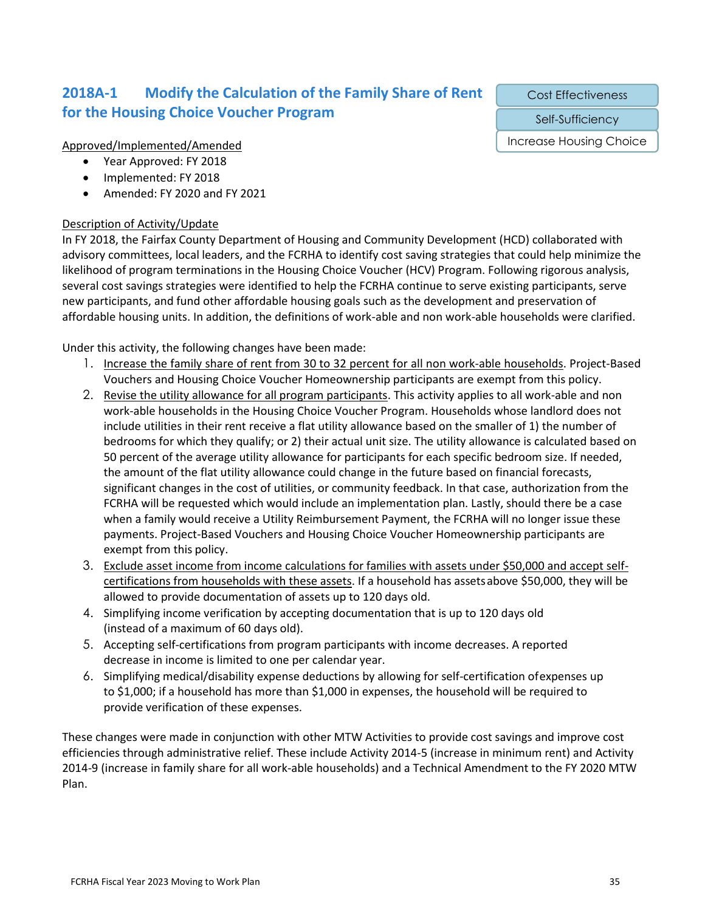## 2018A-1 Modify the Calculation of the Family Share of Rent for the Housing Choice Voucher Program

Cost Effectiveness

Self-Sufficiency

Increase Housing Choice

Approved/Implemented/Amended

- Year Approved: FY 2018
- Implemented: FY 2018
- Amended: FY 2020 and FY 2021

Description of Activity/Update

In FY 2018, the Fairfax County Department of Housing and Community Development (HCD) collaborated with advisory committees, local leaders, and the FCRHA to identify cost saving strategies that could help minimize the likelihood of program terminations in the Housing Choice Voucher (HCV) Program. Following rigorous analysis, several cost savings strategies were identified to help the FCRHA continue to serve existing participants, serve new participants, and fund other affordable housing goals such as the development and preservation of affordable housing units. In addition, the definitions of work-able and non work-able households were clarified.

Under this activity, the following changes have been made:

1. Increase the family share of rent from 30 to 32 percent for all non work-able households. Project-Based Vouchers and Housing Choice Voucher Homeownership participants are exempt from this policy.
2. Revise the utility allowance for all program participants. This activity applies to all work-able and non work-able households in the Housing Choice Voucher Program. Households whose landlord does not include utilities in their rent receive a flat utility allowance based on the smaller of 1) the number of bedrooms for which they qualify; or 2) their actual unit size. The utility allowance is calculated based on 50 percent of the average utility allowance for participants for each specific bedroom size. If needed, the amount of the flat utility allowance could change in the future based on financial forecasts, significant changes in the cost of utilities, or community feedback. In that case, authorization from the FCRHA will be requested which would include an implementation plan. Lastly, should there be a case when a family would receive a Utility Reimbursement Payment, the FCRHA will no longer issue these payments. Project-Based Vouchers and Housing Choice Voucher Homeownership participants are exempt from this policy.
3. Exclude asset income from income calculations for families with assets under $50,000 and accept self-certifications from households with these assets. If a household has assets above $50,000, they will be allowed to provide documentation of assets up to 120 days old.
4. Simplifying income verification by accepting documentation that is up to 120 days old (instead of a maximum of 60 days old).
5. Accepting self-certifications from program participants with income decreases. A reported decrease in income is limited to one per calendar year.
6. Simplifying medical/disability expense deductions by allowing for self-certification of expenses up to $1,000; if a household has more than $1,000 in expenses, the household will be required to provide verification of these expenses.

These changes were made in conjunction with other MTW Activities to provide cost savings and improve cost efficiencies through administrative relief. These include Activity 2014-5 (increase in minimum rent) and Activity 2014-9 (increase in family share for all work-able households) and a Technical Amendment to the FY 2020 MTW Plan.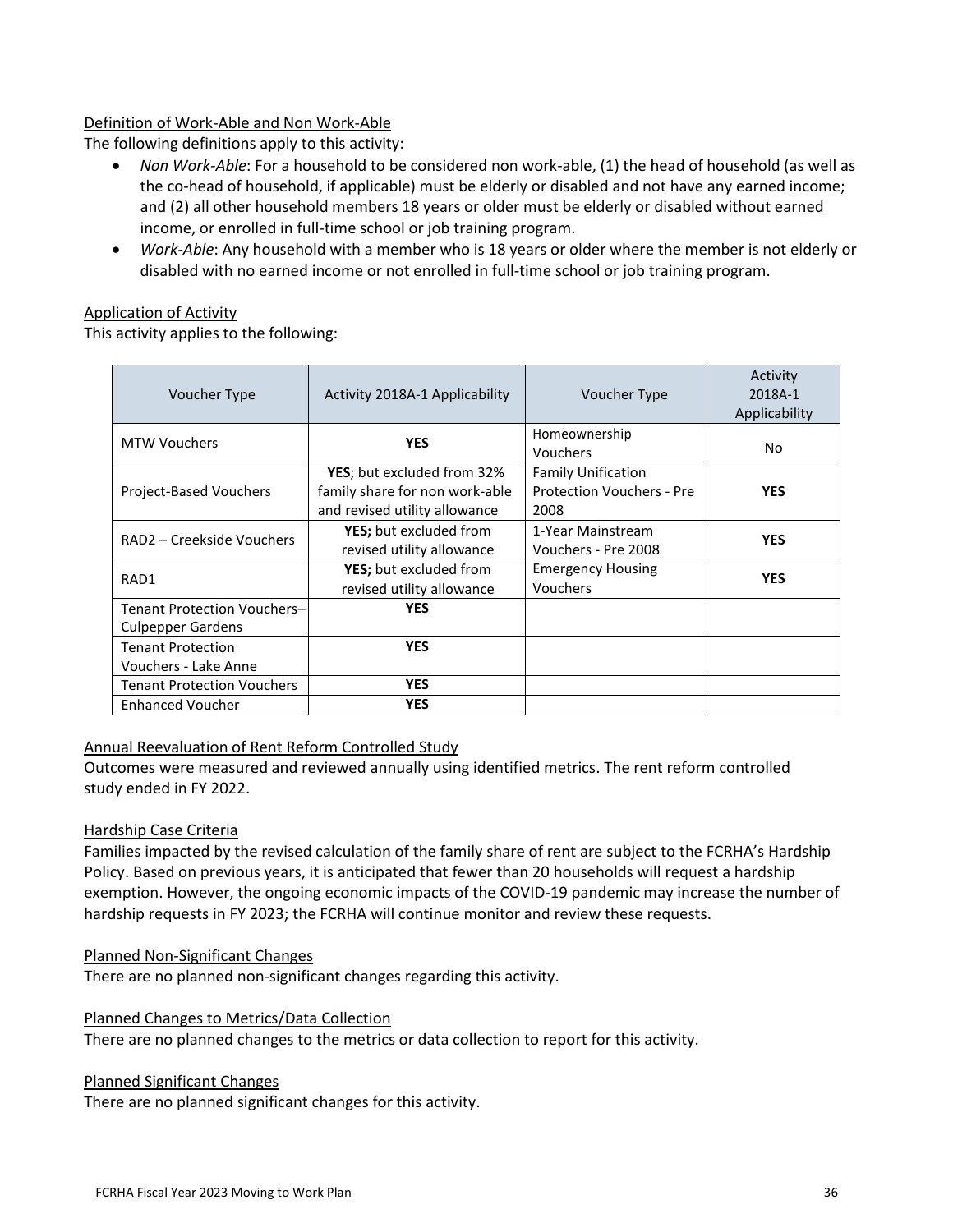Definition of Work-Able and Non Work-Able

The following definitions apply to this activity:

- *Non Work-Able*: For a household to be considered non work-able, (1) the head of household (as well as the co-head of household, if applicable) must be elderly or disabled and not have any earned income; and (2) all other household members 18 years or older must be elderly or disabled without earned income, or enrolled in full-time school or job training program.
- *Work-Able*: Any household with a member who is 18 years or older where the member is not elderly or disabled with no earned income or not enrolled in full-time school or job training program.

Application of Activity

This activity applies to the following:

| Voucher Type | Activity 2018A-1 Applicability | Voucher Type | Activity 2018A-1 Applicability |
|---|---|---|---|
| MTW Vouchers | **YES** | Homeownership Vouchers | No |
| Project-Based Vouchers | **YES**; but excluded from 32% family share for non work-able and revised utility allowance | Family Unification Protection Vouchers - Pre 2008 | **YES** |
| RAD2 – Creekside Vouchers | **YES;** but excluded from revised utility allowance | 1-Year Mainstream Vouchers - Pre 2008 | **YES** |
| RAD1 | **YES;** but excluded from revised utility allowance | Emergency Housing Vouchers | **YES** |
| Tenant Protection Vouchers–Culpepper Gardens | **YES** | | |
| Tenant Protection Vouchers - Lake Anne | **YES** | | |
| Tenant Protection Vouchers | **YES** | | |
| Enhanced Voucher | **YES** | | |

Annual Reevaluation of Rent Reform Controlled Study

Outcomes were measured and reviewed annually using identified metrics. The rent reform controlled study ended in FY 2022.

Hardship Case Criteria

Families impacted by the revised calculation of the family share of rent are subject to the FCRHA's Hardship Policy. Based on previous years, it is anticipated that fewer than 20 households will request a hardship exemption. However, the ongoing economic impacts of the COVID-19 pandemic may increase the number of hardship requests in FY 2023; the FCRHA will continue monitor and review these requests.

Planned Non-Significant Changes

There are no planned non-significant changes regarding this activity.

Planned Changes to Metrics/Data Collection

There are no planned changes to the metrics or data collection to report for this activity.

Planned Significant Changes

There are no planned significant changes for this activity.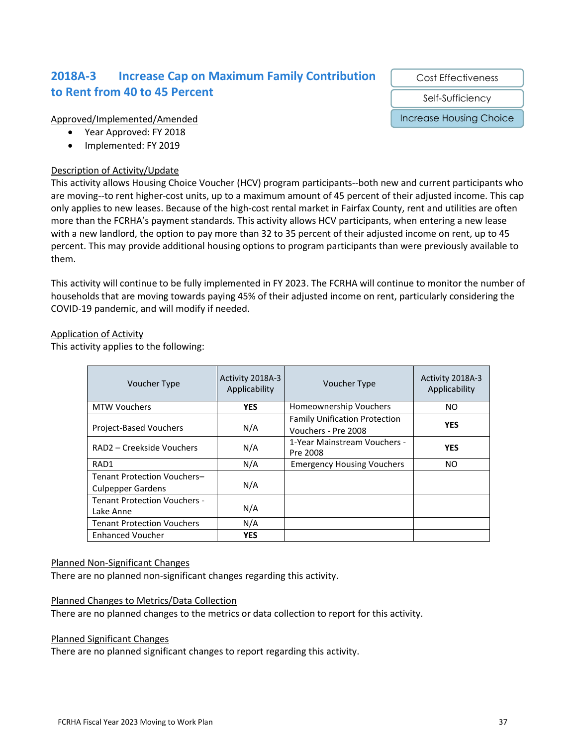## 2018A-3 Increase Cap on Maximum Family Contribution to Rent from 40 to 45 Percent

Cost Effectiveness

Self-Sufficiency

Increase Housing Choice

Approved/Implemented/Amended

- Year Approved: FY 2018
- Implemented: FY 2019

Description of Activity/Update

This activity allows Housing Choice Voucher (HCV) program participants--both new and current participants who are moving--to rent higher-cost units, up to a maximum amount of 45 percent of their adjusted income. This cap only applies to new leases. Because of the high-cost rental market in Fairfax County, rent and utilities are often more than the FCRHA's payment standards. This activity allows HCV participants, when entering a new lease with a new landlord, the option to pay more than 32 to 35 percent of their adjusted income on rent, up to 45 percent. This may provide additional housing options to program participants than were previously available to them.

This activity will continue to be fully implemented in FY 2023. The FCRHA will continue to monitor the number of households that are moving towards paying 45% of their adjusted income on rent, particularly considering the COVID-19 pandemic, and will modify if needed.

Application of Activity

This activity applies to the following:

| Voucher Type | Activity 2018A-3 Applicability | Voucher Type | Activity 2018A-3 Applicability |
|---|---|---|---|
| MTW Vouchers | **YES** | Homeownership Vouchers | NO |
| Project-Based Vouchers | N/A | Family Unification Protection Vouchers - Pre 2008 | **YES** |
| RAD2 – Creekside Vouchers | N/A | 1-Year Mainstream Vouchers - Pre 2008 | **YES** |
| RAD1 | N/A | Emergency Housing Vouchers | NO |
| Tenant Protection Vouchers– Culpepper Gardens | N/A | | |
| Tenant Protection Vouchers - Lake Anne | N/A | | |
| Tenant Protection Vouchers | N/A | | |
| Enhanced Voucher | **YES** | | |

Planned Non-Significant Changes

There are no planned non-significant changes regarding this activity.

Planned Changes to Metrics/Data Collection

There are no planned changes to the metrics or data collection to report for this activity.

Planned Significant Changes

There are no planned significant changes to report regarding this activity.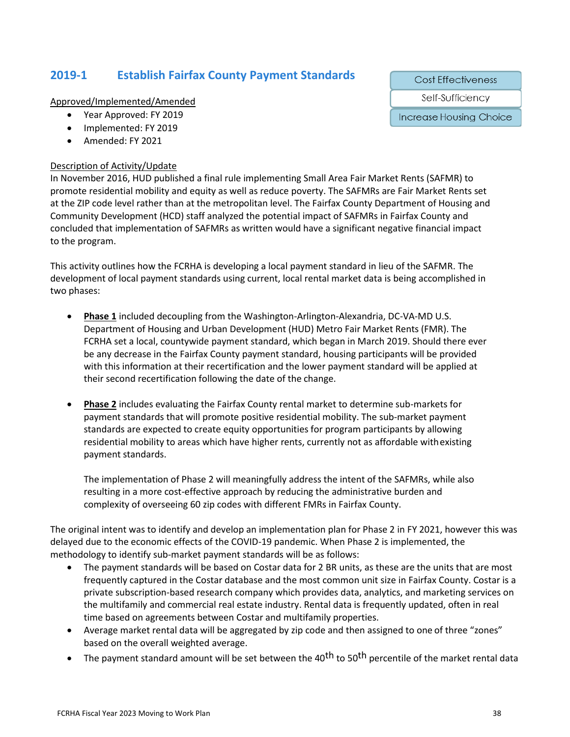## 2019-1 Establish Fairfax County Payment Standards

Cost Effectiveness

Self-Sufficiency

Increase Housing Choice

Approved/Implemented/Amended

- Year Approved: FY 2019
- Implemented: FY 2019
- Amended: FY 2021

Description of Activity/Update

In November 2016, HUD published a final rule implementing Small Area Fair Market Rents (SAFMR) to promote residential mobility and equity as well as reduce poverty. The SAFMRs are Fair Market Rents set at the ZIP code level rather than at the metropolitan level. The Fairfax County Department of Housing and Community Development (HCD) staff analyzed the potential impact of SAFMRs in Fairfax County and concluded that implementation of SAFMRs as written would have a significant negative financial impact to the program.

This activity outlines how the FCRHA is developing a local payment standard in lieu of the SAFMR. The development of local payment standards using current, local rental market data is being accomplished in two phases:

- **Phase 1** included decoupling from the Washington-Arlington-Alexandria, DC-VA-MD U.S. Department of Housing and Urban Development (HUD) Metro Fair Market Rents (FMR). The FCRHA set a local, countywide payment standard, which began in March 2019. Should there ever be any decrease in the Fairfax County payment standard, housing participants will be provided with this information at their recertification and the lower payment standard will be applied at their second recertification following the date of the change.

- **Phase 2** includes evaluating the Fairfax County rental market to determine sub-markets for payment standards that will promote positive residential mobility. The sub-market payment standards are expected to create equity opportunities for program participants by allowing residential mobility to areas which have higher rents, currently not as affordable with existing payment standards.

  The implementation of Phase 2 will meaningfully address the intent of the SAFMRs, while also resulting in a more cost-effective approach by reducing the administrative burden and complexity of overseeing 60 zip codes with different FMRs in Fairfax County.

The original intent was to identify and develop an implementation plan for Phase 2 in FY 2021, however this was delayed due to the economic effects of the COVID-19 pandemic. When Phase 2 is implemented, the methodology to identify sub-market payment standards will be as follows:

- The payment standards will be based on Costar data for 2 BR units, as these are the units that are most frequently captured in the Costar database and the most common unit size in Fairfax County. Costar is a private subscription-based research company which provides data, analytics, and marketing services on the multifamily and commercial real estate industry. Rental data is frequently updated, often in real time based on agreements between Costar and multifamily properties.
- Average market rental data will be aggregated by zip code and then assigned to one of three "zones" based on the overall weighted average.
- The payment standard amount will be set between the 40th to 50th percentile of the market rental data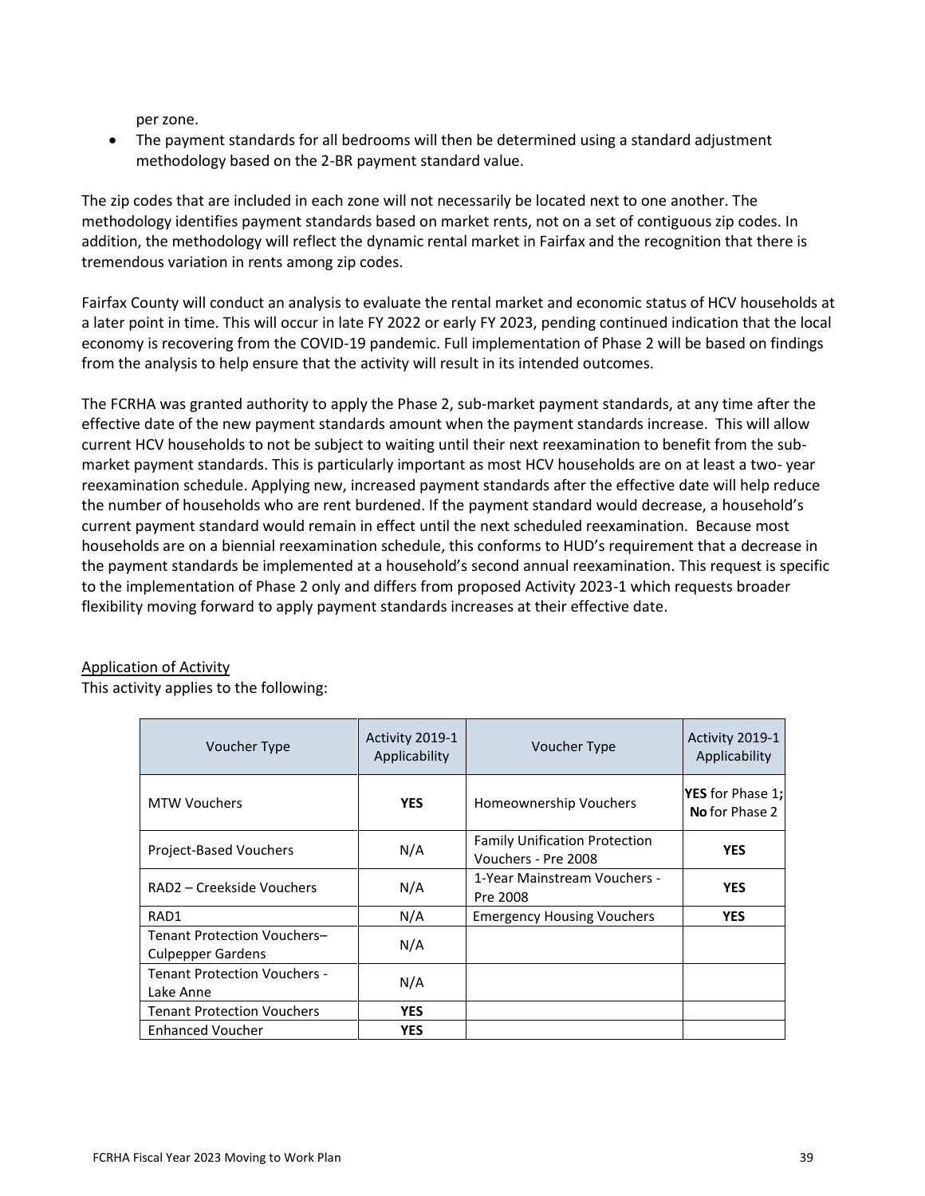per zone.

- The payment standards for all bedrooms will then be determined using a standard adjustment methodology based on the 2-BR payment standard value.

The zip codes that are included in each zone will not necessarily be located next to one another. The methodology identifies payment standards based on market rents, not on a set of contiguous zip codes. In addition, the methodology will reflect the dynamic rental market in Fairfax and the recognition that there is tremendous variation in rents among zip codes.

Fairfax County will conduct an analysis to evaluate the rental market and economic status of HCV households at a later point in time. This will occur in late FY 2022 or early FY 2023, pending continued indication that the local economy is recovering from the COVID-19 pandemic. Full implementation of Phase 2 will be based on findings from the analysis to help ensure that the activity will result in its intended outcomes.

The FCRHA was granted authority to apply the Phase 2, sub-market payment standards, at any time after the effective date of the new payment standards amount when the payment standards increase. This will allow current HCV households to not be subject to waiting until their next reexamination to benefit from the sub-market payment standards. This is particularly important as most HCV households are on at least a two- year reexamination schedule. Applying new, increased payment standards after the effective date will help reduce the number of households who are rent burdened. If the payment standard would decrease, a household's current payment standard would remain in effect until the next scheduled reexamination. Because most households are on a biennial reexamination schedule, this conforms to HUD's requirement that a decrease in the payment standards be implemented at a household's second annual reexamination. This request is specific to the implementation of Phase 2 only and differs from proposed Activity 2023-1 which requests broader flexibility moving forward to apply payment standards increases at their effective date.

<u>Application of Activity</u>

This activity applies to the following:

| Voucher Type | Activity 2019-1 Applicability | Voucher Type | Activity 2019-1 Applicability |
|---|---|---|---|
| MTW Vouchers | **YES** | Homeownership Vouchers | **YES** for Phase 1; **No** for Phase 2 |
| Project-Based Vouchers | N/A | Family Unification Protection Vouchers - Pre 2008 | **YES** |
| RAD2 – Creekside Vouchers | N/A | 1-Year Mainstream Vouchers - Pre 2008 | **YES** |
| RAD1 | N/A | Emergency Housing Vouchers | **YES** |
| Tenant Protection Vouchers– Culpepper Gardens | N/A | | |
| Tenant Protection Vouchers - Lake Anne | N/A | | |
| Tenant Protection Vouchers | **YES** | | |
| Enhanced Voucher | **YES** | | |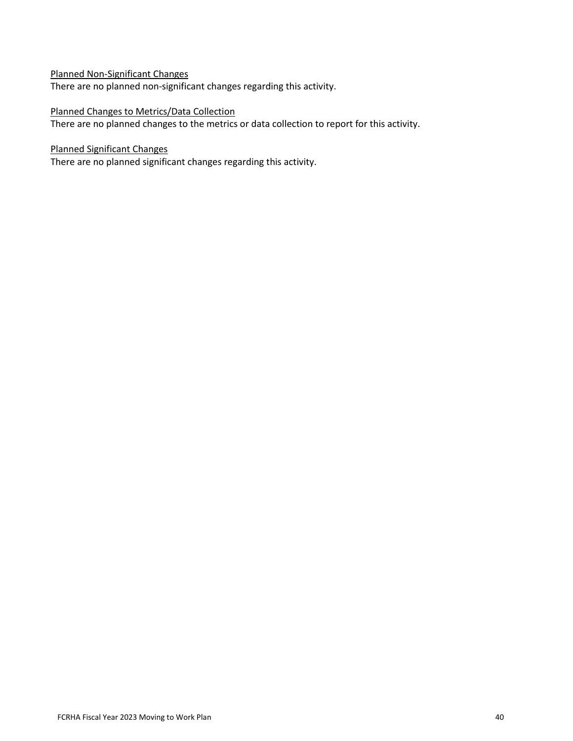Planned Non-Significant Changes

There are no planned non-significant changes regarding this activity.

Planned Changes to Metrics/Data Collection

There are no planned changes to the metrics or data collection to report for this activity.

Planned Significant Changes

There are no planned significant changes regarding this activity.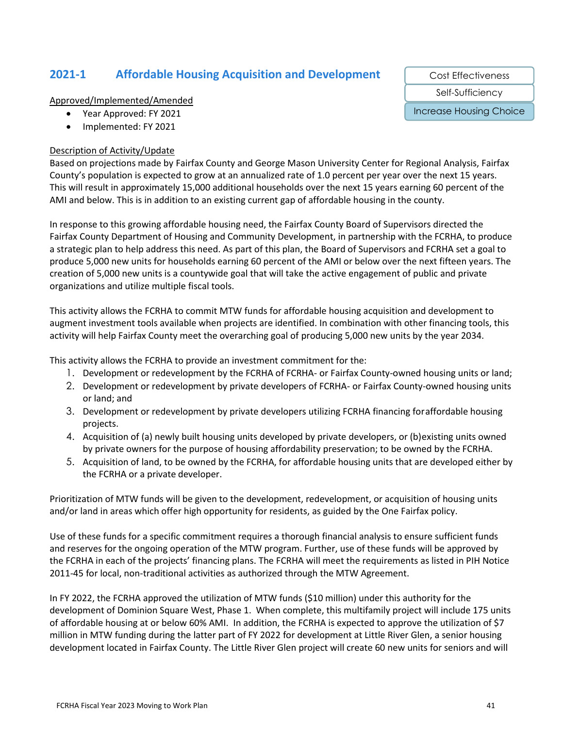## 2021-1 Affordable Housing Acquisition and Development

Cost Effectiveness

Self-Sufficiency

Increase Housing Choice

Approved/Implemented/Amended

- Year Approved: FY 2021
- Implemented: FY 2021

Description of Activity/Update

Based on projections made by Fairfax County and George Mason University Center for Regional Analysis, Fairfax County's population is expected to grow at an annualized rate of 1.0 percent per year over the next 15 years. This will result in approximately 15,000 additional households over the next 15 years earning 60 percent of the AMI and below. This is in addition to an existing current gap of affordable housing in the county.

In response to this growing affordable housing need, the Fairfax County Board of Supervisors directed the Fairfax County Department of Housing and Community Development, in partnership with the FCRHA, to produce a strategic plan to help address this need. As part of this plan, the Board of Supervisors and FCRHA set a goal to produce 5,000 new units for households earning 60 percent of the AMI or below over the next fifteen years. The creation of 5,000 new units is a countywide goal that will take the active engagement of public and private organizations and utilize multiple fiscal tools.

This activity allows the FCRHA to commit MTW funds for affordable housing acquisition and development to augment investment tools available when projects are identified. In combination with other financing tools, this activity will help Fairfax County meet the overarching goal of producing 5,000 new units by the year 2034.

This activity allows the FCRHA to provide an investment commitment for the:

1. Development or redevelopment by the FCRHA of FCRHA- or Fairfax County-owned housing units or land;
2. Development or redevelopment by private developers of FCRHA- or Fairfax County-owned housing units or land; and
3. Development or redevelopment by private developers utilizing FCRHA financing foraffordable housing projects.
4. Acquisition of (a) newly built housing units developed by private developers, or (b)existing units owned by private owners for the purpose of housing affordability preservation; to be owned by the FCRHA.
5. Acquisition of land, to be owned by the FCRHA, for affordable housing units that are developed either by the FCRHA or a private developer.

Prioritization of MTW funds will be given to the development, redevelopment, or acquisition of housing units and/or land in areas which offer high opportunity for residents, as guided by the One Fairfax policy.

Use of these funds for a specific commitment requires a thorough financial analysis to ensure sufficient funds and reserves for the ongoing operation of the MTW program. Further, use of these funds will be approved by the FCRHA in each of the projects' financing plans. The FCRHA will meet the requirements as listed in PIH Notice 2011-45 for local, non-traditional activities as authorized through the MTW Agreement.

In FY 2022, the FCRHA approved the utilization of MTW funds ($10 million) under this authority for the development of Dominion Square West, Phase 1. When complete, this multifamily project will include 175 units of affordable housing at or below 60% AMI. In addition, the FCRHA is expected to approve the utilization of $7 million in MTW funding during the latter part of FY 2022 for development at Little River Glen, a senior housing development located in Fairfax County. The Little River Glen project will create 60 new units for seniors and will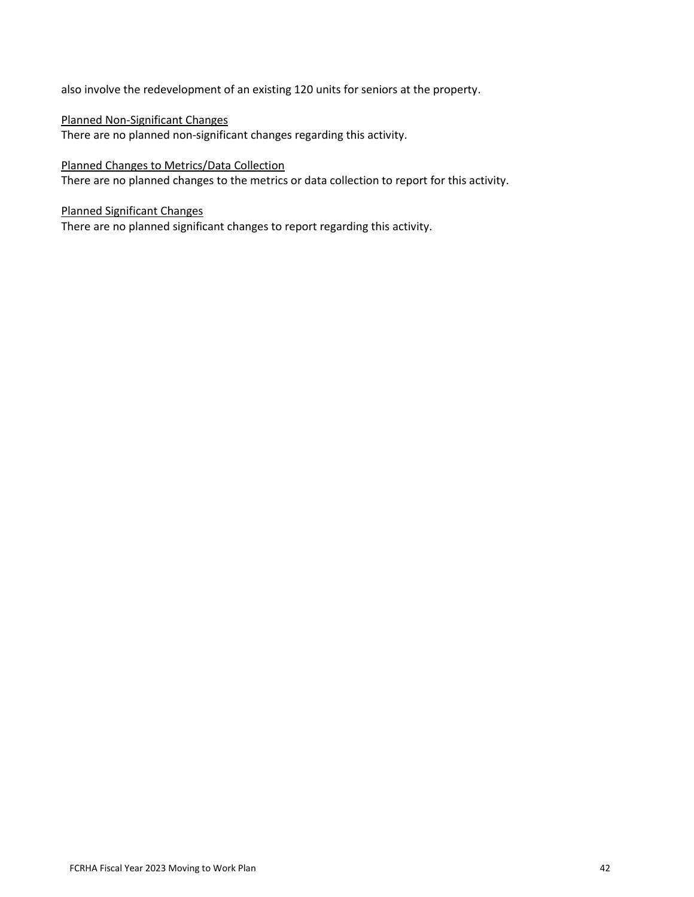also involve the redevelopment of an existing 120 units for seniors at the property.

<u>Planned Non-Significant Changes</u>
There are no planned non-significant changes regarding this activity.

<u>Planned Changes to Metrics/Data Collection</u>
There are no planned changes to the metrics or data collection to report for this activity.

<u>Planned Significant Changes</u>
There are no planned significant changes to report regarding this activity.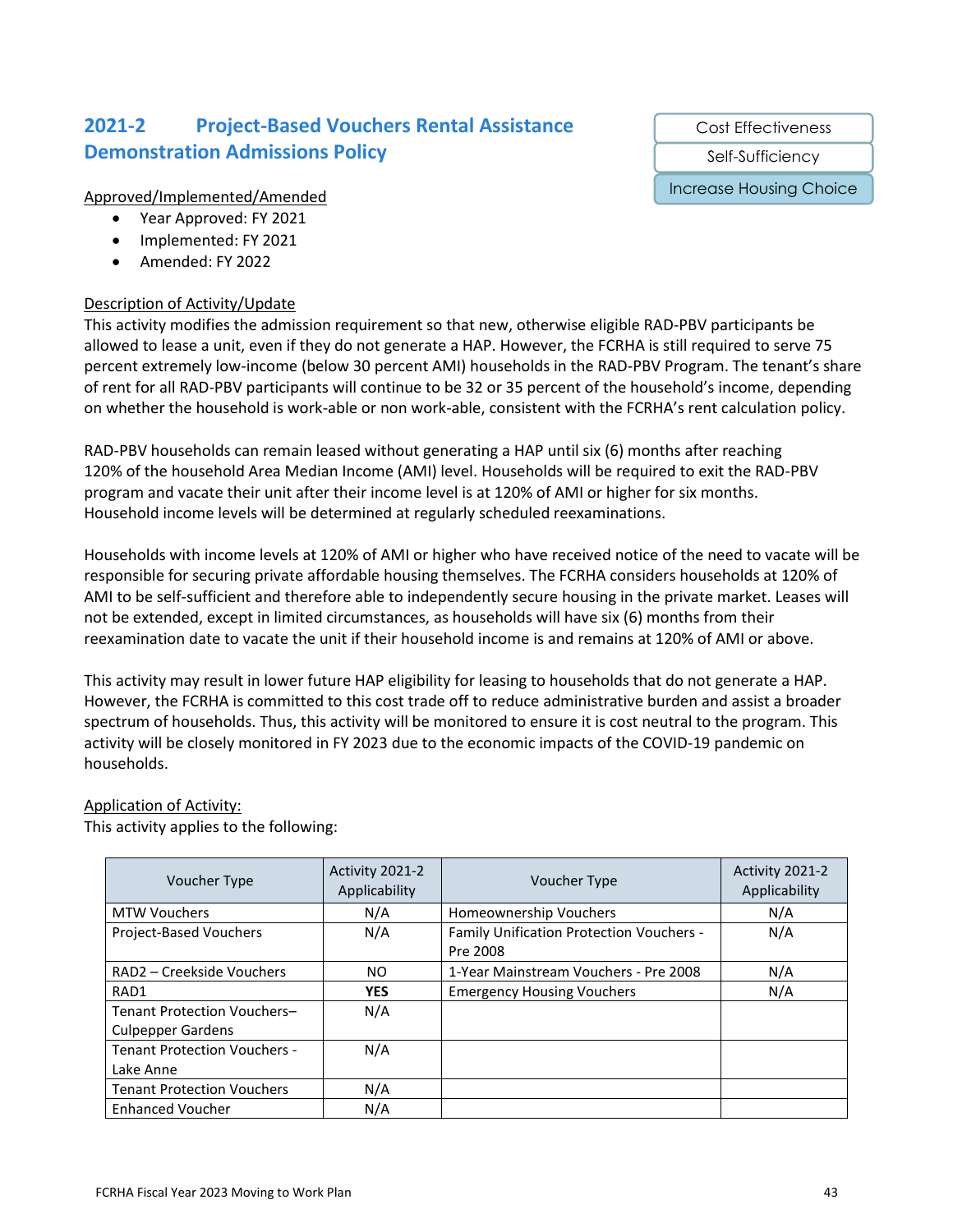## 2021-2 Project-Based Vouchers Rental Assistance Demonstration Admissions Policy

Cost Effectiveness

Self-Sufficiency

Increase Housing Choice

Approved/Implemented/Amended

- Year Approved: FY 2021
- Implemented: FY 2021
- Amended: FY 2022

Description of Activity/Update

This activity modifies the admission requirement so that new, otherwise eligible RAD-PBV participants be allowed to lease a unit, even if they do not generate a HAP. However, the FCRHA is still required to serve 75 percent extremely low-income (below 30 percent AMI) households in the RAD-PBV Program. The tenant's share of rent for all RAD-PBV participants will continue to be 32 or 35 percent of the household's income, depending on whether the household is work-able or non work-able, consistent with the FCRHA's rent calculation policy.

RAD-PBV households can remain leased without generating a HAP until six (6) months after reaching 120% of the household Area Median Income (AMI) level. Households will be required to exit the RAD-PBV program and vacate their unit after their income level is at 120% of AMI or higher for six months. Household income levels will be determined at regularly scheduled reexaminations.

Households with income levels at 120% of AMI or higher who have received notice of the need to vacate will be responsible for securing private affordable housing themselves. The FCRHA considers households at 120% of AMI to be self-sufficient and therefore able to independently secure housing in the private market. Leases will not be extended, except in limited circumstances, as households will have six (6) months from their reexamination date to vacate the unit if their household income is and remains at 120% of AMI or above.

This activity may result in lower future HAP eligibility for leasing to households that do not generate a HAP. However, the FCRHA is committed to this cost trade off to reduce administrative burden and assist a broader spectrum of households. Thus, this activity will be monitored to ensure it is cost neutral to the program. This activity will be closely monitored in FY 2023 due to the economic impacts of the COVID-19 pandemic on households.

Application of Activity:

This activity applies to the following:

| Voucher Type | Activity 2021-2 Applicability | Voucher Type | Activity 2021-2 Applicability |
|---|---|---|---|
| MTW Vouchers | N/A | Homeownership Vouchers | N/A |
| Project-Based Vouchers | N/A | Family Unification Protection Vouchers - Pre 2008 | N/A |
| RAD2 – Creekside Vouchers | NO | 1-Year Mainstream Vouchers - Pre 2008 | N/A |
| RAD1 | **YES** | Emergency Housing Vouchers | N/A |
| Tenant Protection Vouchers– Culpepper Gardens | N/A | | |
| Tenant Protection Vouchers - Lake Anne | N/A | | |
| Tenant Protection Vouchers | N/A | | |
| Enhanced Voucher | N/A | | |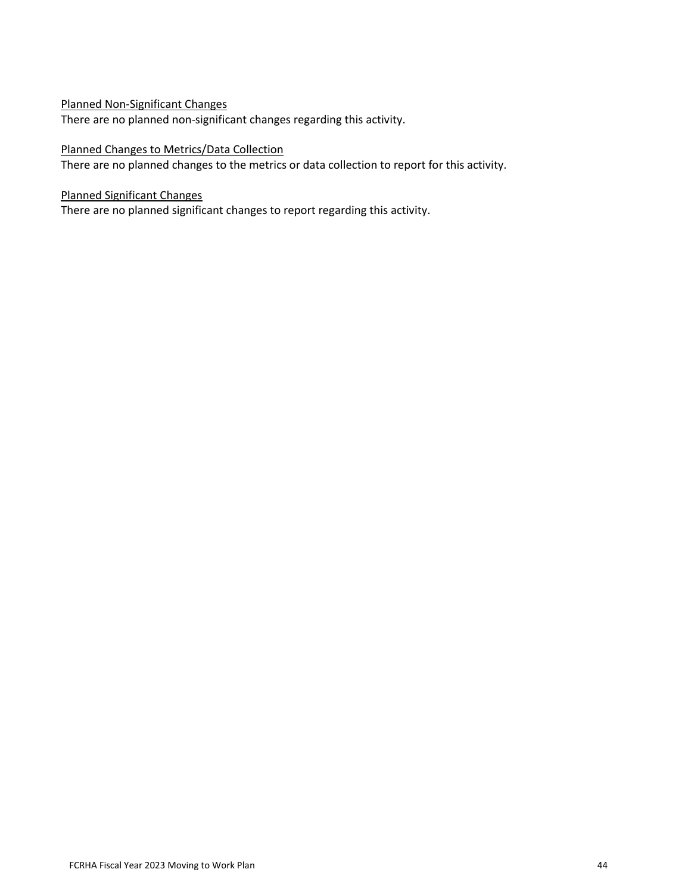Planned Non-Significant Changes

There are no planned non-significant changes regarding this activity.

Planned Changes to Metrics/Data Collection

There are no planned changes to the metrics or data collection to report for this activity.

Planned Significant Changes

There are no planned significant changes to report regarding this activity.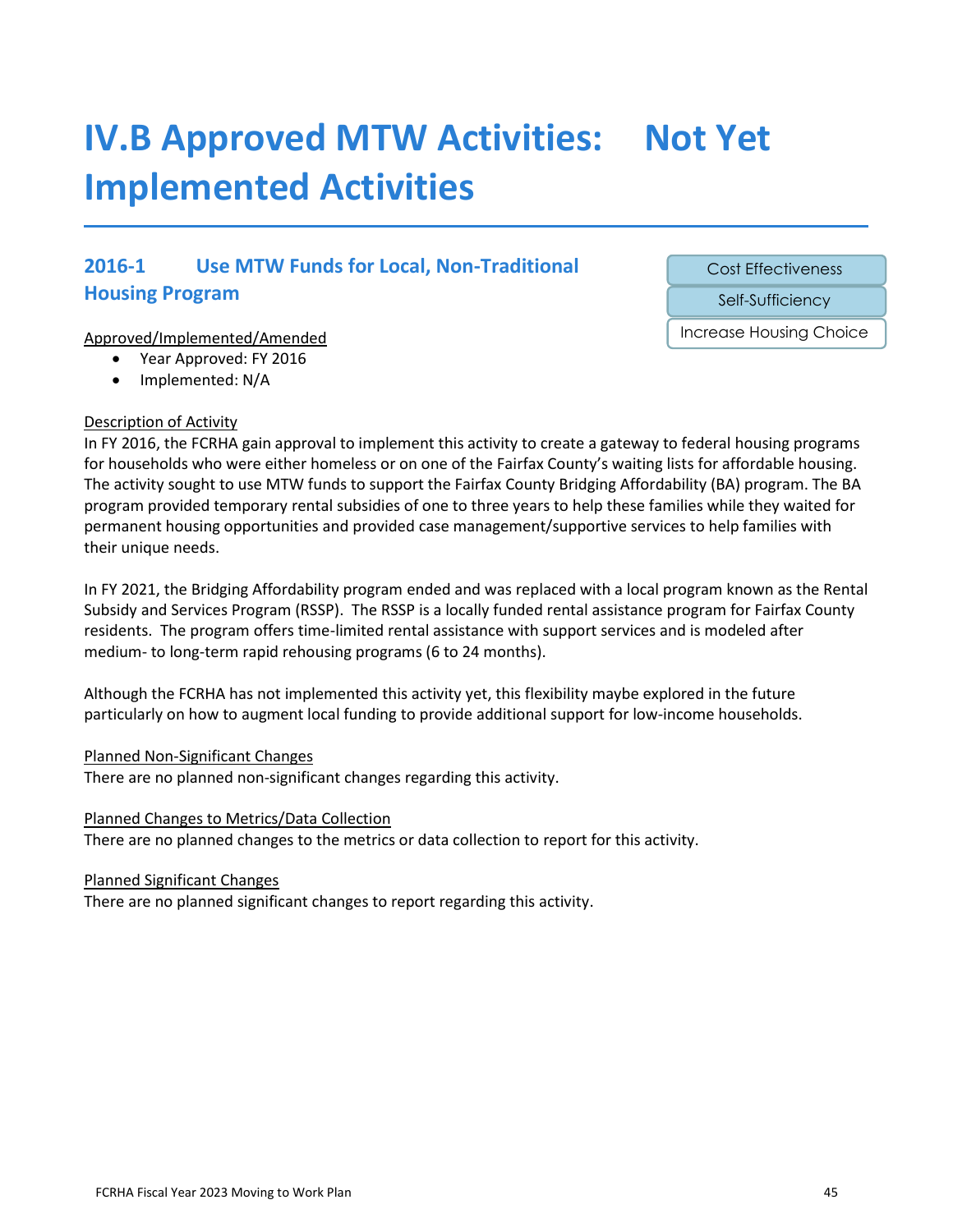# IV.B Approved MTW Activities: Not Yet Implemented Activities

## 2016-1 Use MTW Funds for Local, Non-Traditional Housing Program

Cost Effectiveness

Self-Sufficiency

Increase Housing Choice

Approved/Implemented/Amended

- Year Approved: FY 2016
- Implemented: N/A

Description of Activity

In FY 2016, the FCRHA gain approval to implement this activity to create a gateway to federal housing programs for households who were either homeless or on one of the Fairfax County's waiting lists for affordable housing. The activity sought to use MTW funds to support the Fairfax County Bridging Affordability (BA) program. The BA program provided temporary rental subsidies of one to three years to help these families while they waited for permanent housing opportunities and provided case management/supportive services to help families with their unique needs.

In FY 2021, the Bridging Affordability program ended and was replaced with a local program known as the Rental Subsidy and Services Program (RSSP). The RSSP is a locally funded rental assistance program for Fairfax County residents. The program offers time-limited rental assistance with support services and is modeled after medium- to long-term rapid rehousing programs (6 to 24 months).

Although the FCRHA has not implemented this activity yet, this flexibility maybe explored in the future particularly on how to augment local funding to provide additional support for low-income households.

Planned Non-Significant Changes

There are no planned non-significant changes regarding this activity.

Planned Changes to Metrics/Data Collection

There are no planned changes to the metrics or data collection to report for this activity.

Planned Significant Changes

There are no planned significant changes to report regarding this activity.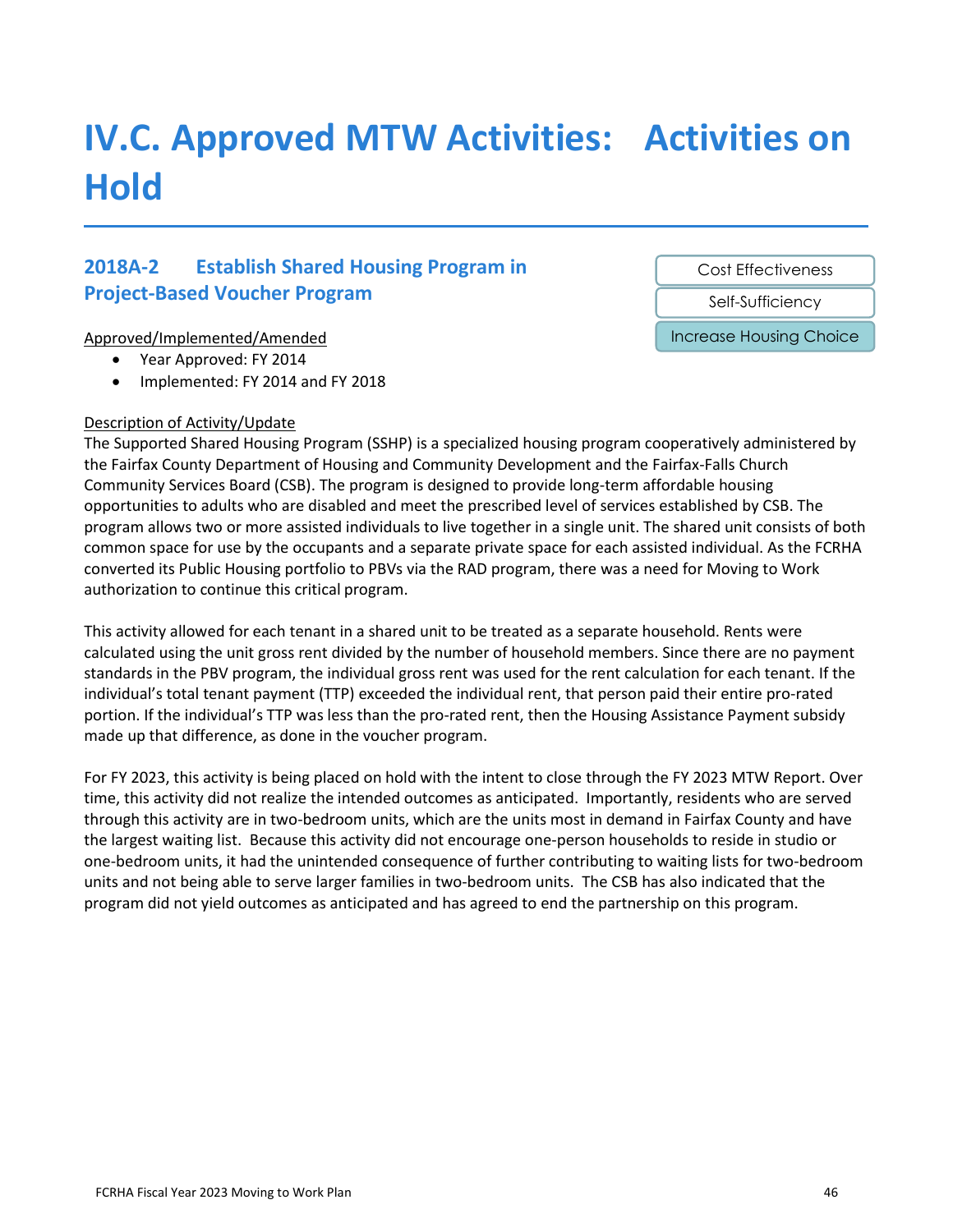# IV.C. Approved MTW Activities: Activities on Hold

## 2018A-2 Establish Shared Housing Program in Project-Based Voucher Program

Cost Effectiveness

Self-Sufficiency

Increase Housing Choice

Approved/Implemented/Amended

- Year Approved: FY 2014
- Implemented: FY 2014 and FY 2018

Description of Activity/Update

The Supported Shared Housing Program (SSHP) is a specialized housing program cooperatively administered by the Fairfax County Department of Housing and Community Development and the Fairfax-Falls Church Community Services Board (CSB). The program is designed to provide long-term affordable housing opportunities to adults who are disabled and meet the prescribed level of services established by CSB. The program allows two or more assisted individuals to live together in a single unit. The shared unit consists of both common space for use by the occupants and a separate private space for each assisted individual. As the FCRHA converted its Public Housing portfolio to PBVs via the RAD program, there was a need for Moving to Work authorization to continue this critical program.

This activity allowed for each tenant in a shared unit to be treated as a separate household. Rents were calculated using the unit gross rent divided by the number of household members. Since there are no payment standards in the PBV program, the individual gross rent was used for the rent calculation for each tenant. If the individual's total tenant payment (TTP) exceeded the individual rent, that person paid their entire pro-rated portion. If the individual's TTP was less than the pro-rated rent, then the Housing Assistance Payment subsidy made up that difference, as done in the voucher program.

For FY 2023, this activity is being placed on hold with the intent to close through the FY 2023 MTW Report. Over time, this activity did not realize the intended outcomes as anticipated. Importantly, residents who are served through this activity are in two-bedroom units, which are the units most in demand in Fairfax County and have the largest waiting list. Because this activity did not encourage one-person households to reside in studio or one-bedroom units, it had the unintended consequence of further contributing to waiting lists for two-bedroom units and not being able to serve larger families in two-bedroom units. The CSB has also indicated that the program did not yield outcomes as anticipated and has agreed to end the partnership on this program.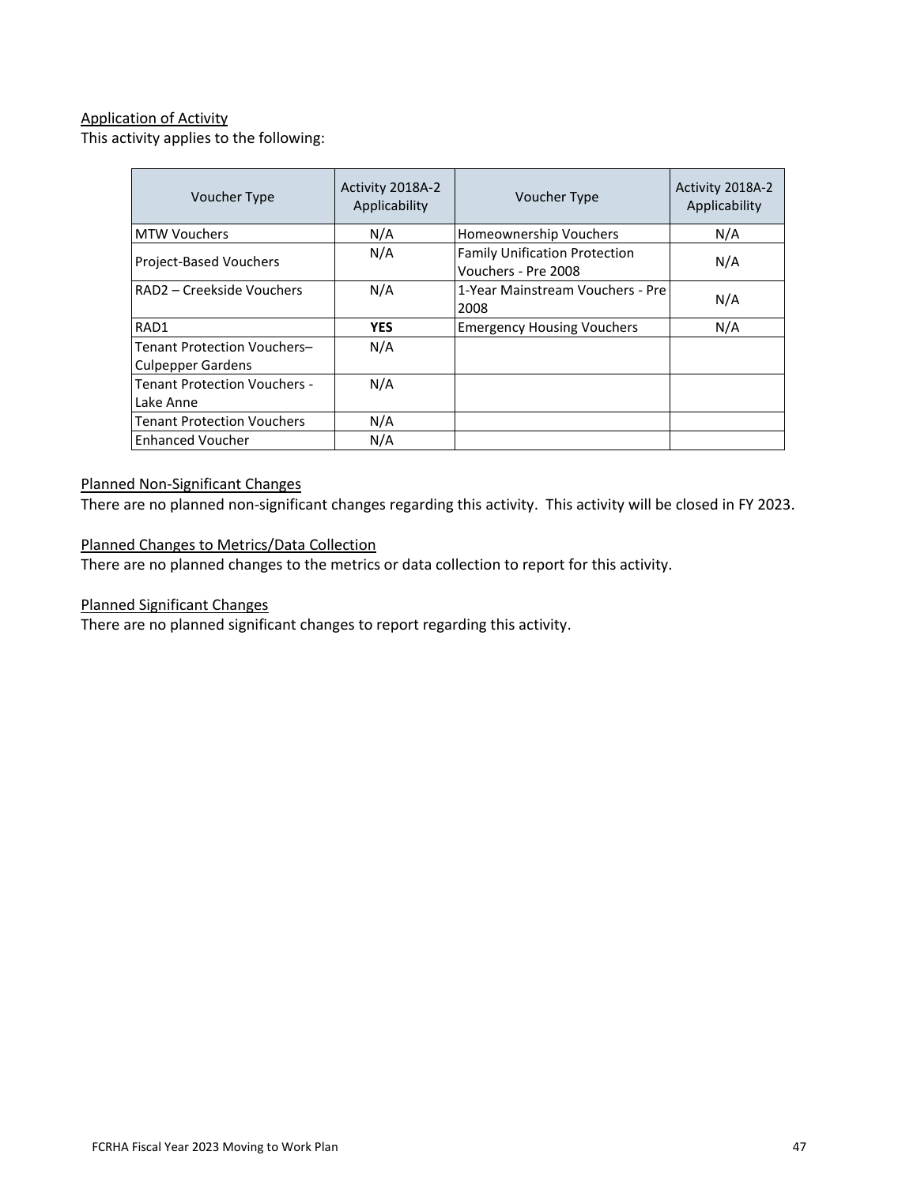Application of Activity

This activity applies to the following:

| Voucher Type | Activity 2018A-2 Applicability | Voucher Type | Activity 2018A-2 Applicability |
|---|---|---|---|
| MTW Vouchers | N/A | Homeownership Vouchers | N/A |
| Project-Based Vouchers | N/A | Family Unification Protection Vouchers - Pre 2008 | N/A |
| RAD2 – Creekside Vouchers | N/A | 1-Year Mainstream Vouchers - Pre 2008 | N/A |
| RAD1 | **YES** | Emergency Housing Vouchers | N/A |
| Tenant Protection Vouchers– Culpepper Gardens | N/A | | |
| Tenant Protection Vouchers - Lake Anne | N/A | | |
| Tenant Protection Vouchers | N/A | | |
| Enhanced Voucher | N/A | | |

Planned Non-Significant Changes

There are no planned non-significant changes regarding this activity. This activity will be closed in FY 2023.

Planned Changes to Metrics/Data Collection

There are no planned changes to the metrics or data collection to report for this activity.

Planned Significant Changes

There are no planned significant changes to report regarding this activity.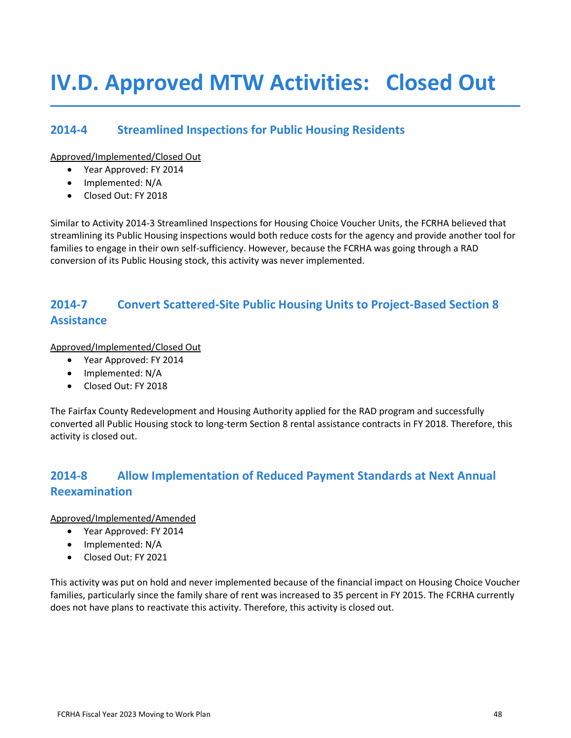# IV.D. Approved MTW Activities: Closed Out

## 2014-4 Streamlined Inspections for Public Housing Residents

Approved/Implemented/Closed Out

- Year Approved: FY 2014
- Implemented: N/A
- Closed Out: FY 2018

Similar to Activity 2014-3 Streamlined Inspections for Housing Choice Voucher Units, the FCRHA believed that streamlining its Public Housing inspections would both reduce costs for the agency and provide another tool for families to engage in their own self-sufficiency. However, because the FCRHA was going through a RAD conversion of its Public Housing stock, this activity was never implemented.

## 2014-7 Convert Scattered-Site Public Housing Units to Project-Based Section 8 Assistance

Approved/Implemented/Closed Out

- Year Approved: FY 2014
- Implemented: N/A
- Closed Out: FY 2018

The Fairfax County Redevelopment and Housing Authority applied for the RAD program and successfully converted all Public Housing stock to long-term Section 8 rental assistance contracts in FY 2018. Therefore, this activity is closed out.

## 2014-8 Allow Implementation of Reduced Payment Standards at Next Annual Reexamination

Approved/Implemented/Amended

- Year Approved: FY 2014
- Implemented: N/A
- Closed Out: FY 2021

This activity was put on hold and never implemented because of the financial impact on Housing Choice Voucher families, particularly since the family share of rent was increased to 35 percent in FY 2015. The FCRHA currently does not have plans to reactivate this activity. Therefore, this activity is closed out.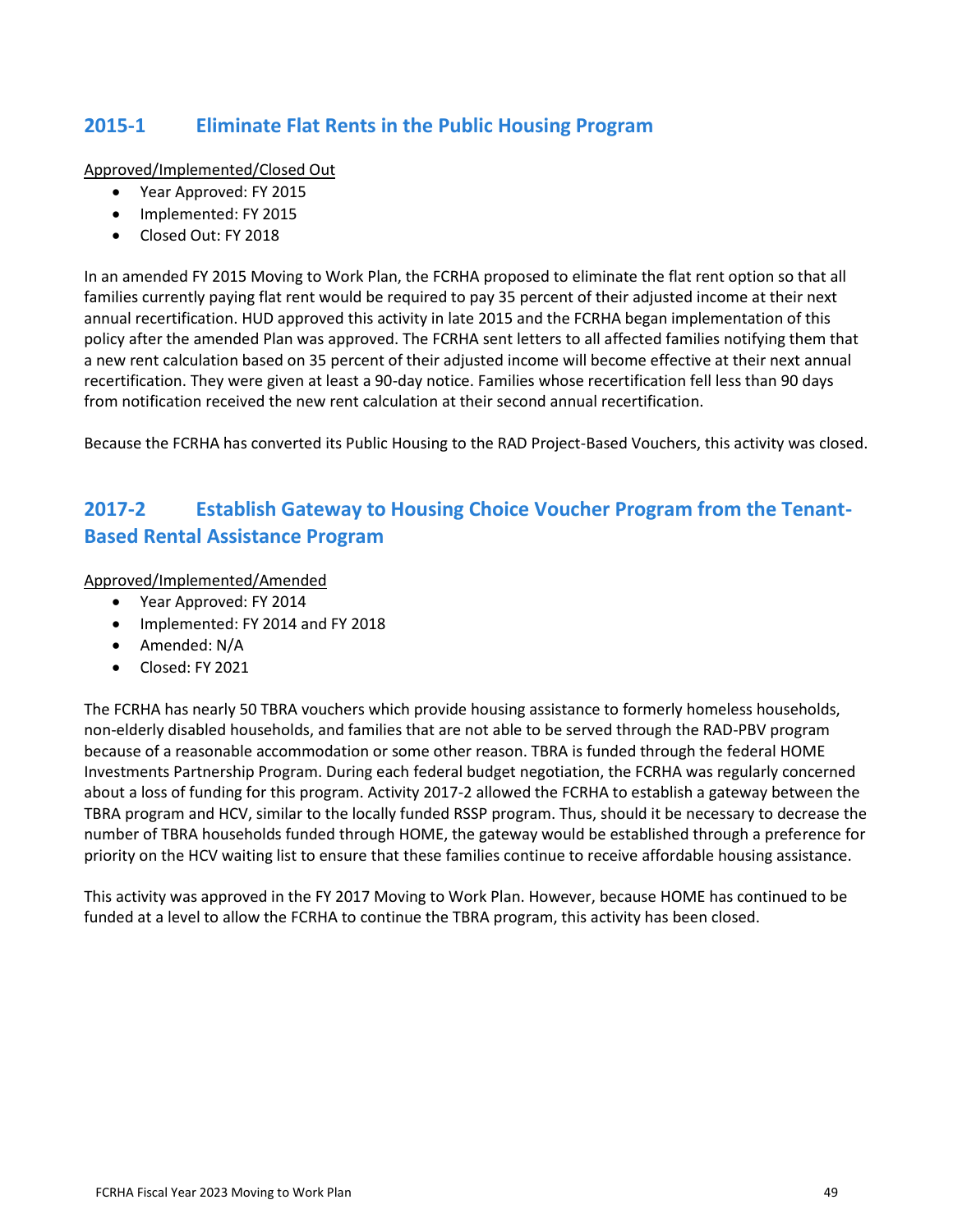## 2015-1 Eliminate Flat Rents in the Public Housing Program

Approved/Implemented/Closed Out

- Year Approved: FY 2015
- Implemented: FY 2015
- Closed Out: FY 2018

In an amended FY 2015 Moving to Work Plan, the FCRHA proposed to eliminate the flat rent option so that all families currently paying flat rent would be required to pay 35 percent of their adjusted income at their next annual recertification. HUD approved this activity in late 2015 and the FCRHA began implementation of this policy after the amended Plan was approved. The FCRHA sent letters to all affected families notifying them that a new rent calculation based on 35 percent of their adjusted income will become effective at their next annual recertification. They were given at least a 90-day notice. Families whose recertification fell less than 90 days from notification received the new rent calculation at their second annual recertification.

Because the FCRHA has converted its Public Housing to the RAD Project-Based Vouchers, this activity was closed.

## 2017-2 Establish Gateway to Housing Choice Voucher Program from the Tenant-Based Rental Assistance Program

Approved/Implemented/Amended

- Year Approved: FY 2014
- Implemented: FY 2014 and FY 2018
- Amended: N/A
- Closed: FY 2021

The FCRHA has nearly 50 TBRA vouchers which provide housing assistance to formerly homeless households, non-elderly disabled households, and families that are not able to be served through the RAD-PBV program because of a reasonable accommodation or some other reason. TBRA is funded through the federal HOME Investments Partnership Program. During each federal budget negotiation, the FCRHA was regularly concerned about a loss of funding for this program. Activity 2017-2 allowed the FCRHA to establish a gateway between the TBRA program and HCV, similar to the locally funded RSSP program. Thus, should it be necessary to decrease the number of TBRA households funded through HOME, the gateway would be established through a preference for priority on the HCV waiting list to ensure that these families continue to receive affordable housing assistance.

This activity was approved in the FY 2017 Moving to Work Plan. However, because HOME has continued to be funded at a level to allow the FCRHA to continue the TBRA program, this activity has been closed.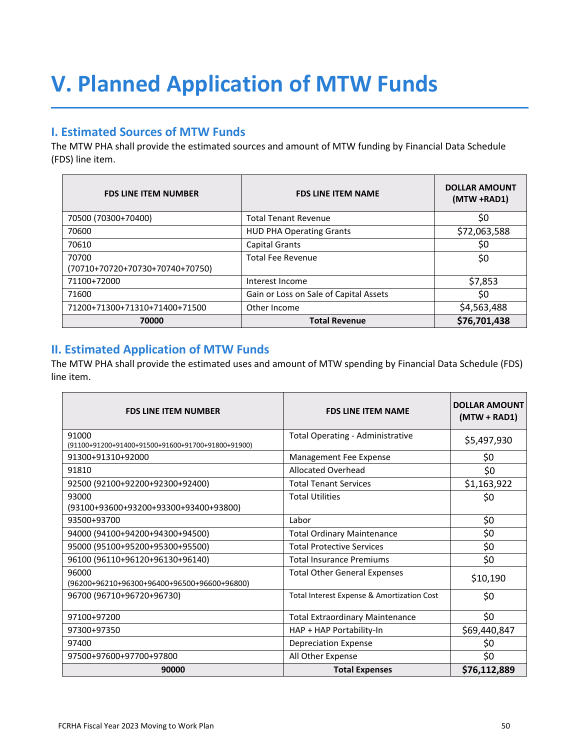# V. Planned Application of MTW Funds

## I. Estimated Sources of MTW Funds

The MTW PHA shall provide the estimated sources and amount of MTW funding by Financial Data Schedule (FDS) line item.

| FDS LINE ITEM NUMBER | FDS LINE ITEM NAME | DOLLAR AMOUNT (MTW +RAD1) |
|---|---|---|
| 70500 (70300+70400) | Total Tenant Revenue | $0 |
| 70600 | HUD PHA Operating Grants | $72,063,588 |
| 70610 | Capital Grants | $0 |
| 70700 (70710+70720+70730+70740+70750) | Total Fee Revenue | $0 |
| 71100+72000 | Interest Income | $7,853 |
| 71600 | Gain or Loss on Sale of Capital Assets | $0 |
| 71200+71300+71310+71400+71500 | Other Income | $4,563,488 |
| **70000** | **Total Revenue** | **$76,701,438** |

## II. Estimated Application of MTW Funds

The MTW PHA shall provide the estimated uses and amount of MTW spending by Financial Data Schedule (FDS) line item.

| FDS LINE ITEM NUMBER | FDS LINE ITEM NAME | DOLLAR AMOUNT (MTW + RAD1) |
|---|---|---|
| 91000 (91100+91200+91400+91500+91600+91700+91800+91900) | Total Operating - Administrative | $5,497,930 |
| 91300+91310+92000 | Management Fee Expense | $0 |
| 91810 | Allocated Overhead | $0 |
| 92500 (92100+92200+92300+92400) | Total Tenant Services | $1,163,922 |
| 93000 (93100+93600+93200+93300+93400+93800) | Total Utilities | $0 |
| 93500+93700 | Labor | $0 |
| 94000 (94100+94200+94300+94500) | Total Ordinary Maintenance | $0 |
| 95000 (95100+95200+95300+95500) | Total Protective Services | $0 |
| 96100 (96110+96120+96130+96140) | Total Insurance Premiums | $0 |
| 96000 (96200+96210+96300+96400+96500+96600+96800) | Total Other General Expenses | $10,190 |
| 96700 (96710+96720+96730) | Total Interest Expense & Amortization Cost | $0 |
| 97100+97200 | Total Extraordinary Maintenance | $0 |
| 97300+97350 | HAP + HAP Portability-In | $69,440,847 |
| 97400 | Depreciation Expense | $0 |
| 97500+97600+97700+97800 | All Other Expense | $0 |
| **90000** | **Total Expenses** | **$76,112,889** |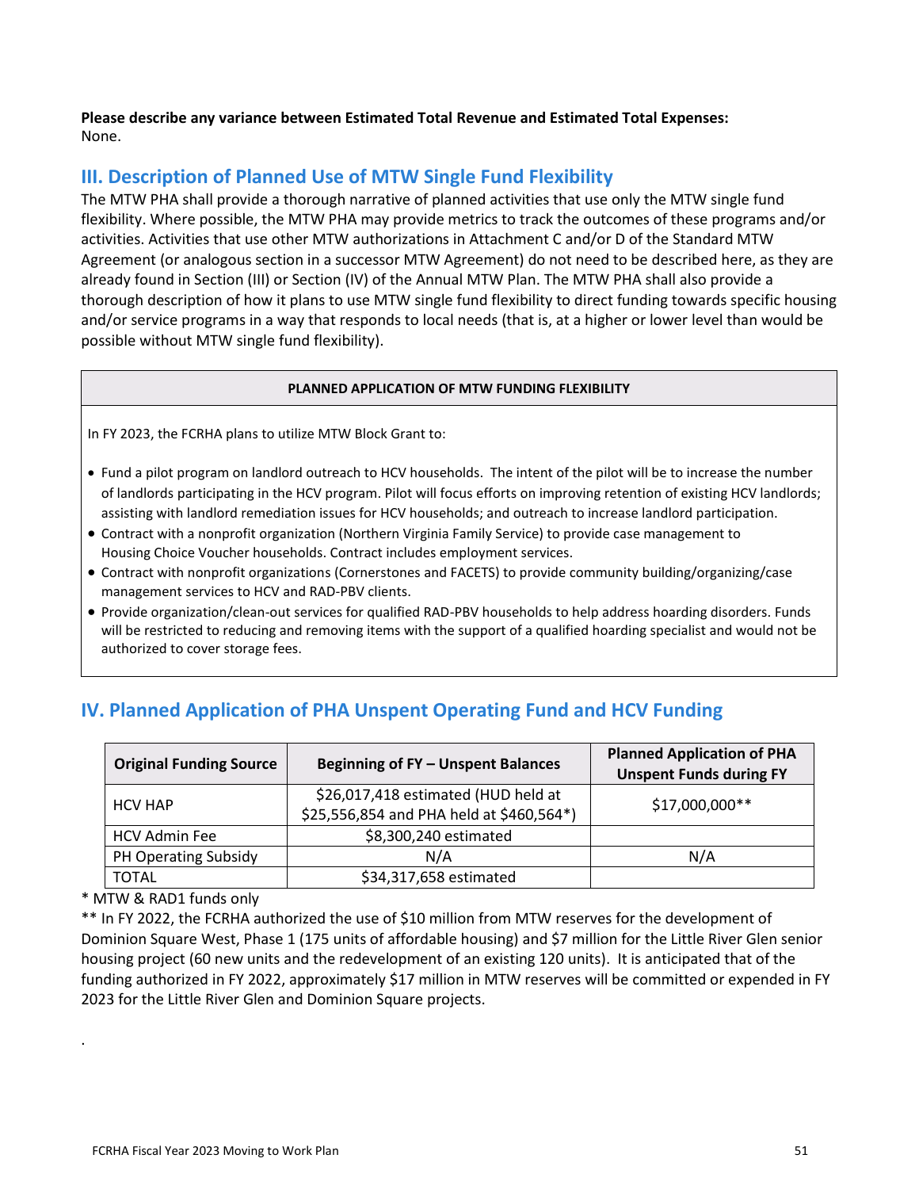**Please describe any variance between Estimated Total Revenue and Estimated Total Expenses:**
None.

## III. Description of Planned Use of MTW Single Fund Flexibility

The MTW PHA shall provide a thorough narrative of planned activities that use only the MTW single fund flexibility. Where possible, the MTW PHA may provide metrics to track the outcomes of these programs and/or activities. Activities that use other MTW authorizations in Attachment C and/or D of the Standard MTW Agreement (or analogous section in a successor MTW Agreement) do not need to be described here, as they are already found in Section (III) or Section (IV) of the Annual MTW Plan. The MTW PHA shall also provide a thorough description of how it plans to use MTW single fund flexibility to direct funding towards specific housing and/or service programs in a way that responds to local needs (that is, at a higher or lower level than would be possible without MTW single fund flexibility).

| PLANNED APPLICATION OF MTW FUNDING FLEXIBILITY |
|---|
| In FY 2023, the FCRHA plans to utilize MTW Block Grant to:<br><br>• Fund a pilot program on landlord outreach to HCV households. The intent of the pilot will be to increase the number of landlords participating in the HCV program. Pilot will focus efforts on improving retention of existing HCV landlords; assisting with landlord remediation issues for HCV households; and outreach to increase landlord participation.<br>• Contract with a nonprofit organization (Northern Virginia Family Service) to provide case management to Housing Choice Voucher households. Contract includes employment services.<br>• Contract with nonprofit organizations (Cornerstones and FACETS) to provide community building/organizing/case management services to HCV and RAD-PBV clients.<br>• Provide organization/clean-out services for qualified RAD-PBV households to help address hoarding disorders. Funds will be restricted to reducing and removing items with the support of a qualified hoarding specialist and would not be authorized to cover storage fees. |

## IV. Planned Application of PHA Unspent Operating Fund and HCV Funding

| Original Funding Source | Beginning of FY – Unspent Balances | Planned Application of PHA Unspent Funds during FY |
|---|---|---|
| HCV HAP | $26,017,418 estimated (HUD held at $25,556,854 and PHA held at $460,564*) | $17,000,000** |
| HCV Admin Fee | $8,300,240 estimated | |
| PH Operating Subsidy | N/A | N/A |
| TOTAL | $34,317,658 estimated | |

* MTW & RAD1 funds only

** In FY 2022, the FCRHA authorized the use of $10 million from MTW reserves for the development of Dominion Square West, Phase 1 (175 units of affordable housing) and $7 million for the Little River Glen senior housing project (60 new units and the redevelopment of an existing 120 units). It is anticipated that of the funding authorized in FY 2022, approximately $17 million in MTW reserves will be committed or expended in FY 2023 for the Little River Glen and Dominion Square projects.

.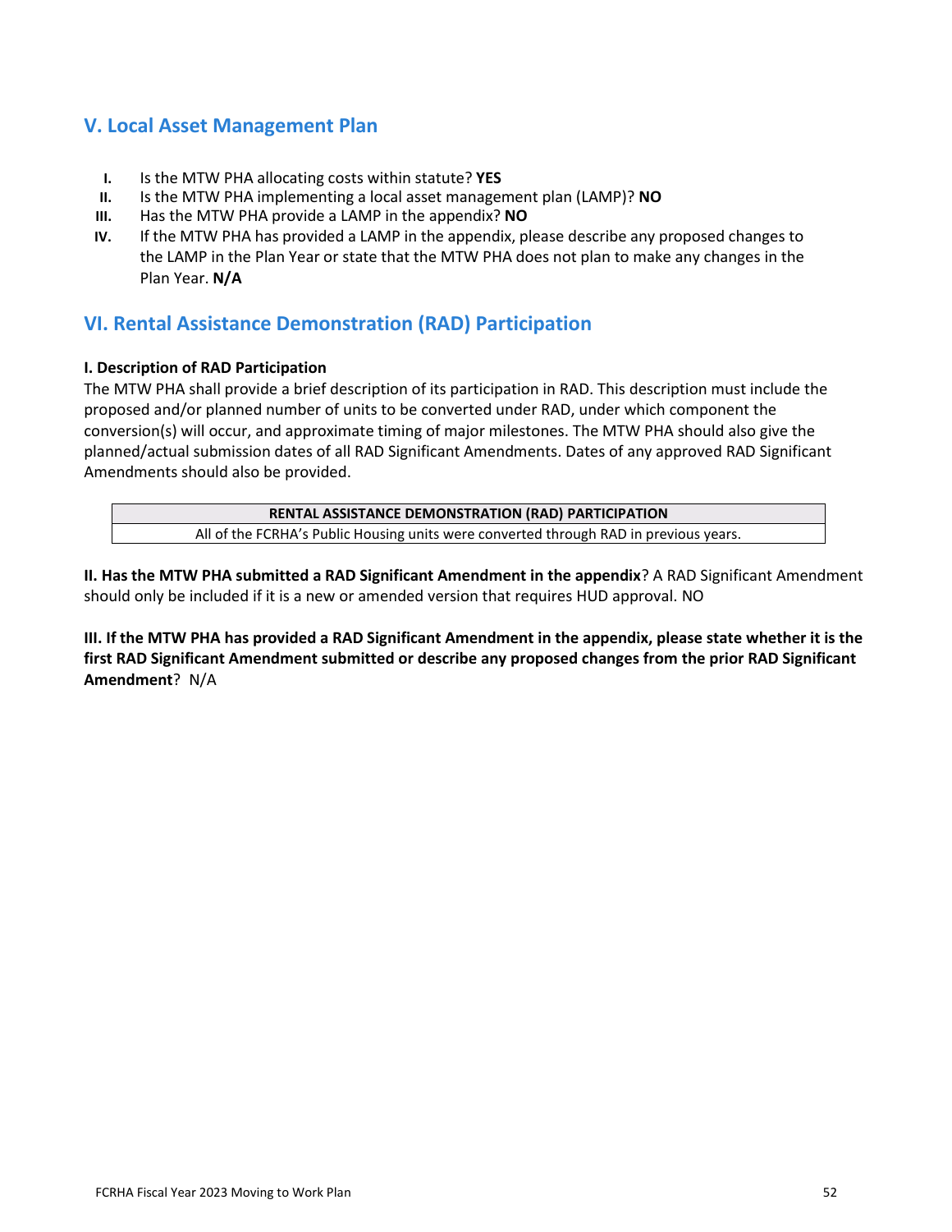## V. Local Asset Management Plan

I. Is the MTW PHA allocating costs within statute? **YES**
II. Is the MTW PHA implementing a local asset management plan (LAMP)? **NO**
III. Has the MTW PHA provide a LAMP in the appendix? **NO**
IV. If the MTW PHA has provided a LAMP in the appendix, please describe any proposed changes to the LAMP in the Plan Year or state that the MTW PHA does not plan to make any changes in the Plan Year. **N/A**

## VI. Rental Assistance Demonstration (RAD) Participation

**I. Description of RAD Participation**

The MTW PHA shall provide a brief description of its participation in RAD. This description must include the proposed and/or planned number of units to be converted under RAD, under which component the conversion(s) will occur, and approximate timing of major milestones. The MTW PHA should also give the planned/actual submission dates of all RAD Significant Amendments. Dates of any approved RAD Significant Amendments should also be provided.

| RENTAL ASSISTANCE DEMONSTRATION (RAD) PARTICIPATION |
|---|
| All of the FCRHA's Public Housing units were converted through RAD in previous years. |

**II. Has the MTW PHA submitted a RAD Significant Amendment in the appendix**? A RAD Significant Amendment should only be included if it is a new or amended version that requires HUD approval. NO

**III. If the MTW PHA has provided a RAD Significant Amendment in the appendix, please state whether it is the first RAD Significant Amendment submitted or describe any proposed changes from the prior RAD Significant Amendment**? N/A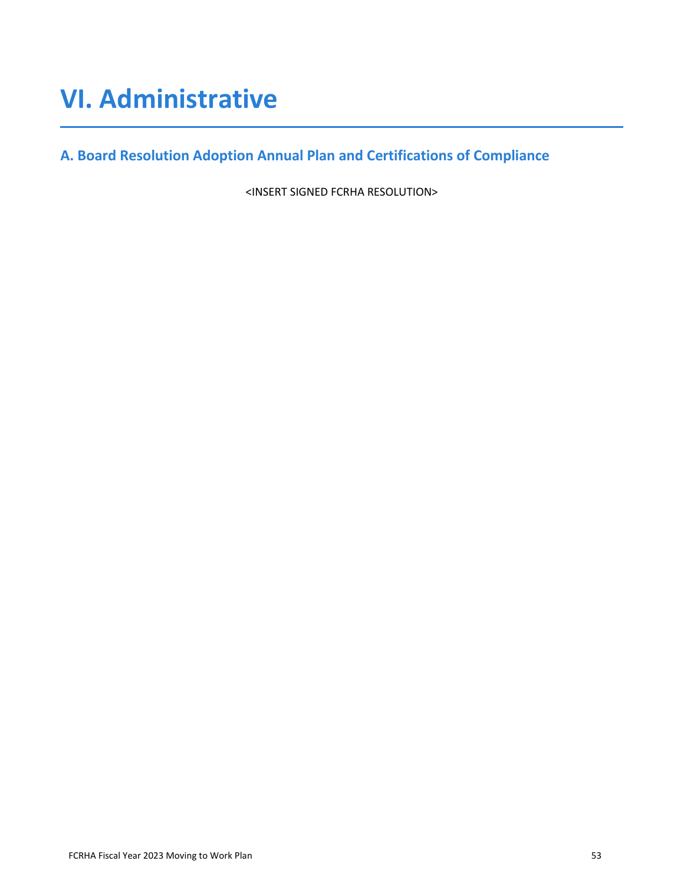# VI. Administrative

## A. Board Resolution Adoption Annual Plan and Certifications of Compliance

<INSERT SIGNED FCRHA RESOLUTION>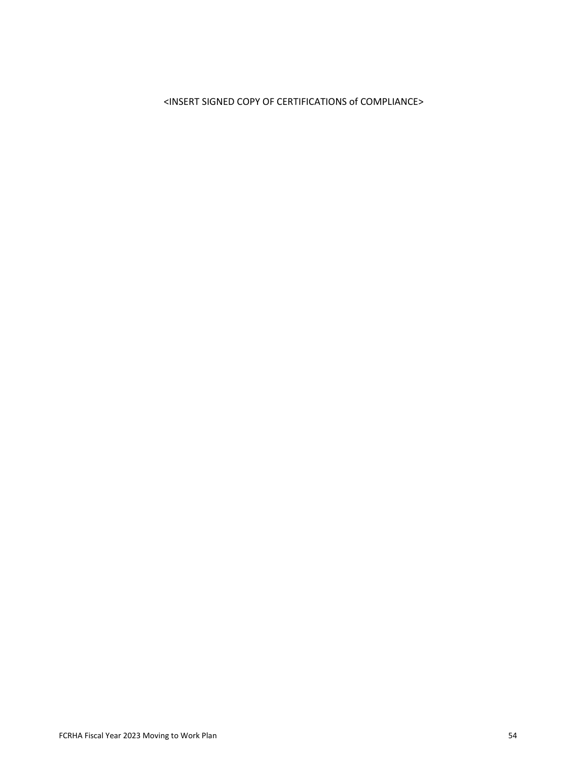<INSERT SIGNED COPY OF CERTIFICATIONS of COMPLIANCE>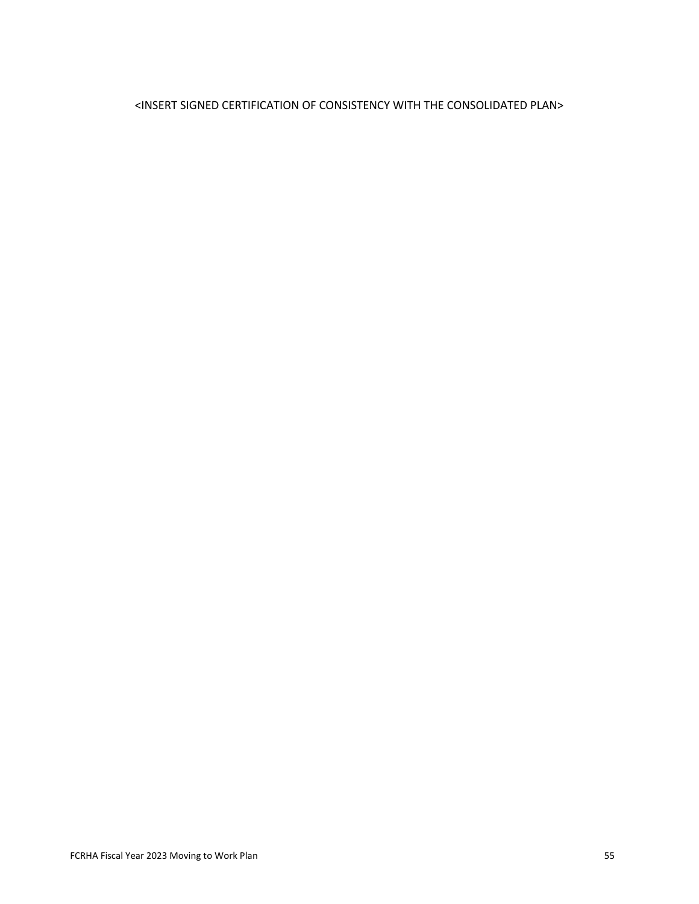<INSERT SIGNED CERTIFICATION OF CONSISTENCY WITH THE CONSOLIDATED PLAN>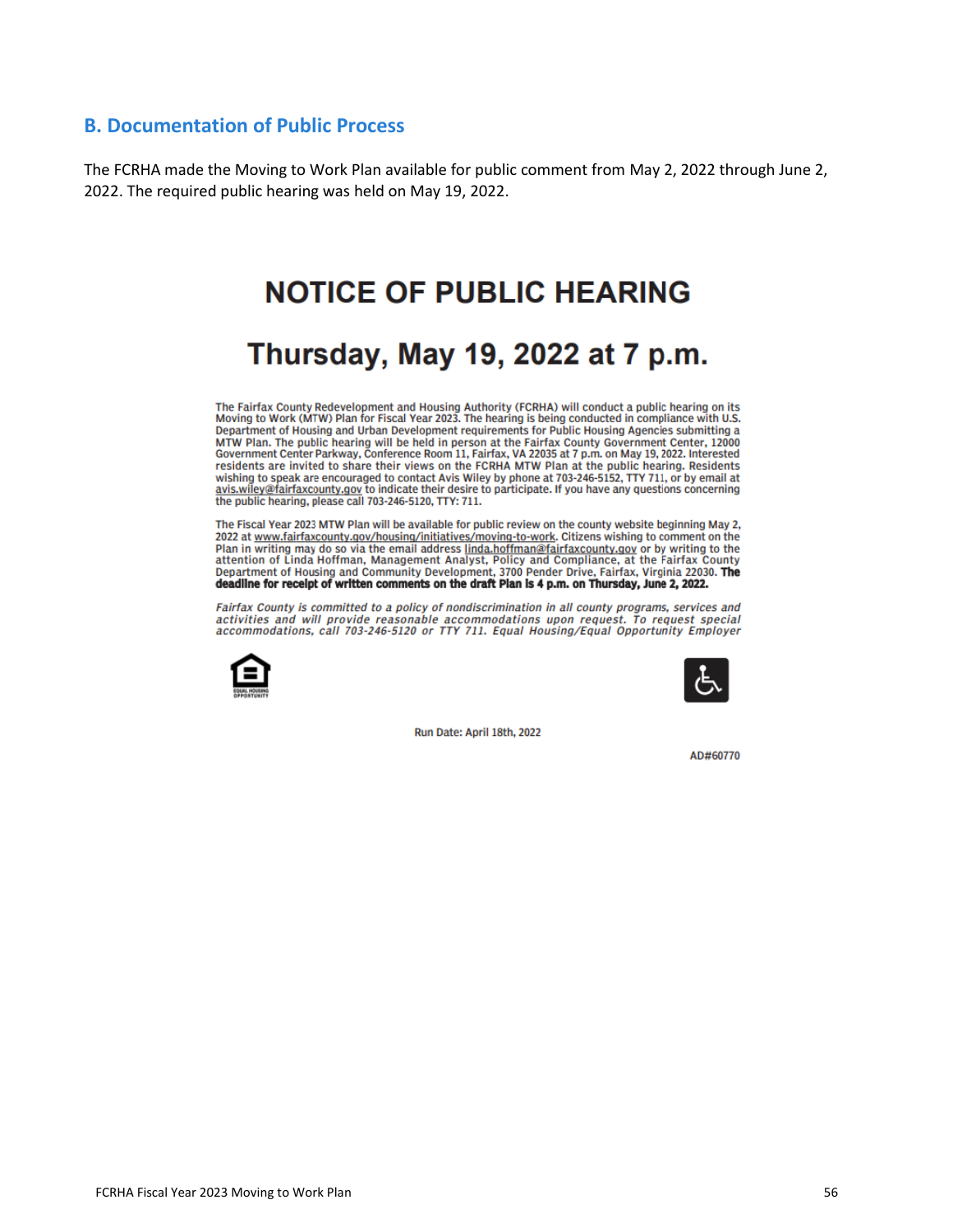## B. Documentation of Public Process

The FCRHA made the Moving to Work Plan available for public comment from May 2, 2022 through June 2, 2022. The required public hearing was held on May 19, 2022.

# NOTICE OF PUBLIC HEARING

# Thursday, May 19, 2022 at 7 p.m.

The Fairfax County Redevelopment and Housing Authority (FCRHA) will conduct a public hearing on its Moving to Work (MTW) Plan for Fiscal Year 2023. The hearing is being conducted in compliance with U.S. Department of Housing and Urban Development requirements for Public Housing Agencies submitting a MTW Plan. The public hearing will be held in person at the Fairfax County Government Center, 12000 Government Center Parkway, Conference Room 11, Fairfax, VA 22035 at 7 p.m. on May 19, 2022. Interested residents are invited to share their views on the FCRHA MTW Plan at the public hearing. Residents wishing to speak are encouraged to contact Avis Wiley by phone at 703-246-5152, TTY 711, or by email at avis.wiley@fairfaxcounty.gov to indicate their desire to participate. If you have any questions concerning the public hearing, please call 703-246-5120, TTY: 711.

The Fiscal Year 2023 MTW Plan will be available for public review on the county website beginning May 2, 2022 at www.fairfaxcounty.gov/housing/initiatives/moving-to-work. Citizens wishing to comment on the Plan in writing may do so via the email address linda.hoffman@fairfaxcounty.gov or by writing to the attention of Linda Hoffman, Management Analyst, Policy and Compliance, at the Fairfax County Department of Housing and Community Development, 3700 Pender Drive, Fairfax, Virginia 22030. **The deadline for receipt of written comments on the draft Plan is 4 p.m. on Thursday, June 2, 2022.**

*Fairfax County is committed to a policy of nondiscrimination in all county programs, services and activities and will provide reasonable accommodations upon request. To request special accommodations, call 703-246-5120 or TTY 711. Equal Housing/Equal Opportunity Employer*

EQUAL HOUSING OPPORTUNITY

Run Date: April 18th, 2022

AD#60770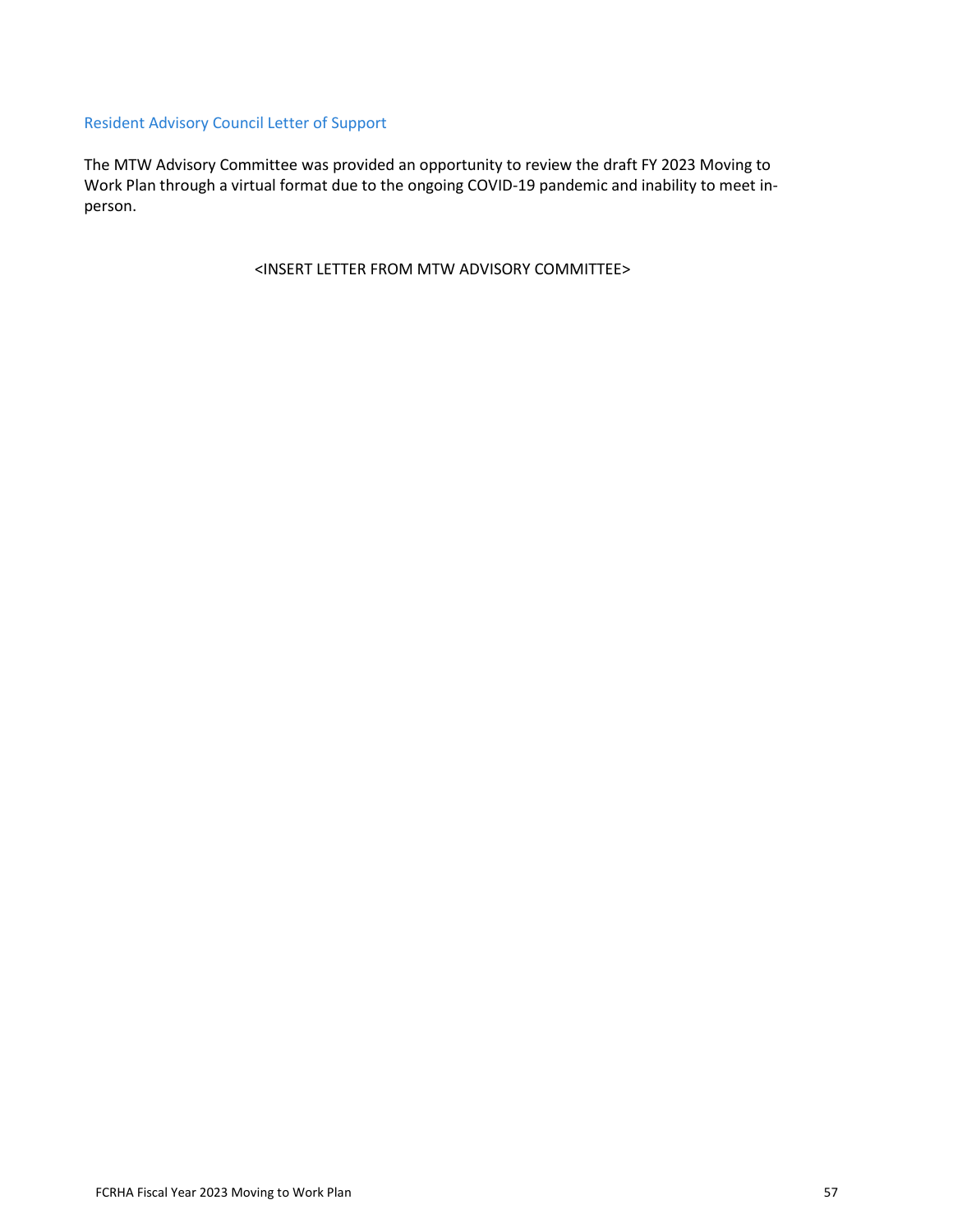## Resident Advisory Council Letter of Support

The MTW Advisory Committee was provided an opportunity to review the draft FY 2023 Moving to Work Plan through a virtual format due to the ongoing COVID-19 pandemic and inability to meet in-person.

<INSERT LETTER FROM MTW ADVISORY COMMITTEE>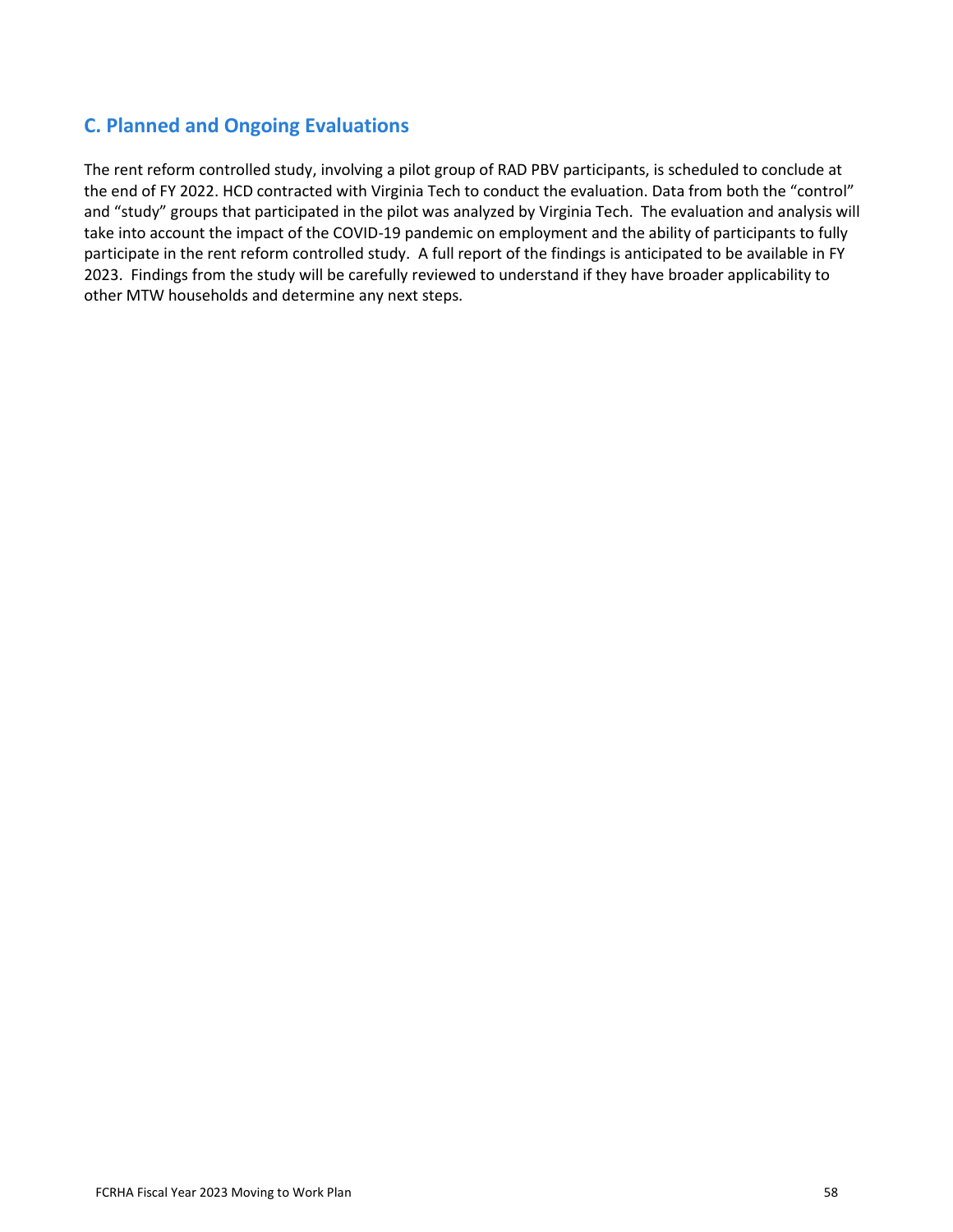## C. Planned and Ongoing Evaluations

The rent reform controlled study, involving a pilot group of RAD PBV participants, is scheduled to conclude at the end of FY 2022. HCD contracted with Virginia Tech to conduct the evaluation. Data from both the "control" and "study" groups that participated in the pilot was analyzed by Virginia Tech. The evaluation and analysis will take into account the impact of the COVID-19 pandemic on employment and the ability of participants to fully participate in the rent reform controlled study. A full report of the findings is anticipated to be available in FY 2023. Findings from the study will be carefully reviewed to understand if they have broader applicability to other MTW households and determine any next steps.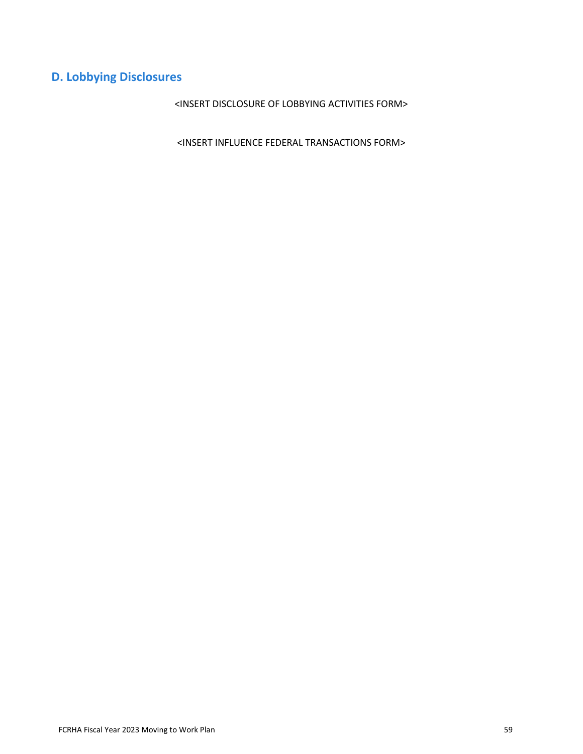## D. Lobbying Disclosures

<INSERT DISCLOSURE OF LOBBYING ACTIVITIES FORM>

<INSERT INFLUENCE FEDERAL TRANSACTIONS FORM>